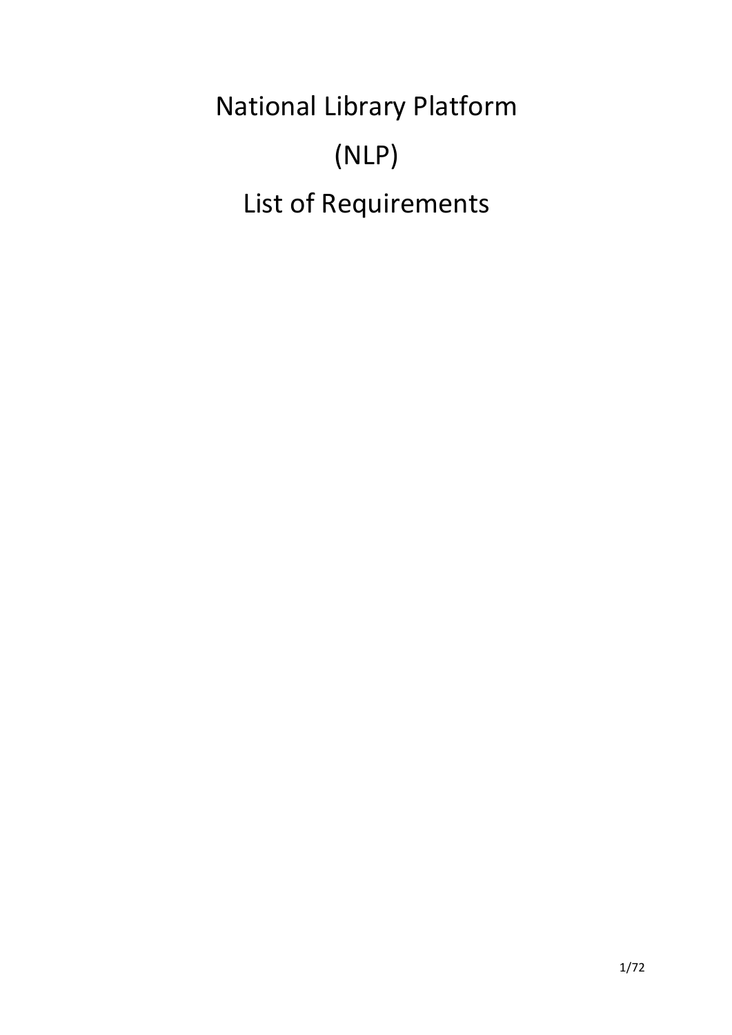# National Library Platform

# (NLP)

# List of Requirements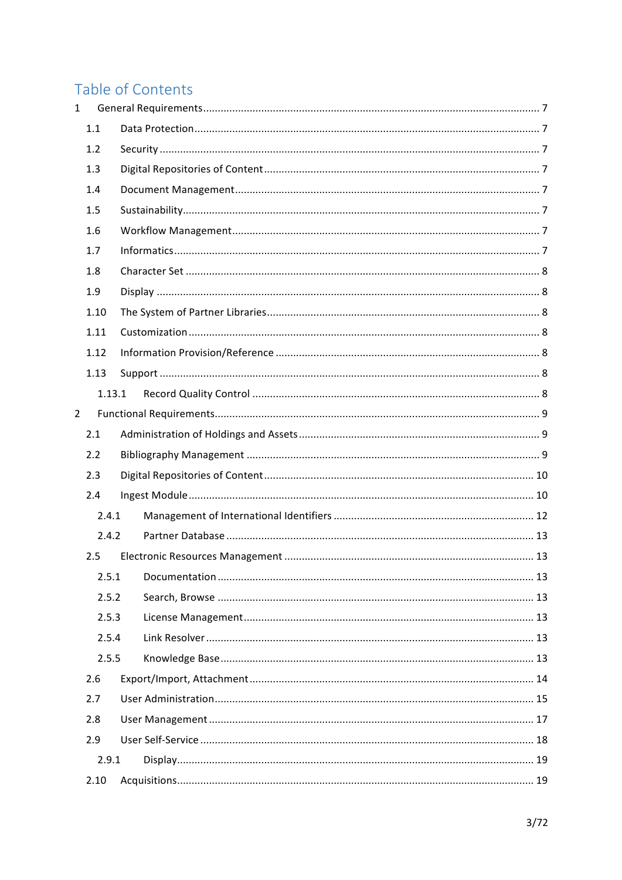# Table of Contents

1 General Requirements ... 7
- 1.1 Data Protection ... 7
- 1.2 Security ... 7
- 1.3 Digital Repositories of Content ... 7
- 1.4 Document Management ... 7
- 1.5 Sustainability ... 7
- 1.6 Workflow Management ... 7
- 1.7 Informatics ... 7
- 1.8 Character Set ... 8
- 1.9 Display ... 8
- 1.10 The System of Partner Libraries ... 8
- 1.11 Customization ... 8
- 1.12 Information Provision/Reference ... 8
- 1.13 Support ... 8
  - 1.13.1 Record Quality Control ... 8

2 Functional Requirements ... 9
- 2.1 Administration of Holdings and Assets ... 9
- 2.2 Bibliography Management ... 9
- 2.3 Digital Repositories of Content ... 10
- 2.4 Ingest Module ... 10
  - 2.4.1 Management of International Identifiers ... 12
  - 2.4.2 Partner Database ... 13
- 2.5 Electronic Resources Management ... 13
  - 2.5.1 Documentation ... 13
  - 2.5.2 Search, Browse ... 13
  - 2.5.3 License Management ... 13
  - 2.5.4 Link Resolver ... 13
  - 2.5.5 Knowledge Base ... 13
- 2.6 Export/Import, Attachment ... 14
- 2.7 User Administration ... 15
- 2.8 User Management ... 17
- 2.9 User Self-Service ... 18
  - 2.9.1 Display ... 19
- 2.10 Acquisitions ... 19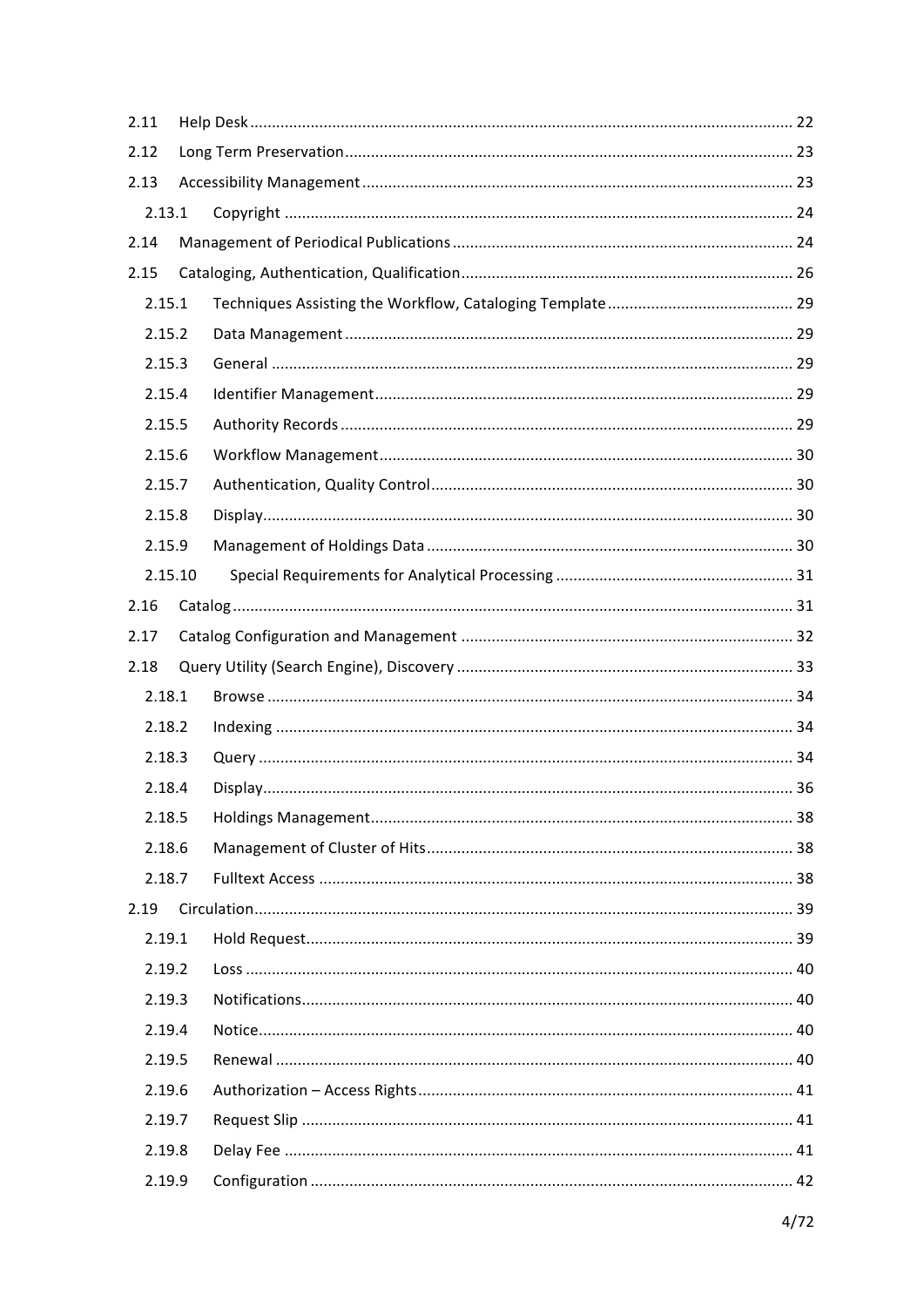2.11 Help Desk ..... 22
2.12 Long Term Preservation ..... 23
2.13 Accessibility Management ..... 23
  2.13.1 Copyright ..... 24
2.14 Management of Periodical Publications ..... 24
2.15 Cataloging, Authentication, Qualification ..... 26
  2.15.1 Techniques Assisting the Workflow, Cataloging Template ..... 29
  2.15.2 Data Management ..... 29
  2.15.3 General ..... 29
  2.15.4 Identifier Management ..... 29
  2.15.5 Authority Records ..... 29
  2.15.6 Workflow Management ..... 30
  2.15.7 Authentication, Quality Control ..... 30
  2.15.8 Display ..... 30
  2.15.9 Management of Holdings Data ..... 30
  2.15.10 Special Requirements for Analytical Processing ..... 31
2.16 Catalog ..... 31
2.17 Catalog Configuration and Management ..... 32
2.18 Query Utility (Search Engine), Discovery ..... 33
  2.18.1 Browse ..... 34
  2.18.2 Indexing ..... 34
  2.18.3 Query ..... 34
  2.18.4 Display ..... 36
  2.18.5 Holdings Management ..... 38
  2.18.6 Management of Cluster of Hits ..... 38
  2.18.7 Fulltext Access ..... 38
2.19 Circulation ..... 39
  2.19.1 Hold Request ..... 39
  2.19.2 Loss ..... 40
  2.19.3 Notifications ..... 40
  2.19.4 Notice ..... 40
  2.19.5 Renewal ..... 40
  2.19.6 Authorization – Access Rights ..... 41
  2.19.7 Request Slip ..... 41
  2.19.8 Delay Fee ..... 41
  2.19.9 Configuration ..... 42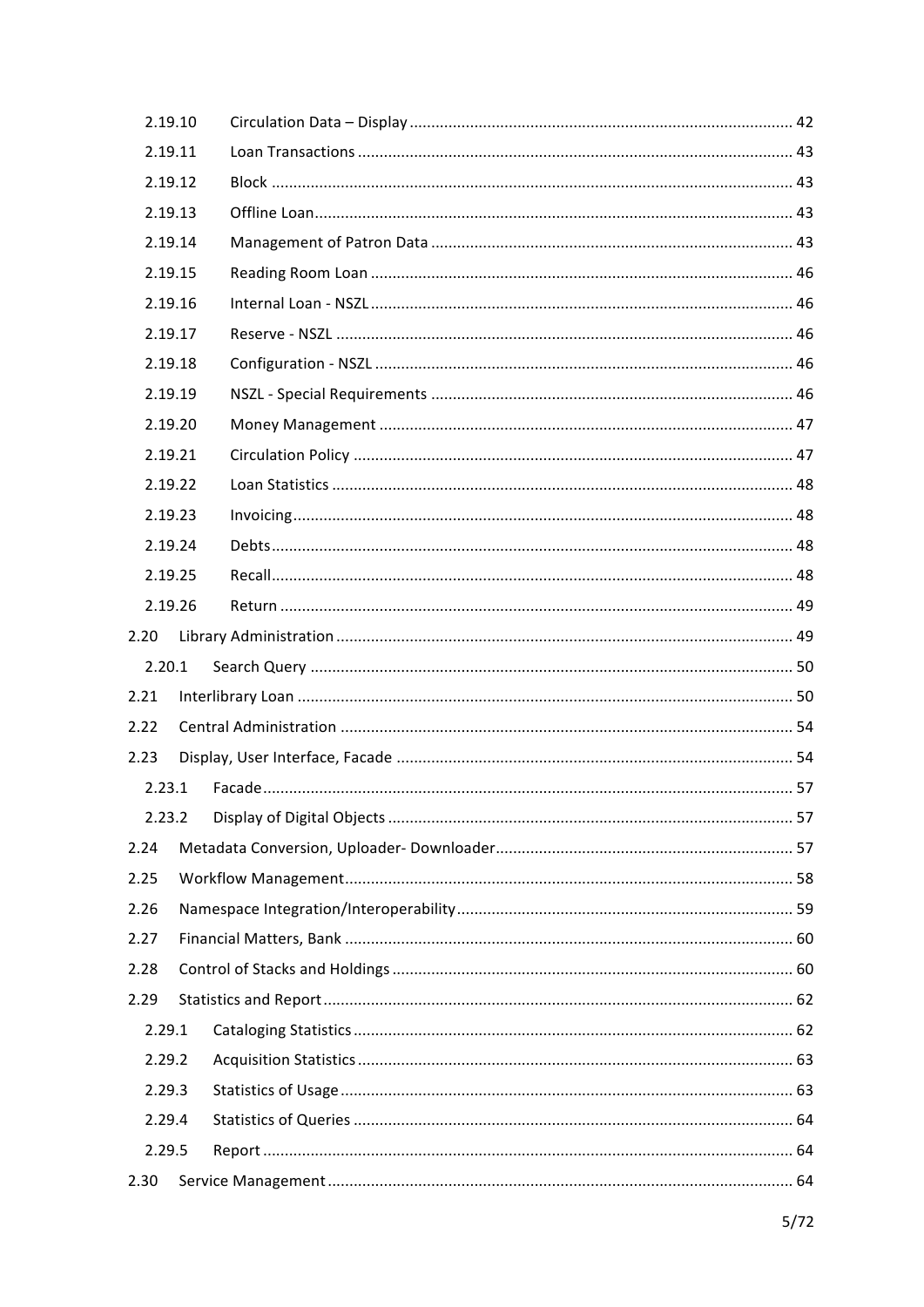2.19.10 Circulation Data – Display ........................................................................................ 42

2.19.11 Loan Transactions .................................................................................................... 43

2.19.12 Block ........................................................................................................................ 43

2.19.13 Offline Loan.............................................................................................................. 43

2.19.14 Management of Patron Data ................................................................................... 43

2.19.15 Reading Room Loan ................................................................................................. 46

2.19.16 Internal Loan - NSZL ................................................................................................. 46

2.19.17 Reserve - NSZL ......................................................................................................... 46

2.19.18 Configuration - NSZL ................................................................................................ 46

2.19.19 NSZL - Special Requirements ................................................................................... 46

2.19.20 Money Management ............................................................................................... 47

2.19.21 Circulation Policy ..................................................................................................... 47

2.19.22 Loan Statistics .......................................................................................................... 48

2.19.23 Invoicing................................................................................................................... 48

2.19.24 Debts........................................................................................................................ 48

2.19.25 Recall........................................................................................................................ 48

2.19.26 Return ...................................................................................................................... 49

2.20 Library Administration ......................................................................................................... 49

2.20.1 Search Query ............................................................................................................... 50

2.21 Interlibrary Loan .................................................................................................................. 50

2.22 Central Administration ........................................................................................................ 54

2.23 Display, User Interface, Facade ........................................................................................... 54

2.23.1 Facade.......................................................................................................................... 57

2.23.2 Display of Digital Objects ............................................................................................. 57

2.24 Metadata Conversion, Uploader- Downloader..................................................................... 57

2.25 Workflow Management....................................................................................................... 58

2.26 Namespace Integration/Interoperability............................................................................. 59

2.27 Financial Matters, Bank ....................................................................................................... 60

2.28 Control of Stacks and Holdings ............................................................................................ 60

2.29 Statistics and Report ............................................................................................................ 62

2.29.1 Cataloging Statistics ..................................................................................................... 62

2.29.2 Acquisition Statistics .................................................................................................... 63

2.29.3 Statistics of Usage ........................................................................................................ 63

2.29.4 Statistics of Queries ..................................................................................................... 64

2.29.5 Report .......................................................................................................................... 64

2.30 Service Management ........................................................................................................... 64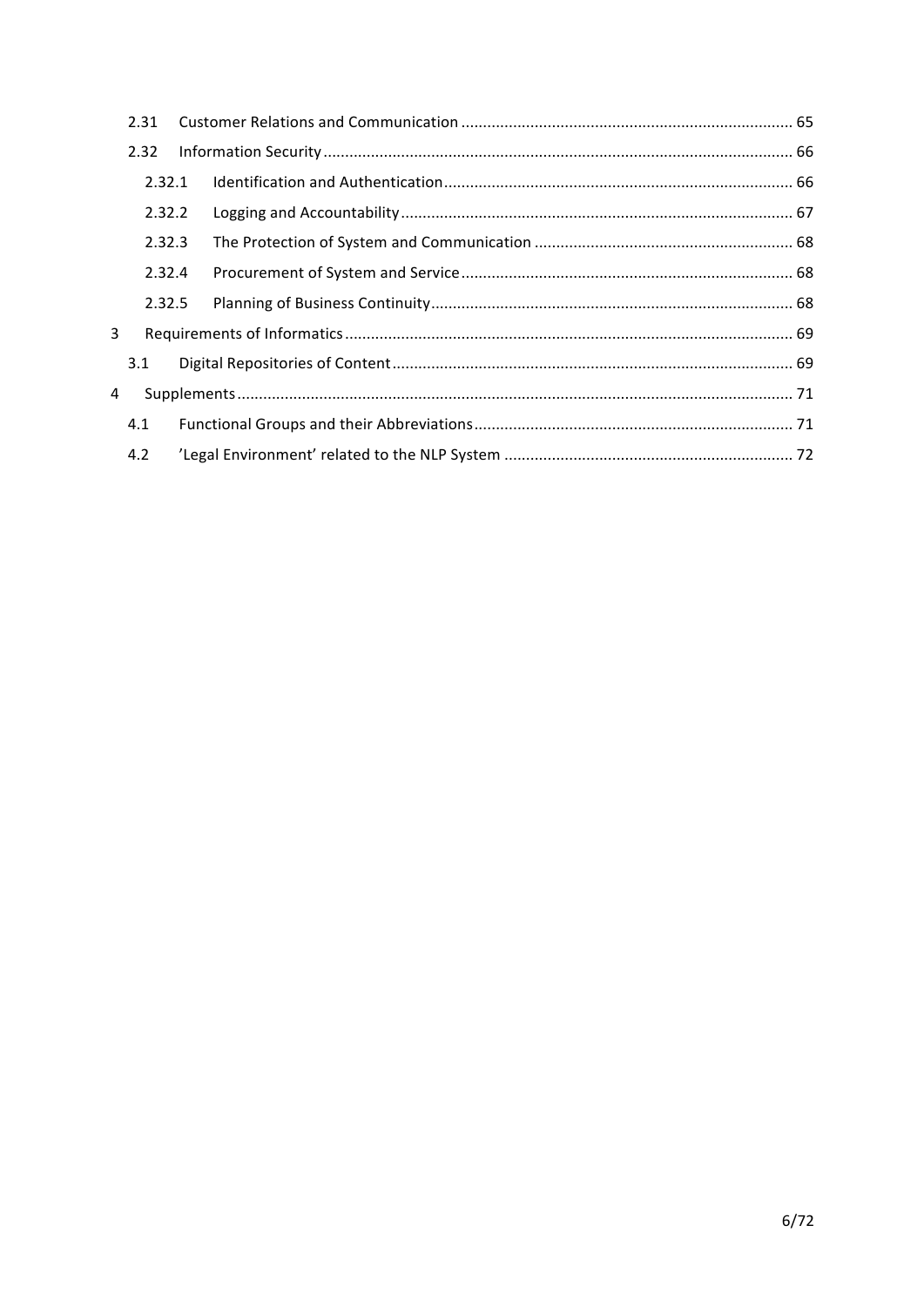2.31 Customer Relations and Communication ..... 65

2.32 Information Security ..... 66

2.32.1 Identification and Authentication ..... 66

2.32.2 Logging and Accountability ..... 67

2.32.3 The Protection of System and Communication ..... 68

2.32.4 Procurement of System and Service ..... 68

2.32.5 Planning of Business Continuity ..... 68

3 Requirements of Informatics ..... 69

3.1 Digital Repositories of Content ..... 69

4 Supplements ..... 71

4.1 Functional Groups and their Abbreviations ..... 71

4.2 'Legal Environment' related to the NLP System ..... 72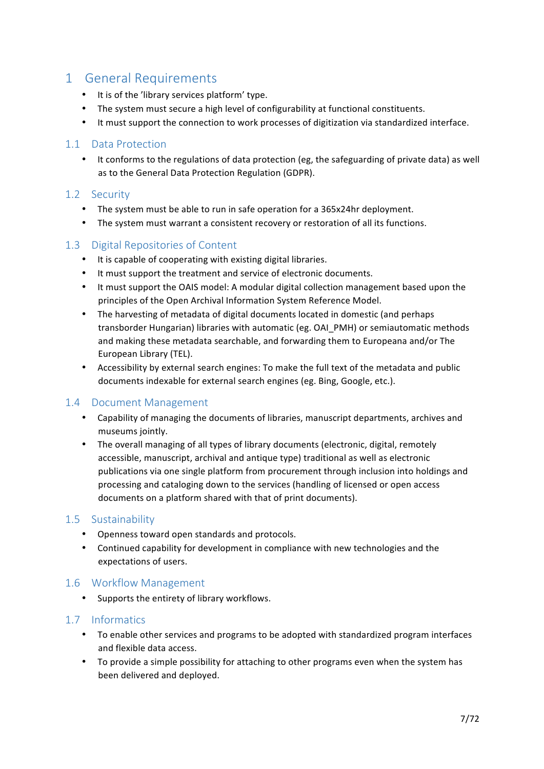# 1 General Requirements

- It is of the 'library services platform' type.
- The system must secure a high level of configurability at functional constituents.
- It must support the connection to work processes of digitization via standardized interface.

## 1.1 Data Protection

- It conforms to the regulations of data protection (eg, the safeguarding of private data) as well as to the General Data Protection Regulation (GDPR).

## 1.2 Security

- The system must be able to run in safe operation for a 365x24hr deployment.
- The system must warrant a consistent recovery or restoration of all its functions.

## 1.3 Digital Repositories of Content

- It is capable of cooperating with existing digital libraries.
- It must support the treatment and service of electronic documents.
- It must support the OAIS model: A modular digital collection management based upon the principles of the Open Archival Information System Reference Model.
- The harvesting of metadata of digital documents located in domestic (and perhaps transborder Hungarian) libraries with automatic (eg. OAI_PMH) or semiautomatic methods and making these metadata searchable, and forwarding them to Europeana and/or The European Library (TEL).
- Accessibility by external search engines: To make the full text of the metadata and public documents indexable for external search engines (eg. Bing, Google, etc.).

## 1.4 Document Management

- Capability of managing the documents of libraries, manuscript departments, archives and museums jointly.
- The overall managing of all types of library documents (electronic, digital, remotely accessible, manuscript, archival and antique type) traditional as well as electronic publications via one single platform from procurement through inclusion into holdings and processing and cataloging down to the services (handling of licensed or open access documents on a platform shared with that of print documents).

## 1.5 Sustainability

- Openness toward open standards and protocols.
- Continued capability for development in compliance with new technologies and the expectations of users.

## 1.6 Workflow Management

- Supports the entirety of library workflows.

## 1.7 Informatics

- To enable other services and programs to be adopted with standardized program interfaces and flexible data access.
- To provide a simple possibility for attaching to other programs even when the system has been delivered and deployed.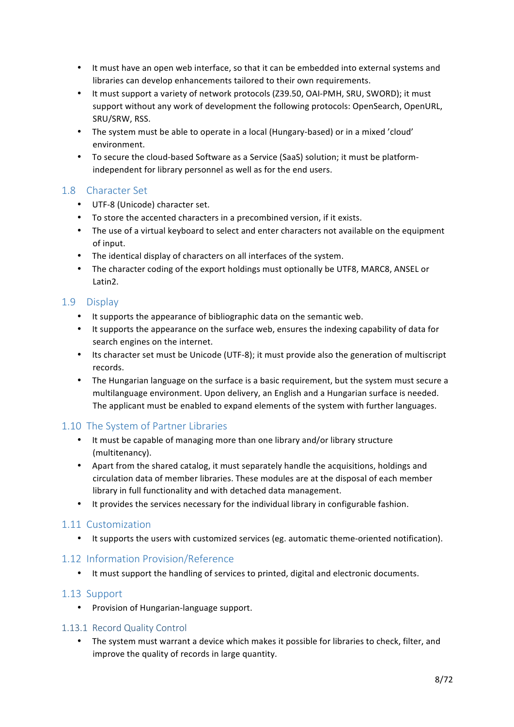- It must have an open web interface, so that it can be embedded into external systems and libraries can develop enhancements tailored to their own requirements.
- It must support a variety of network protocols (Z39.50, OAI-PMH, SRU, SWORD); it must support without any work of development the following protocols: OpenSearch, OpenURL, SRU/SRW, RSS.
- The system must be able to operate in a local (Hungary-based) or in a mixed 'cloud' environment.
- To secure the cloud-based Software as a Service (SaaS) solution; it must be platform-independent for library personnel as well as for the end users.

## 1.8 Character Set

- UTF-8 (Unicode) character set.
- To store the accented characters in a precombined version, if it exists.
- The use of a virtual keyboard to select and enter characters not available on the equipment of input.
- The identical display of characters on all interfaces of the system.
- The character coding of the export holdings must optionally be UTF8, MARC8, ANSEL or Latin2.

## 1.9 Display

- It supports the appearance of bibliographic data on the semantic web.
- It supports the appearance on the surface web, ensures the indexing capability of data for search engines on the internet.
- Its character set must be Unicode (UTF-8); it must provide also the generation of multiscript records.
- The Hungarian language on the surface is a basic requirement, but the system must secure a multilanguage environment. Upon delivery, an English and a Hungarian surface is needed. The applicant must be enabled to expand elements of the system with further languages.

## 1.10 The System of Partner Libraries

- It must be capable of managing more than one library and/or library structure (multitenancy).
- Apart from the shared catalog, it must separately handle the acquisitions, holdings and circulation data of member libraries. These modules are at the disposal of each member library in full functionality and with detached data management.
- It provides the services necessary for the individual library in configurable fashion.

## 1.11 Customization

- It supports the users with customized services (eg. automatic theme-oriented notification).

## 1.12 Information Provision/Reference

- It must support the handling of services to printed, digital and electronic documents.

## 1.13 Support

- Provision of Hungarian-language support.

### 1.13.1 Record Quality Control

- The system must warrant a device which makes it possible for libraries to check, filter, and improve the quality of records in large quantity.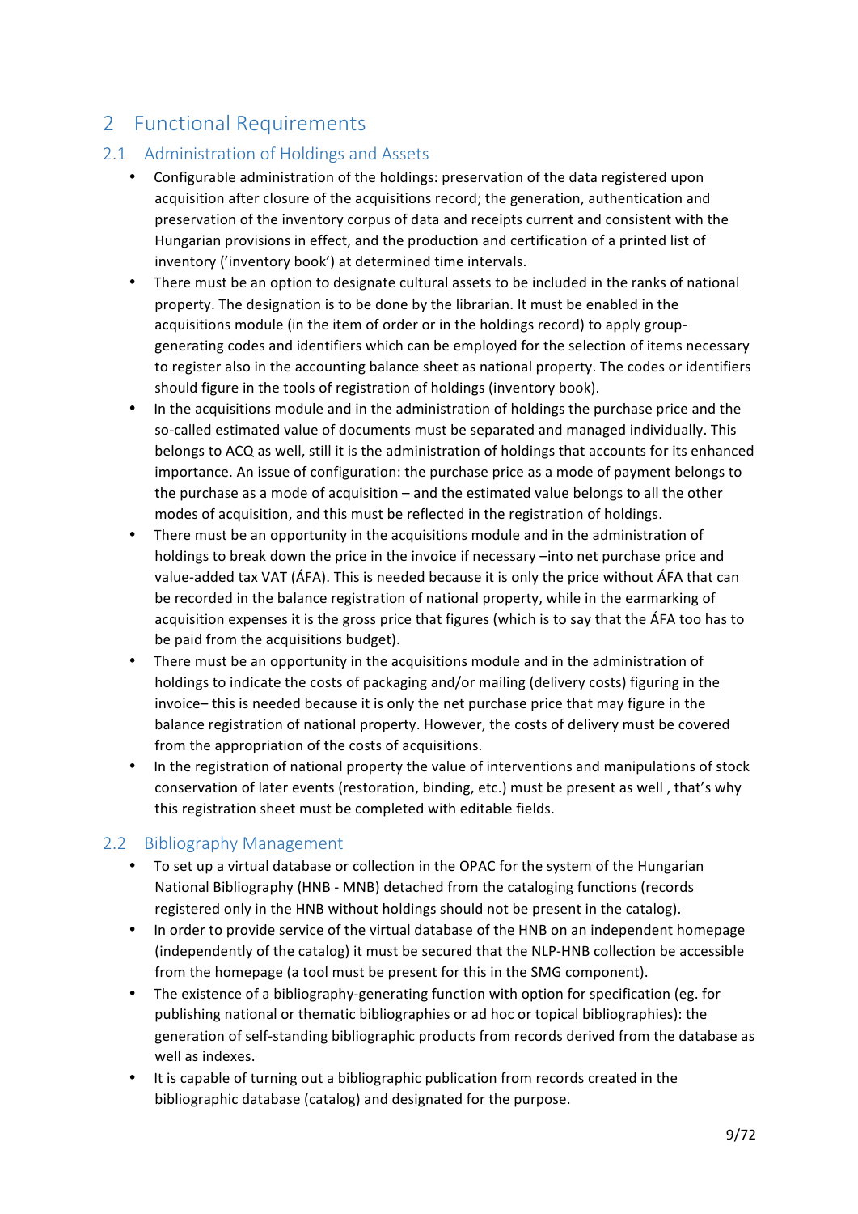# 2 Functional Requirements

## 2.1 Administration of Holdings and Assets

- Configurable administration of the holdings: preservation of the data registered upon acquisition after closure of the acquisitions record; the generation, authentication and preservation of the inventory corpus of data and receipts current and consistent with the Hungarian provisions in effect, and the production and certification of a printed list of inventory ('inventory book') at determined time intervals.
- There must be an option to designate cultural assets to be included in the ranks of national property. The designation is to be done by the librarian. It must be enabled in the acquisitions module (in the item of order or in the holdings record) to apply group-generating codes and identifiers which can be employed for the selection of items necessary to register also in the accounting balance sheet as national property. The codes or identifiers should figure in the tools of registration of holdings (inventory book).
- In the acquisitions module and in the administration of holdings the purchase price and the so-called estimated value of documents must be separated and managed individually. This belongs to ACQ as well, still it is the administration of holdings that accounts for its enhanced importance. An issue of configuration: the purchase price as a mode of payment belongs to the purchase as a mode of acquisition – and the estimated value belongs to all the other modes of acquisition, and this must be reflected in the registration of holdings.
- There must be an opportunity in the acquisitions module and in the administration of holdings to break down the price in the invoice if necessary –into net purchase price and value-added tax VAT (ÁFA). This is needed because it is only the price without ÁFA that can be recorded in the balance registration of national property, while in the earmarking of acquisition expenses it is the gross price that figures (which is to say that the ÁFA too has to be paid from the acquisitions budget).
- There must be an opportunity in the acquisitions module and in the administration of holdings to indicate the costs of packaging and/or mailing (delivery costs) figuring in the invoice– this is needed because it is only the net purchase price that may figure in the balance registration of national property. However, the costs of delivery must be covered from the appropriation of the costs of acquisitions.
- In the registration of national property the value of interventions and manipulations of stock conservation of later events (restoration, binding, etc.) must be present as well , that's why this registration sheet must be completed with editable fields.

## 2.2 Bibliography Management

- To set up a virtual database or collection in the OPAC for the system of the Hungarian National Bibliography (HNB - MNB) detached from the cataloging functions (records registered only in the HNB without holdings should not be present in the catalog).
- In order to provide service of the virtual database of the HNB on an independent homepage (independently of the catalog) it must be secured that the NLP-HNB collection be accessible from the homepage (a tool must be present for this in the SMG component).
- The existence of a bibliography-generating function with option for specification (eg. for publishing national or thematic bibliographies or ad hoc or topical bibliographies): the generation of self-standing bibliographic products from records derived from the database as well as indexes.
- It is capable of turning out a bibliographic publication from records created in the bibliographic database (catalog) and designated for the purpose.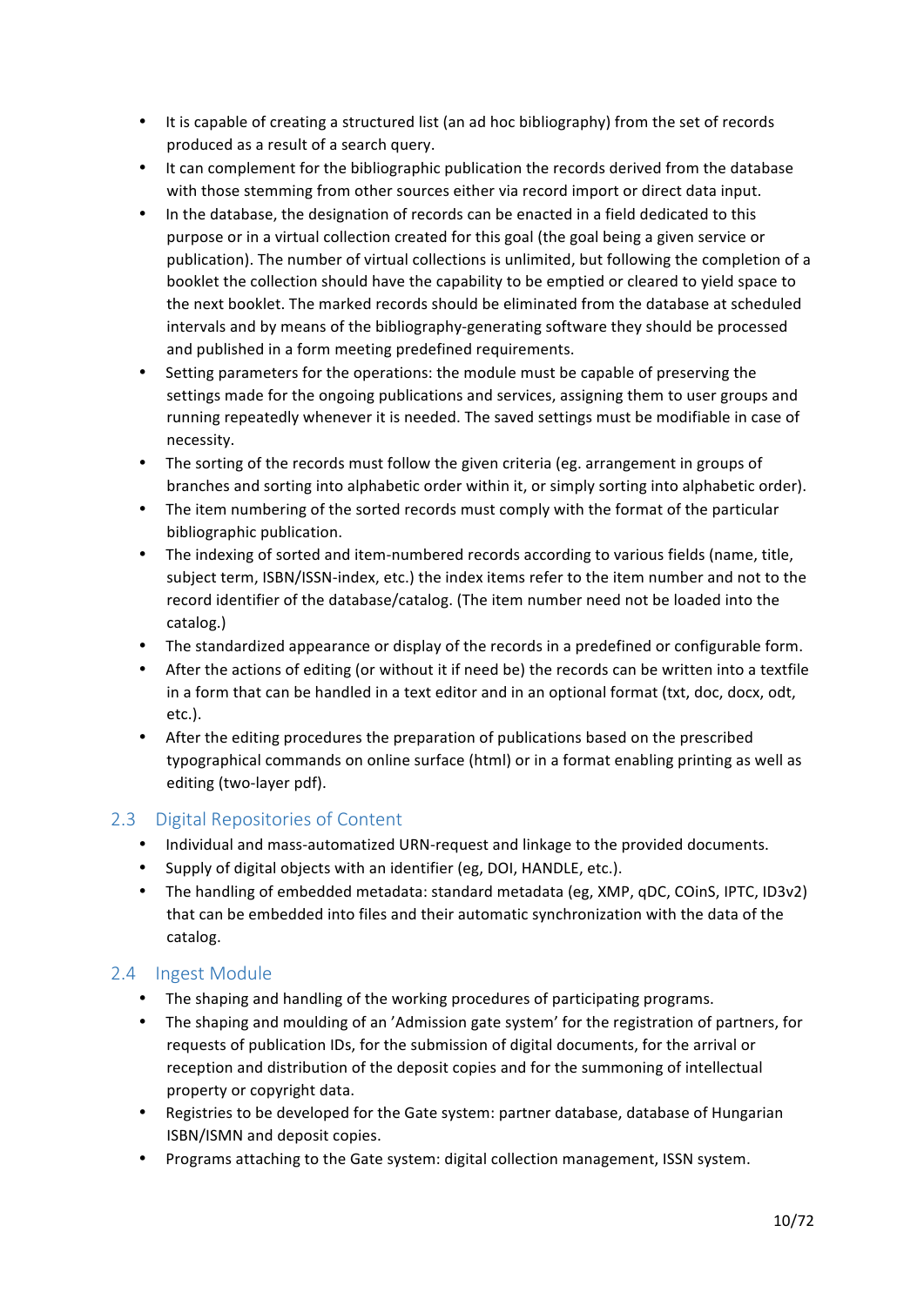- It is capable of creating a structured list (an ad hoc bibliography) from the set of records produced as a result of a search query.
- It can complement for the bibliographic publication the records derived from the database with those stemming from other sources either via record import or direct data input.
- In the database, the designation of records can be enacted in a field dedicated to this purpose or in a virtual collection created for this goal (the goal being a given service or publication). The number of virtual collections is unlimited, but following the completion of a booklet the collection should have the capability to be emptied or cleared to yield space to the next booklet. The marked records should be eliminated from the database at scheduled intervals and by means of the bibliography-generating software they should be processed and published in a form meeting predefined requirements.
- Setting parameters for the operations: the module must be capable of preserving the settings made for the ongoing publications and services, assigning them to user groups and running repeatedly whenever it is needed. The saved settings must be modifiable in case of necessity.
- The sorting of the records must follow the given criteria (eg. arrangement in groups of branches and sorting into alphabetic order within it, or simply sorting into alphabetic order).
- The item numbering of the sorted records must comply with the format of the particular bibliographic publication.
- The indexing of sorted and item-numbered records according to various fields (name, title, subject term, ISBN/ISSN-index, etc.) the index items refer to the item number and not to the record identifier of the database/catalog. (The item number need not be loaded into the catalog.)
- The standardized appearance or display of the records in a predefined or configurable form.
- After the actions of editing (or without it if need be) the records can be written into a textfile in a form that can be handled in a text editor and in an optional format (txt, doc, docx, odt, etc.).
- After the editing procedures the preparation of publications based on the prescribed typographical commands on online surface (html) or in a format enabling printing as well as editing (two-layer pdf).

## 2.3 Digital Repositories of Content

- Individual and mass-automatized URN-request and linkage to the provided documents.
- Supply of digital objects with an identifier (eg, DOI, HANDLE, etc.).
- The handling of embedded metadata: standard metadata (eg, XMP, qDC, COinS, IPTC, ID3v2) that can be embedded into files and their automatic synchronization with the data of the catalog.

## 2.4 Ingest Module

- The shaping and handling of the working procedures of participating programs.
- The shaping and moulding of an 'Admission gate system' for the registration of partners, for requests of publication IDs, for the submission of digital documents, for the arrival or reception and distribution of the deposit copies and for the summoning of intellectual property or copyright data.
- Registries to be developed for the Gate system: partner database, database of Hungarian ISBN/ISMN and deposit copies.
- Programs attaching to the Gate system: digital collection management, ISSN system.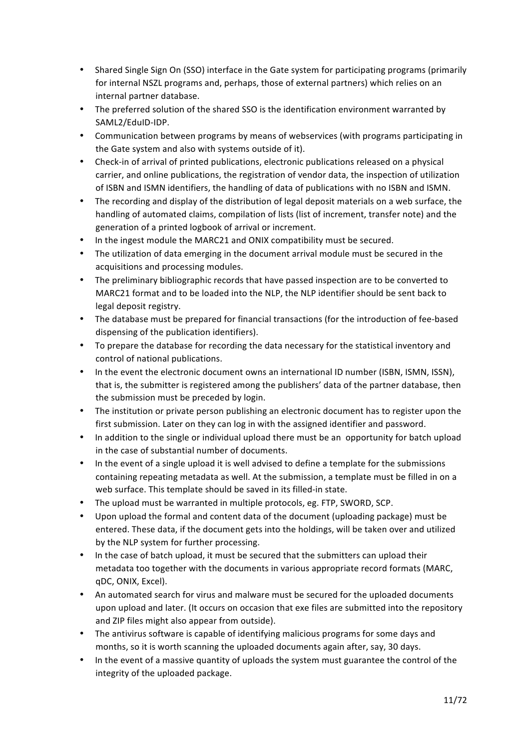- Shared Single Sign On (SSO) interface in the Gate system for participating programs (primarily for internal NSZL programs and, perhaps, those of external partners) which relies on an internal partner database.
- The preferred solution of the shared SSO is the identification environment warranted by SAML2/EduID-IDP.
- Communication between programs by means of webservices (with programs participating in the Gate system and also with systems outside of it).
- Check-in of arrival of printed publications, electronic publications released on a physical carrier, and online publications, the registration of vendor data, the inspection of utilization of ISBN and ISMN identifiers, the handling of data of publications with no ISBN and ISMN.
- The recording and display of the distribution of legal deposit materials on a web surface, the handling of automated claims, compilation of lists (list of increment, transfer note) and the generation of a printed logbook of arrival or increment.
- In the ingest module the MARC21 and ONIX compatibility must be secured.
- The utilization of data emerging in the document arrival module must be secured in the acquisitions and processing modules.
- The preliminary bibliographic records that have passed inspection are to be converted to MARC21 format and to be loaded into the NLP, the NLP identifier should be sent back to legal deposit registry.
- The database must be prepared for financial transactions (for the introduction of fee-based dispensing of the publication identifiers).
- To prepare the database for recording the data necessary for the statistical inventory and control of national publications.
- In the event the electronic document owns an international ID number (ISBN, ISMN, ISSN), that is, the submitter is registered among the publishers' data of the partner database, then the submission must be preceded by login.
- The institution or private person publishing an electronic document has to register upon the first submission. Later on they can log in with the assigned identifier and password.
- In addition to the single or individual upload there must be an opportunity for batch upload in the case of substantial number of documents.
- In the event of a single upload it is well advised to define a template for the submissions containing repeating metadata as well. At the submission, a template must be filled in on a web surface. This template should be saved in its filled-in state.
- The upload must be warranted in multiple protocols, eg. FTP, SWORD, SCP.
- Upon upload the formal and content data of the document (uploading package) must be entered. These data, if the document gets into the holdings, will be taken over and utilized by the NLP system for further processing.
- In the case of batch upload, it must be secured that the submitters can upload their metadata too together with the documents in various appropriate record formats (MARC, qDC, ONIX, Excel).
- An automated search for virus and malware must be secured for the uploaded documents upon upload and later. (It occurs on occasion that exe files are submitted into the repository and ZIP files might also appear from outside).
- The antivirus software is capable of identifying malicious programs for some days and months, so it is worth scanning the uploaded documents again after, say, 30 days.
- In the event of a massive quantity of uploads the system must guarantee the control of the integrity of the uploaded package.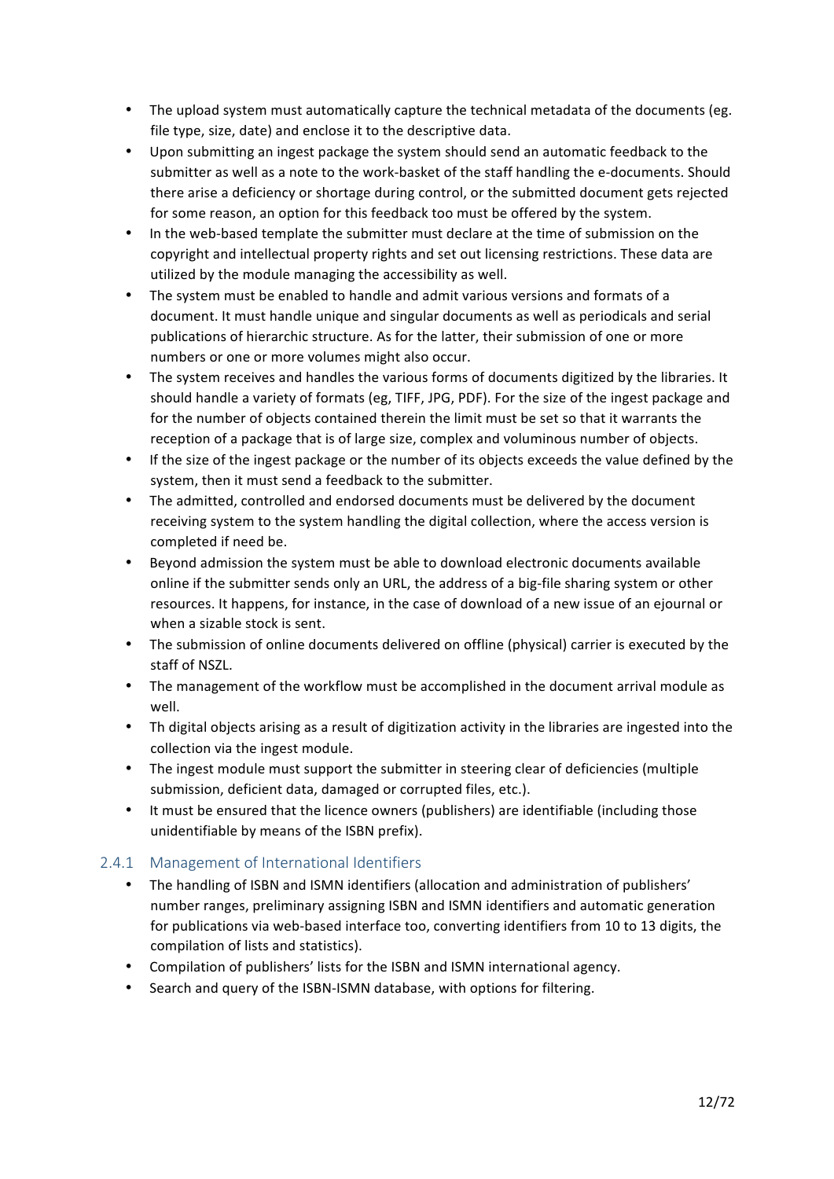- The upload system must automatically capture the technical metadata of the documents (eg. file type, size, date) and enclose it to the descriptive data.
- Upon submitting an ingest package the system should send an automatic feedback to the submitter as well as a note to the work-basket of the staff handling the e-documents. Should there arise a deficiency or shortage during control, or the submitted document gets rejected for some reason, an option for this feedback too must be offered by the system.
- In the web-based template the submitter must declare at the time of submission on the copyright and intellectual property rights and set out licensing restrictions. These data are utilized by the module managing the accessibility as well.
- The system must be enabled to handle and admit various versions and formats of a document. It must handle unique and singular documents as well as periodicals and serial publications of hierarchic structure. As for the latter, their submission of one or more numbers or one or more volumes might also occur.
- The system receives and handles the various forms of documents digitized by the libraries. It should handle a variety of formats (eg, TIFF, JPG, PDF). For the size of the ingest package and for the number of objects contained therein the limit must be set so that it warrants the reception of a package that is of large size, complex and voluminous number of objects.
- If the size of the ingest package or the number of its objects exceeds the value defined by the system, then it must send a feedback to the submitter.
- The admitted, controlled and endorsed documents must be delivered by the document receiving system to the system handling the digital collection, where the access version is completed if need be.
- Beyond admission the system must be able to download electronic documents available online if the submitter sends only an URL, the address of a big-file sharing system or other resources. It happens, for instance, in the case of download of a new issue of an ejournal or when a sizable stock is sent.
- The submission of online documents delivered on offline (physical) carrier is executed by the staff of NSZL.
- The management of the workflow must be accomplished in the document arrival module as well.
- Th digital objects arising as a result of digitization activity in the libraries are ingested into the collection via the ingest module.
- The ingest module must support the submitter in steering clear of deficiencies (multiple submission, deficient data, damaged or corrupted files, etc.).
- It must be ensured that the licence owners (publishers) are identifiable (including those unidentifiable by means of the ISBN prefix).

### 2.4.1 Management of International Identifiers

- The handling of ISBN and ISMN identifiers (allocation and administration of publishers' number ranges, preliminary assigning ISBN and ISMN identifiers and automatic generation for publications via web-based interface too, converting identifiers from 10 to 13 digits, the compilation of lists and statistics).
- Compilation of publishers' lists for the ISBN and ISMN international agency.
- Search and query of the ISBN-ISMN database, with options for filtering.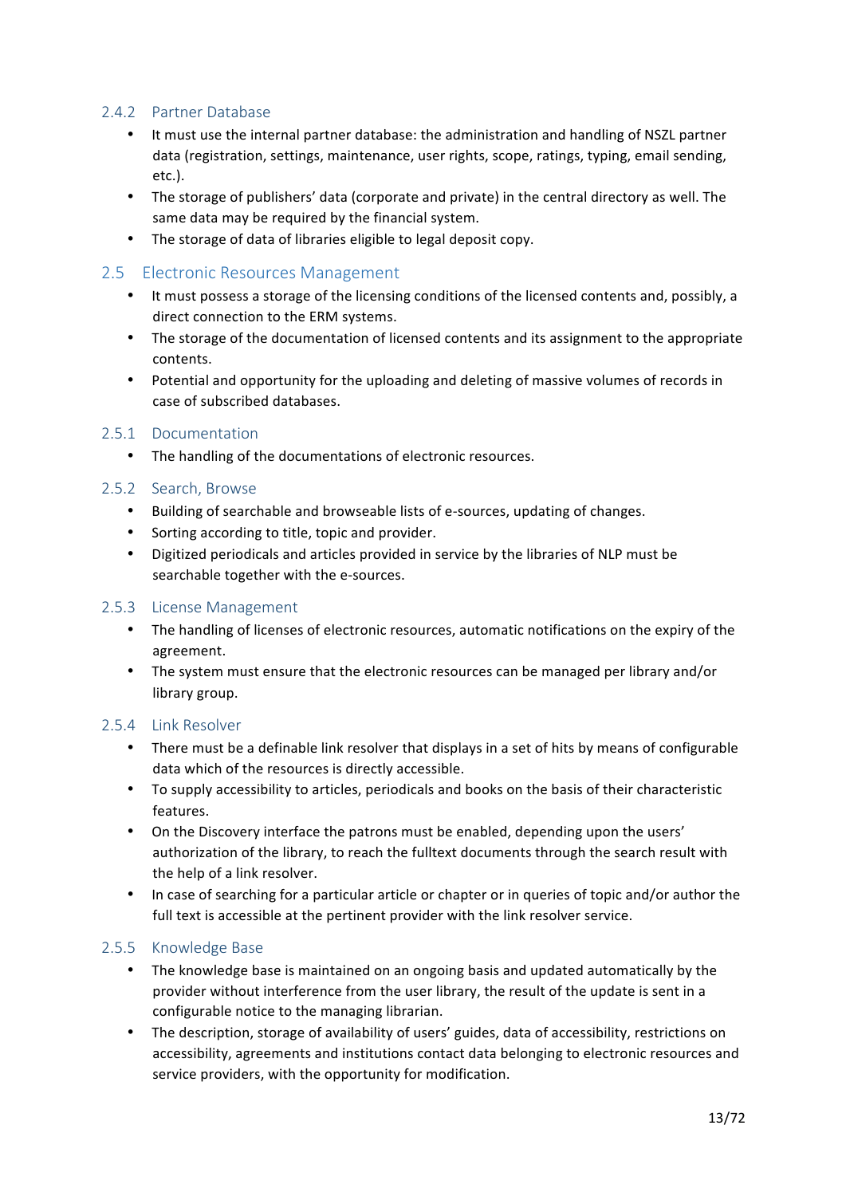### 2.4.2 Partner Database

- It must use the internal partner database: the administration and handling of NSZL partner data (registration, settings, maintenance, user rights, scope, ratings, typing, email sending, etc.).
- The storage of publishers' data (corporate and private) in the central directory as well. The same data may be required by the financial system.
- The storage of data of libraries eligible to legal deposit copy.

## 2.5 Electronic Resources Management

- It must possess a storage of the licensing conditions of the licensed contents and, possibly, a direct connection to the ERM systems.
- The storage of the documentation of licensed contents and its assignment to the appropriate contents.
- Potential and opportunity for the uploading and deleting of massive volumes of records in case of subscribed databases.

### 2.5.1 Documentation

- The handling of the documentations of electronic resources.

### 2.5.2 Search, Browse

- Building of searchable and browseable lists of e-sources, updating of changes.
- Sorting according to title, topic and provider.
- Digitized periodicals and articles provided in service by the libraries of NLP must be searchable together with the e-sources.

### 2.5.3 License Management

- The handling of licenses of electronic resources, automatic notifications on the expiry of the agreement.
- The system must ensure that the electronic resources can be managed per library and/or library group.

### 2.5.4 Link Resolver

- There must be a definable link resolver that displays in a set of hits by means of configurable data which of the resources is directly accessible.
- To supply accessibility to articles, periodicals and books on the basis of their characteristic features.
- On the Discovery interface the patrons must be enabled, depending upon the users' authorization of the library, to reach the fulltext documents through the search result with the help of a link resolver.
- In case of searching for a particular article or chapter or in queries of topic and/or author the full text is accessible at the pertinent provider with the link resolver service.

### 2.5.5 Knowledge Base

- The knowledge base is maintained on an ongoing basis and updated automatically by the provider without interference from the user library, the result of the update is sent in a configurable notice to the managing librarian.
- The description, storage of availability of users' guides, data of accessibility, restrictions on accessibility, agreements and institutions contact data belonging to electronic resources and service providers, with the opportunity for modification.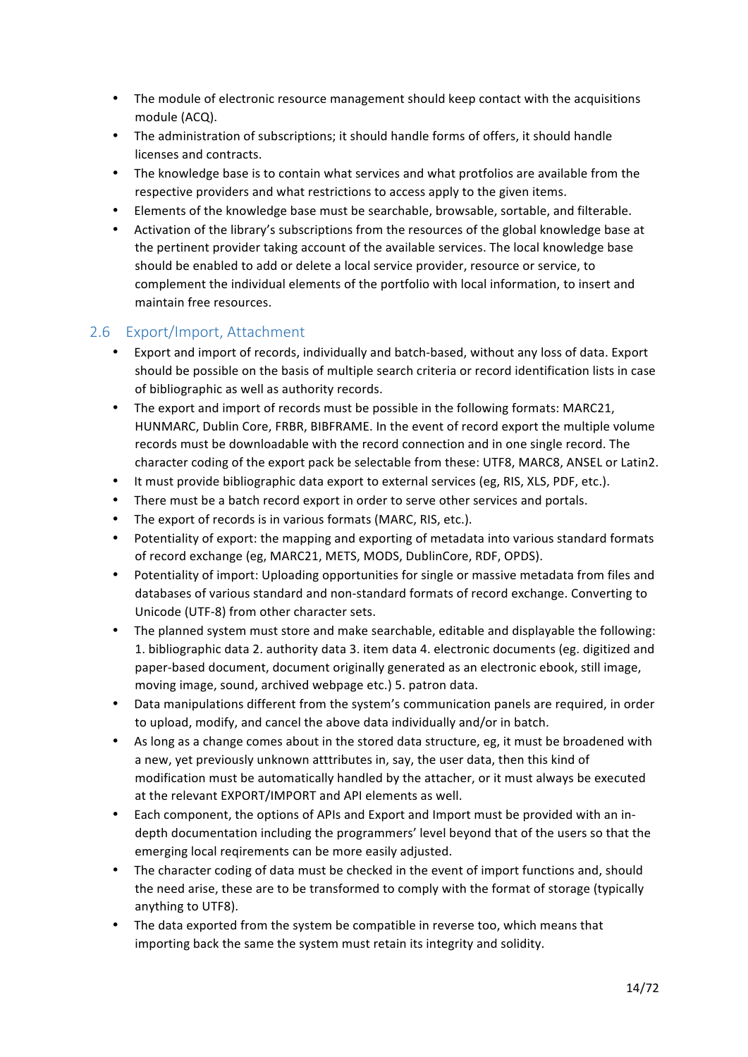- The module of electronic resource management should keep contact with the acquisitions module (ACQ).
- The administration of subscriptions; it should handle forms of offers, it should handle licenses and contracts.
- The knowledge base is to contain what services and what protfolios are available from the respective providers and what restrictions to access apply to the given items.
- Elements of the knowledge base must be searchable, browsable, sortable, and filterable.
- Activation of the library's subscriptions from the resources of the global knowledge base at the pertinent provider taking account of the available services. The local knowledge base should be enabled to add or delete a local service provider, resource or service, to complement the individual elements of the portfolio with local information, to insert and maintain free resources.

## 2.6 Export/Import, Attachment

- Export and import of records, individually and batch-based, without any loss of data. Export should be possible on the basis of multiple search criteria or record identification lists in case of bibliographic as well as authority records.
- The export and import of records must be possible in the following formats: MARC21, HUNMARC, Dublin Core, FRBR, BIBFRAME. In the event of record export the multiple volume records must be downloadable with the record connection and in one single record. The character coding of the export pack be selectable from these: UTF8, MARC8, ANSEL or Latin2.
- It must provide bibliographic data export to external services (eg, RIS, XLS, PDF, etc.).
- There must be a batch record export in order to serve other services and portals.
- The export of records is in various formats (MARC, RIS, etc.).
- Potentiality of export: the mapping and exporting of metadata into various standard formats of record exchange (eg, MARC21, METS, MODS, DublinCore, RDF, OPDS).
- Potentiality of import: Uploading opportunities for single or massive metadata from files and databases of various standard and non-standard formats of record exchange. Converting to Unicode (UTF-8) from other character sets.
- The planned system must store and make searchable, editable and displayable the following: 1. bibliographic data 2. authority data 3. item data 4. electronic documents (eg. digitized and paper-based document, document originally generated as an electronic ebook, still image, moving image, sound, archived webpage etc.) 5. patron data.
- Data manipulations different from the system's communication panels are required, in order to upload, modify, and cancel the above data individually and/or in batch.
- As long as a change comes about in the stored data structure, eg, it must be broadened with a new, yet previously unknown atttributes in, say, the user data, then this kind of modification must be automatically handled by the attacher, or it must always be executed at the relevant EXPORT/IMPORT and API elements as well.
- Each component, the options of APIs and Export and Import must be provided with an in-depth documentation including the programmers' level beyond that of the users so that the emerging local reqirements can be more easily adjusted.
- The character coding of data must be checked in the event of import functions and, should the need arise, these are to be transformed to comply with the format of storage (typically anything to UTF8).
- The data exported from the system be compatible in reverse too, which means that importing back the same the system must retain its integrity and solidity.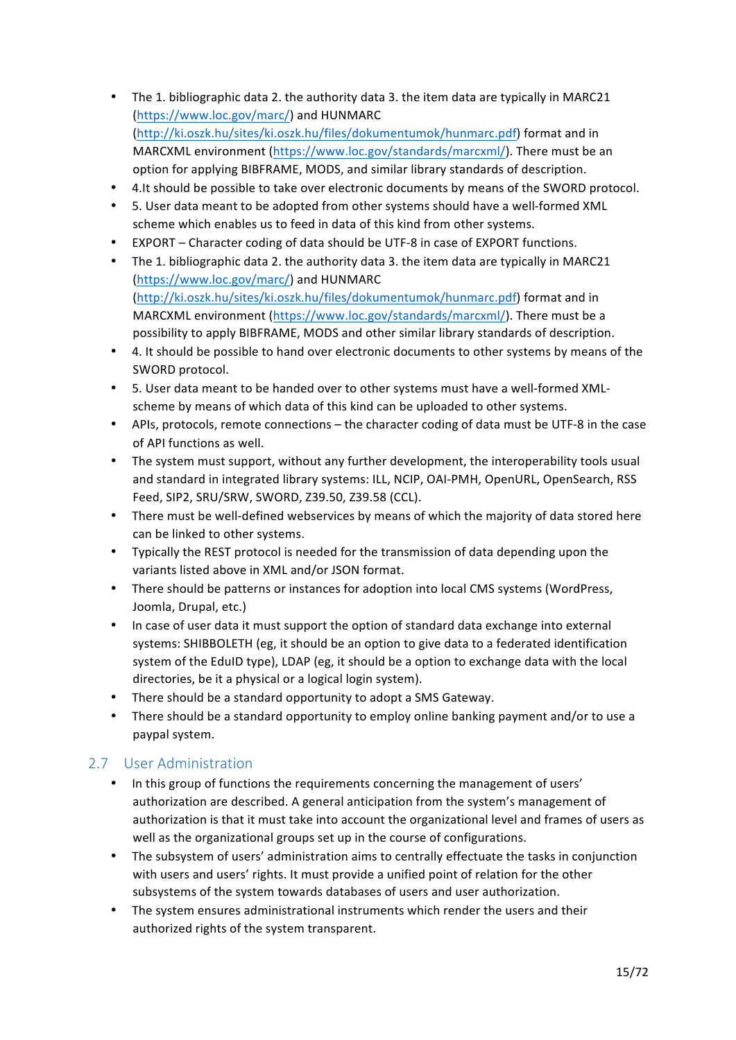- The 1. bibliographic data 2. the authority data 3. the item data are typically in MARC21 (https://www.loc.gov/marc/) and HUNMARC (http://ki.oszk.hu/sites/ki.oszk.hu/files/dokumentumok/hunmarc.pdf) format and in MARCXML environment (https://www.loc.gov/standards/marcxml/). There must be an option for applying BIBFRAME, MODS, and similar library standards of description.
- 4.It should be possible to take over electronic documents by means of the SWORD protocol.
- 5. User data meant to be adopted from other systems should have a well-formed XML scheme which enables us to feed in data of this kind from other systems.
- EXPORT – Character coding of data should be UTF-8 in case of EXPORT functions.
- The 1. bibliographic data 2. the authority data 3. the item data are typically in MARC21 (https://www.loc.gov/marc/) and HUNMARC (http://ki.oszk.hu/sites/ki.oszk.hu/files/dokumentumok/hunmarc.pdf) format and in MARCXML environment (https://www.loc.gov/standards/marcxml/). There must be a possibility to apply BIBFRAME, MODS and other similar library standards of description.
- 4. It should be possible to hand over electronic documents to other systems by means of the SWORD protocol.
- 5. User data meant to be handed over to other systems must have a well-formed XML-scheme by means of which data of this kind can be uploaded to other systems.
- APIs, protocols, remote connections – the character coding of data must be UTF-8 in the case of API functions as well.
- The system must support, without any further development, the interoperability tools usual and standard in integrated library systems: ILL, NCIP, OAI-PMH, OpenURL, OpenSearch, RSS Feed, SIP2, SRU/SRW, SWORD, Z39.50, Z39.58 (CCL).
- There must be well-defined webservices by means of which the majority of data stored here can be linked to other systems.
- Typically the REST protocol is needed for the transmission of data depending upon the variants listed above in XML and/or JSON format.
- There should be patterns or instances for adoption into local CMS systems (WordPress, Joomla, Drupal, etc.)
- In case of user data it must support the option of standard data exchange into external systems: SHIBBOLETH (eg, it should be an option to give data to a federated identification system of the EduID type), LDAP (eg, it should be a option to exchange data with the local directories, be it a physical or a logical login system).
- There should be a standard opportunity to adopt a SMS Gateway.
- There should be a standard opportunity to employ online banking payment and/or to use a paypal system.

## 2.7 User Administration

- In this group of functions the requirements concerning the management of users' authorization are described. A general anticipation from the system's management of authorization is that it must take into account the organizational level and frames of users as well as the organizational groups set up in the course of configurations.
- The subsystem of users' administration aims to centrally effectuate the tasks in conjunction with users and users' rights. It must provide a unified point of relation for the other subsystems of the system towards databases of users and user authorization.
- The system ensures administrational instruments which render the users and their authorized rights of the system transparent.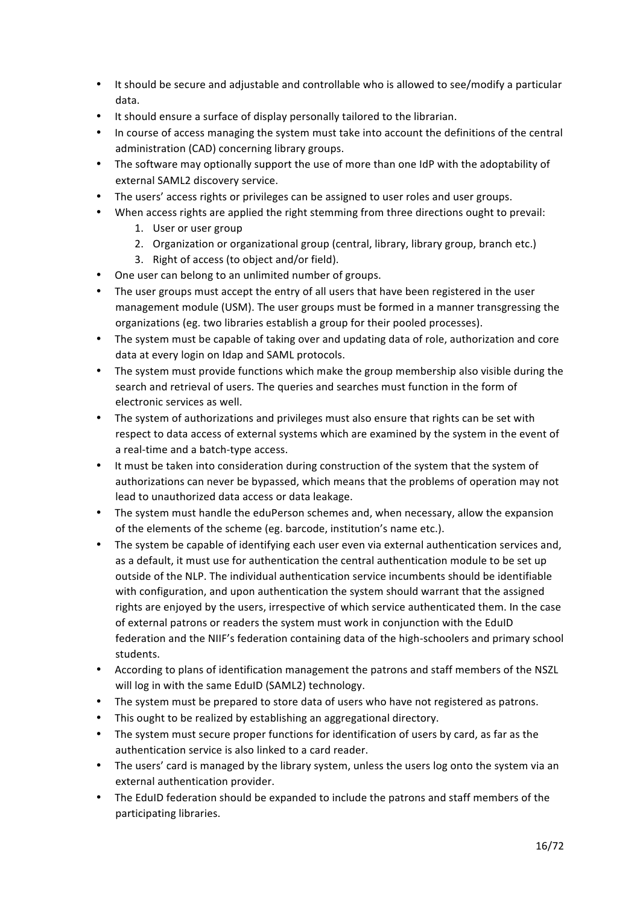- It should be secure and adjustable and controllable who is allowed to see/modify a particular data.
- It should ensure a surface of display personally tailored to the librarian.
- In course of access managing the system must take into account the definitions of the central administration (CAD) concerning library groups.
- The software may optionally support the use of more than one IdP with the adoptability of external SAML2 discovery service.
- The users' access rights or privileges can be assigned to user roles and user groups.
- When access rights are applied the right stemming from three directions ought to prevail:
  1. User or user group
  2. Organization or organizational group (central, library, library group, branch etc.)
  3. Right of access (to object and/or field).
- One user can belong to an unlimited number of groups.
- The user groups must accept the entry of all users that have been registered in the user management module (USM). The user groups must be formed in a manner transgressing the organizations (eg. two libraries establish a group for their pooled processes).
- The system must be capable of taking over and updating data of role, authorization and core data at every login on Idap and SAML protocols.
- The system must provide functions which make the group membership also visible during the search and retrieval of users. The queries and searches must function in the form of electronic services as well.
- The system of authorizations and privileges must also ensure that rights can be set with respect to data access of external systems which are examined by the system in the event of a real-time and a batch-type access.
- It must be taken into consideration during construction of the system that the system of authorizations can never be bypassed, which means that the problems of operation may not lead to unauthorized data access or data leakage.
- The system must handle the eduPerson schemes and, when necessary, allow the expansion of the elements of the scheme (eg. barcode, institution's name etc.).
- The system be capable of identifying each user even via external authentication services and, as a default, it must use for authentication the central authentication module to be set up outside of the NLP. The individual authentication service incumbents should be identifiable with configuration, and upon authentication the system should warrant that the assigned rights are enjoyed by the users, irrespective of which service authenticated them. In the case of external patrons or readers the system must work in conjunction with the EduID federation and the NIIF's federation containing data of the high-schoolers and primary school students.
- According to plans of identification management the patrons and staff members of the NSZL will log in with the same EduID (SAML2) technology.
- The system must be prepared to store data of users who have not registered as patrons.
- This ought to be realized by establishing an aggregational directory.
- The system must secure proper functions for identification of users by card, as far as the authentication service is also linked to a card reader.
- The users' card is managed by the library system, unless the users log onto the system via an external authentication provider.
- The EduID federation should be expanded to include the patrons and staff members of the participating libraries.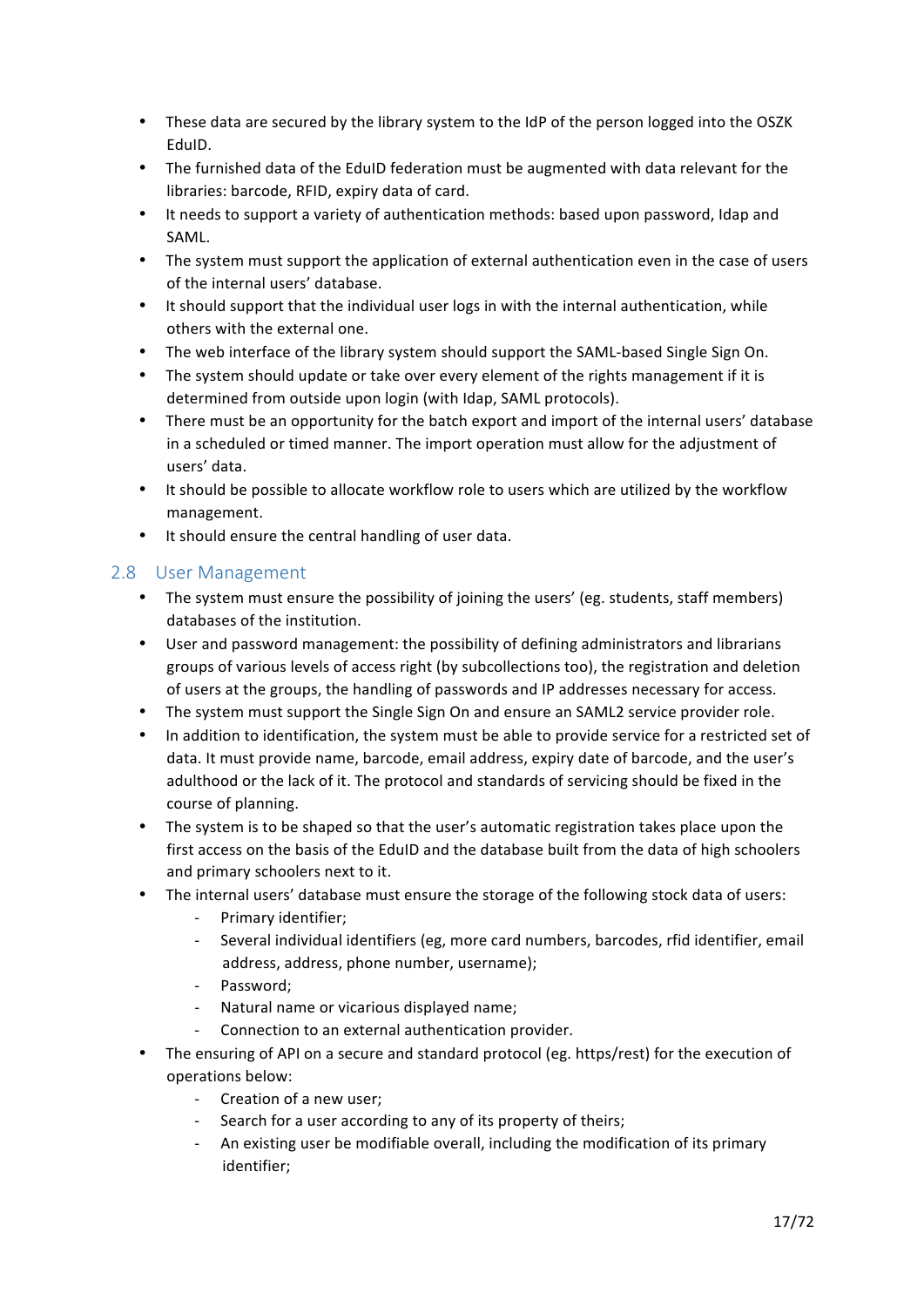- These data are secured by the library system to the IdP of the person logged into the OSZK EduID.
- The furnished data of the EduID federation must be augmented with data relevant for the libraries: barcode, RFID, expiry data of card.
- It needs to support a variety of authentication methods: based upon password, ldap and SAML.
- The system must support the application of external authentication even in the case of users of the internal users' database.
- It should support that the individual user logs in with the internal authentication, while others with the external one.
- The web interface of the library system should support the SAML-based Single Sign On.
- The system should update or take over every element of the rights management if it is determined from outside upon login (with ldap, SAML protocols).
- There must be an opportunity for the batch export and import of the internal users' database in a scheduled or timed manner. The import operation must allow for the adjustment of users' data.
- It should be possible to allocate workflow role to users which are utilized by the workflow management.
- It should ensure the central handling of user data.

## 2.8 User Management

- The system must ensure the possibility of joining the users' (eg. students, staff members) databases of the institution.
- User and password management: the possibility of defining administrators and librarians groups of various levels of access right (by subcollections too), the registration and deletion of users at the groups, the handling of passwords and IP addresses necessary for access.
- The system must support the Single Sign On and ensure an SAML2 service provider role.
- In addition to identification, the system must be able to provide service for a restricted set of data. It must provide name, barcode, email address, expiry date of barcode, and the user's adulthood or the lack of it. The protocol and standards of servicing should be fixed in the course of planning.
- The system is to be shaped so that the user's automatic registration takes place upon the first access on the basis of the EduID and the database built from the data of high schoolers and primary schoolers next to it.
- The internal users' database must ensure the storage of the following stock data of users:
    - Primary identifier;
    - Several individual identifiers (eg, more card numbers, barcodes, rfid identifier, email address, address, phone number, username);
    - Password;
    - Natural name or vicarious displayed name;
    - Connection to an external authentication provider.
- The ensuring of API on a secure and standard protocol (eg. https/rest) for the execution of operations below:
    - Creation of a new user;
    - Search for a user according to any of its property of theirs;
    - An existing user be modifiable overall, including the modification of its primary identifier;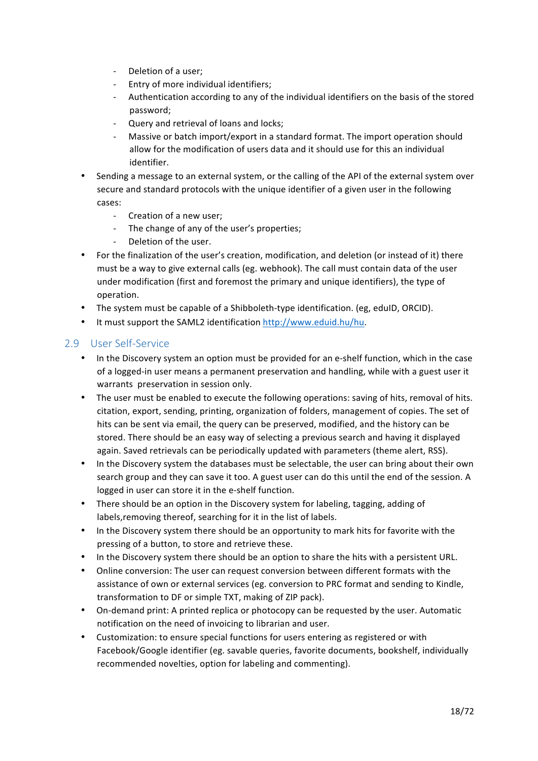- Deletion of a user;
  - Entry of more individual identifiers;
  - Authentication according to any of the individual identifiers on the basis of the stored password;
  - Query and retrieval of loans and locks;
  - Massive or batch import/export in a standard format. The import operation should allow for the modification of users data and it should use for this an individual identifier.
- Sending a message to an external system, or the calling of the API of the external system over secure and standard protocols with the unique identifier of a given user in the following cases:
  - Creation of a new user;
  - The change of any of the user's properties;
  - Deletion of the user.
- For the finalization of the user's creation, modification, and deletion (or instead of it) there must be a way to give external calls (eg. webhook). The call must contain data of the user under modification (first and foremost the primary and unique identifiers), the type of operation.
- The system must be capable of a Shibboleth-type identification. (eg, eduID, ORCID).
- It must support the SAML2 identification http://www.eduid.hu/hu.

## 2.9 User Self-Service

- In the Discovery system an option must be provided for an e-shelf function, which in the case of a logged-in user means a permanent preservation and handling, while with a guest user it warrants preservation in session only.
- The user must be enabled to execute the following operations: saving of hits, removal of hits. citation, export, sending, printing, organization of folders, management of copies. The set of hits can be sent via email, the query can be preserved, modified, and the history can be stored. There should be an easy way of selecting a previous search and having it displayed again. Saved retrievals can be periodically updated with parameters (theme alert, RSS).
- In the Discovery system the databases must be selectable, the user can bring about their own search group and they can save it too. A guest user can do this until the end of the session. A logged in user can store it in the e-shelf function.
- There should be an option in the Discovery system for labeling, tagging, adding of labels,removing thereof, searching for it in the list of labels.
- In the Discovery system there should be an opportunity to mark hits for favorite with the pressing of a button, to store and retrieve these.
- In the Discovery system there should be an option to share the hits with a persistent URL.
- Online conversion: The user can request conversion between different formats with the assistance of own or external services (eg. conversion to PRC format and sending to Kindle, transformation to DF or simple TXT, making of ZIP pack).
- On-demand print: A printed replica or photocopy can be requested by the user. Automatic notification on the need of invoicing to librarian and user.
- Customization: to ensure special functions for users entering as registered or with Facebook/Google identifier (eg. savable queries, favorite documents, bookshelf, individually recommended novelties, option for labeling and commenting).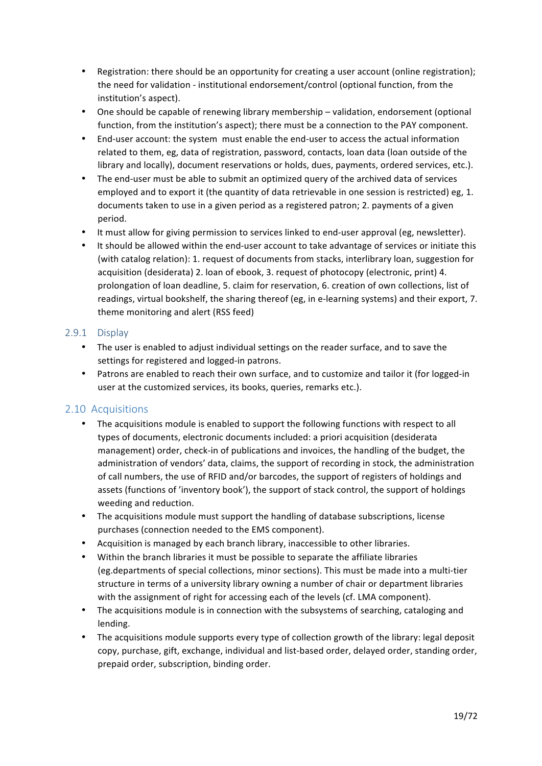- Registration: there should be an opportunity for creating a user account (online registration); the need for validation - institutional endorsement/control (optional function, from the institution's aspect).
- One should be capable of renewing library membership – validation, endorsement (optional function, from the institution's aspect); there must be a connection to the PAY component.
- End-user account: the system must enable the end-user to access the actual information related to them, eg, data of registration, password, contacts, loan data (loan outside of the library and locally), document reservations or holds, dues, payments, ordered services, etc.).
- The end-user must be able to submit an optimized query of the archived data of services employed and to export it (the quantity of data retrievable in one session is restricted) eg, 1. documents taken to use in a given period as a registered patron; 2. payments of a given period.
- It must allow for giving permission to services linked to end-user approval (eg, newsletter).
- It should be allowed within the end-user account to take advantage of services or initiate this (with catalog relation): 1. request of documents from stacks, interlibrary loan, suggestion for acquisition (desiderata) 2. loan of ebook, 3. request of photocopy (electronic, print) 4. prolongation of loan deadline, 5. claim for reservation, 6. creation of own collections, list of readings, virtual bookshelf, the sharing thereof (eg, in e-learning systems) and their export, 7. theme monitoring and alert (RSS feed)

### 2.9.1 Display

- The user is enabled to adjust individual settings on the reader surface, and to save the settings for registered and logged-in patrons.
- Patrons are enabled to reach their own surface, and to customize and tailor it (for logged-in user at the customized services, its books, queries, remarks etc.).

## 2.10 Acquisitions

- The acquisitions module is enabled to support the following functions with respect to all types of documents, electronic documents included: a priori acquisition (desiderata management) order, check-in of publications and invoices, the handling of the budget, the administration of vendors' data, claims, the support of recording in stock, the administration of call numbers, the use of RFID and/or barcodes, the support of registers of holdings and assets (functions of 'inventory book'), the support of stack control, the support of holdings weeding and reduction.
- The acquisitions module must support the handling of database subscriptions, license purchases (connection needed to the EMS component).
- Acquisition is managed by each branch library, inaccessible to other libraries.
- Within the branch libraries it must be possible to separate the affiliate libraries (eg.departments of special collections, minor sections). This must be made into a multi-tier structure in terms of a university library owning a number of chair or department libraries with the assignment of right for accessing each of the levels (cf. LMA component).
- The acquisitions module is in connection with the subsystems of searching, cataloging and lending.
- The acquisitions module supports every type of collection growth of the library: legal deposit copy, purchase, gift, exchange, individual and list-based order, delayed order, standing order, prepaid order, subscription, binding order.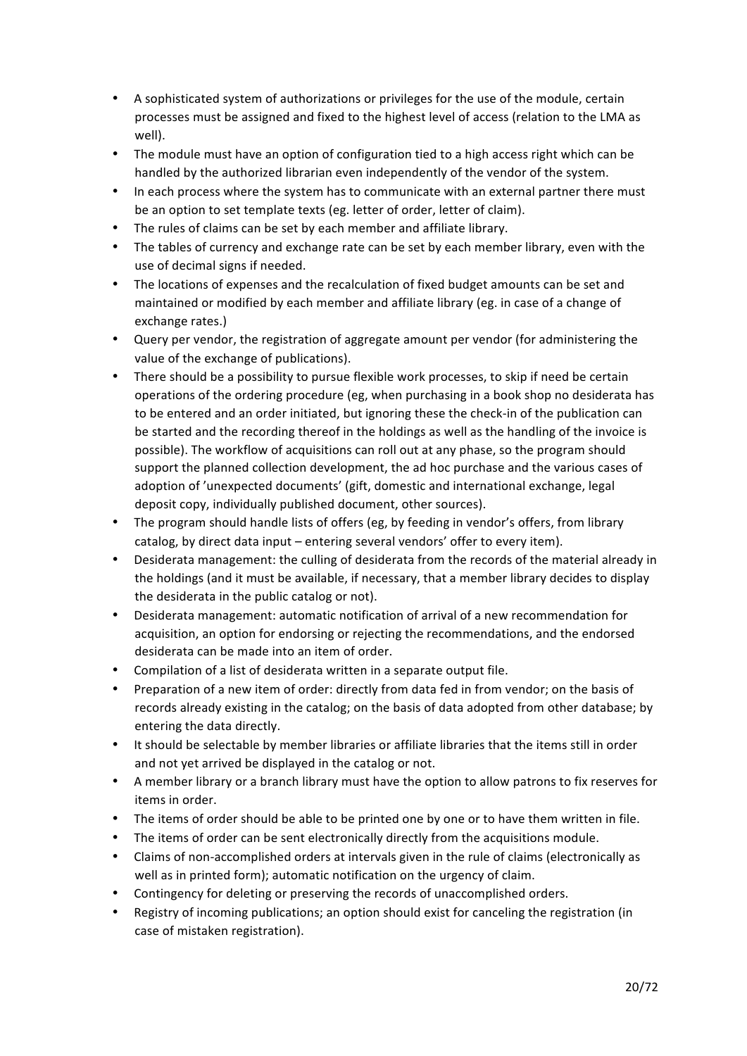- A sophisticated system of authorizations or privileges for the use of the module, certain processes must be assigned and fixed to the highest level of access (relation to the LMA as well).
- The module must have an option of configuration tied to a high access right which can be handled by the authorized librarian even independently of the vendor of the system.
- In each process where the system has to communicate with an external partner there must be an option to set template texts (eg. letter of order, letter of claim).
- The rules of claims can be set by each member and affiliate library.
- The tables of currency and exchange rate can be set by each member library, even with the use of decimal signs if needed.
- The locations of expenses and the recalculation of fixed budget amounts can be set and maintained or modified by each member and affiliate library (eg. in case of a change of exchange rates.)
- Query per vendor, the registration of aggregate amount per vendor (for administering the value of the exchange of publications).
- There should be a possibility to pursue flexible work processes, to skip if need be certain operations of the ordering procedure (eg, when purchasing in a book shop no desiderata has to be entered and an order initiated, but ignoring these the check-in of the publication can be started and the recording thereof in the holdings as well as the handling of the invoice is possible). The workflow of acquisitions can roll out at any phase, so the program should support the planned collection development, the ad hoc purchase and the various cases of adoption of 'unexpected documents' (gift, domestic and international exchange, legal deposit copy, individually published document, other sources).
- The program should handle lists of offers (eg, by feeding in vendor's offers, from library catalog, by direct data input – entering several vendors' offer to every item).
- Desiderata management: the culling of desiderata from the records of the material already in the holdings (and it must be available, if necessary, that a member library decides to display the desiderata in the public catalog or not).
- Desiderata management: automatic notification of arrival of a new recommendation for acquisition, an option for endorsing or rejecting the recommendations, and the endorsed desiderata can be made into an item of order.
- Compilation of a list of desiderata written in a separate output file.
- Preparation of a new item of order: directly from data fed in from vendor; on the basis of records already existing in the catalog; on the basis of data adopted from other database; by entering the data directly.
- It should be selectable by member libraries or affiliate libraries that the items still in order and not yet arrived be displayed in the catalog or not.
- A member library or a branch library must have the option to allow patrons to fix reserves for items in order.
- The items of order should be able to be printed one by one or to have them written in file.
- The items of order can be sent electronically directly from the acquisitions module.
- Claims of non-accomplished orders at intervals given in the rule of claims (electronically as well as in printed form); automatic notification on the urgency of claim.
- Contingency for deleting or preserving the records of unaccomplished orders.
- Registry of incoming publications; an option should exist for canceling the registration (in case of mistaken registration).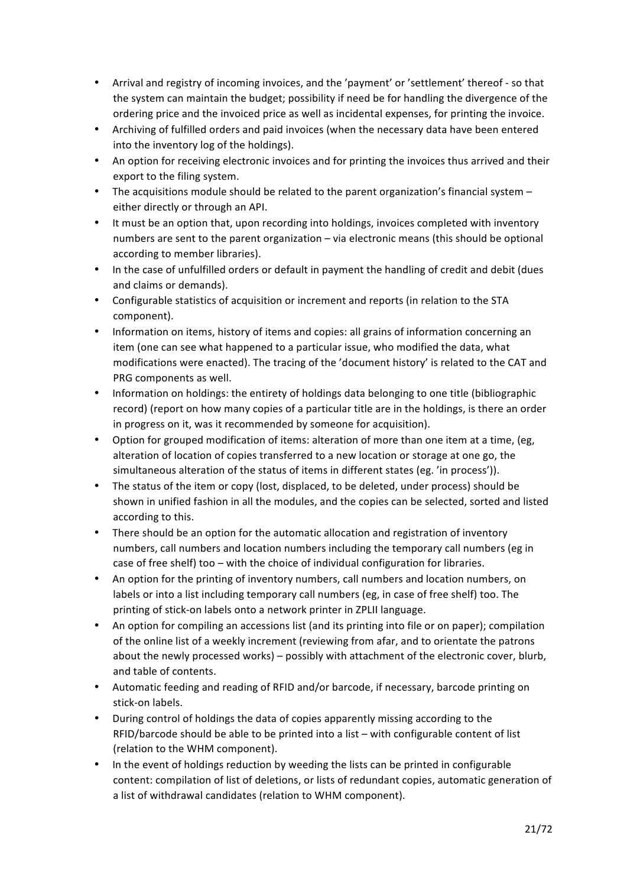- Arrival and registry of incoming invoices, and the 'payment' or 'settlement' thereof - so that the system can maintain the budget; possibility if need be for handling the divergence of the ordering price and the invoiced price as well as incidental expenses, for printing the invoice.
- Archiving of fulfilled orders and paid invoices (when the necessary data have been entered into the inventory log of the holdings).
- An option for receiving electronic invoices and for printing the invoices thus arrived and their export to the filing system.
- The acquisitions module should be related to the parent organization's financial system – either directly or through an API.
- It must be an option that, upon recording into holdings, invoices completed with inventory numbers are sent to the parent organization – via electronic means (this should be optional according to member libraries).
- In the case of unfulfilled orders or default in payment the handling of credit and debit (dues and claims or demands).
- Configurable statistics of acquisition or increment and reports (in relation to the STA component).
- Information on items, history of items and copies: all grains of information concerning an item (one can see what happened to a particular issue, who modified the data, what modifications were enacted). The tracing of the 'document history' is related to the CAT and PRG components as well.
- Information on holdings: the entirety of holdings data belonging to one title (bibliographic record) (report on how many copies of a particular title are in the holdings, is there an order in progress on it, was it recommended by someone for acquisition).
- Option for grouped modification of items: alteration of more than one item at a time, (eg, alteration of location of copies transferred to a new location or storage at one go, the simultaneous alteration of the status of items in different states (eg. 'in process')).
- The status of the item or copy (lost, displaced, to be deleted, under process) should be shown in unified fashion in all the modules, and the copies can be selected, sorted and listed according to this.
- There should be an option for the automatic allocation and registration of inventory numbers, call numbers and location numbers including the temporary call numbers (eg in case of free shelf) too – with the choice of individual configuration for libraries.
- An option for the printing of inventory numbers, call numbers and location numbers, on labels or into a list including temporary call numbers (eg, in case of free shelf) too. The printing of stick-on labels onto a network printer in ZPLII language.
- An option for compiling an accessions list (and its printing into file or on paper); compilation of the online list of a weekly increment (reviewing from afar, and to orientate the patrons about the newly processed works) – possibly with attachment of the electronic cover, blurb, and table of contents.
- Automatic feeding and reading of RFID and/or barcode, if necessary, barcode printing on stick-on labels.
- During control of holdings the data of copies apparently missing according to the RFID/barcode should be able to be printed into a list – with configurable content of list (relation to the WHM component).
- In the event of holdings reduction by weeding the lists can be printed in configurable content: compilation of list of deletions, or lists of redundant copies, automatic generation of a list of withdrawal candidates (relation to WHM component).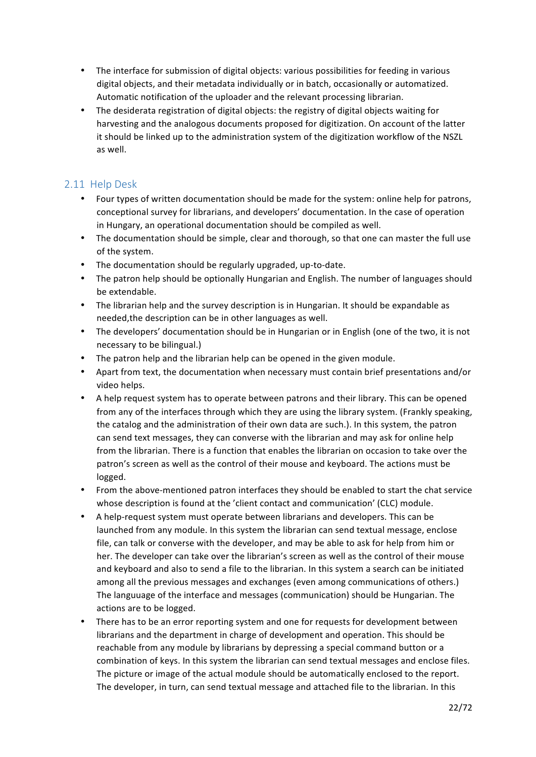- The interface for submission of digital objects: various possibilities for feeding in various digital objects, and their metadata individually or in batch, occasionally or automatized. Automatic notification of the uploader and the relevant processing librarian.
- The desiderata registration of digital objects: the registry of digital objects waiting for harvesting and the analogous documents proposed for digitization. On account of the latter it should be linked up to the administration system of the digitization workflow of the NSZL as well.

## 2.11 Help Desk

- Four types of written documentation should be made for the system: online help for patrons, conceptional survey for librarians, and developers' documentation. In the case of operation in Hungary, an operational documentation should be compiled as well.
- The documentation should be simple, clear and thorough, so that one can master the full use of the system.
- The documentation should be regularly upgraded, up-to-date.
- The patron help should be optionally Hungarian and English. The number of languages should be extendable.
- The librarian help and the survey description is in Hungarian. It should be expandable as needed,the description can be in other languages as well.
- The developers' documentation should be in Hungarian or in English (one of the two, it is not necessary to be bilingual.)
- The patron help and the librarian help can be opened in the given module.
- Apart from text, the documentation when necessary must contain brief presentations and/or video helps.
- A help request system has to operate between patrons and their library. This can be opened from any of the interfaces through which they are using the library system. (Frankly speaking, the catalog and the administration of their own data are such.). In this system, the patron can send text messages, they can converse with the librarian and may ask for online help from the librarian. There is a function that enables the librarian on occasion to take over the patron's screen as well as the control of their mouse and keyboard. The actions must be logged.
- From the above-mentioned patron interfaces they should be enabled to start the chat service whose description is found at the 'client contact and communication' (CLC) module.
- A help-request system must operate between librarians and developers. This can be launched from any module. In this system the librarian can send textual message, enclose file, can talk or converse with the developer, and may be able to ask for help from him or her. The developer can take over the librarian's screen as well as the control of their mouse and keyboard and also to send a file to the librarian. In this system a search can be initiated among all the previous messages and exchanges (even among communications of others.) The languuage of the interface and messages (communication) should be Hungarian. The actions are to be logged.
- There has to be an error reporting system and one for requests for development between librarians and the department in charge of development and operation. This should be reachable from any module by librarians by depressing a special command button or a combination of keys. In this system the librarian can send textual messages and enclose files. The picture or image of the actual module should be automatically enclosed to the report. The developer, in turn, can send textual message and attached file to the librarian. In this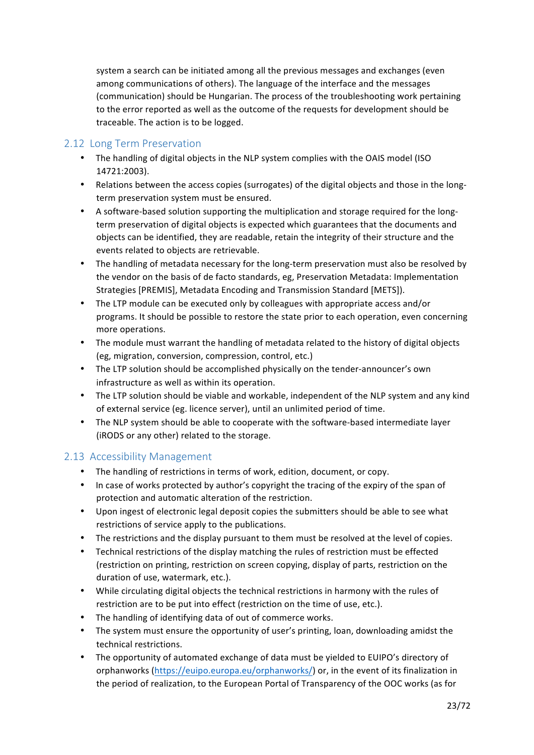system a search can be initiated among all the previous messages and exchanges (even among communications of others). The language of the interface and the messages (communication) should be Hungarian. The process of the troubleshooting work pertaining to the error reported as well as the outcome of the requests for development should be traceable. The action is to be logged.

## 2.12 Long Term Preservation

- The handling of digital objects in the NLP system complies with the OAIS model (ISO 14721:2003).
- Relations between the access copies (surrogates) of the digital objects and those in the long-term preservation system must be ensured.
- A software-based solution supporting the multiplication and storage required for the long-term preservation of digital objects is expected which guarantees that the documents and objects can be identified, they are readable, retain the integrity of their structure and the events related to objects are retrievable.
- The handling of metadata necessary for the long-term preservation must also be resolved by the vendor on the basis of de facto standards, eg, Preservation Metadata: Implementation Strategies [PREMIS], Metadata Encoding and Transmission Standard [METS]).
- The LTP module can be executed only by colleagues with appropriate access and/or programs. It should be possible to restore the state prior to each operation, even concerning more operations.
- The module must warrant the handling of metadata related to the history of digital objects (eg, migration, conversion, compression, control, etc.)
- The LTP solution should be accomplished physically on the tender-announcer's own infrastructure as well as within its operation.
- The LTP solution should be viable and workable, independent of the NLP system and any kind of external service (eg. licence server), until an unlimited period of time.
- The NLP system should be able to cooperate with the software-based intermediate layer (iRODS or any other) related to the storage.

## 2.13 Accessibility Management

- The handling of restrictions in terms of work, edition, document, or copy.
- In case of works protected by author's copyright the tracing of the expiry of the span of protection and automatic alteration of the restriction.
- Upon ingest of electronic legal deposit copies the submitters should be able to see what restrictions of service apply to the publications.
- The restrictions and the display pursuant to them must be resolved at the level of copies.
- Technical restrictions of the display matching the rules of restriction must be effected (restriction on printing, restriction on screen copying, display of parts, restriction on the duration of use, watermark, etc.).
- While circulating digital objects the technical restrictions in harmony with the rules of restriction are to be put into effect (restriction on the time of use, etc.).
- The handling of identifying data of out of commerce works.
- The system must ensure the opportunity of user's printing, loan, downloading amidst the technical restrictions.
- The opportunity of automated exchange of data must be yielded to EUIPO's directory of orphanworks (https://euipo.europa.eu/orphanworks/) or, in the event of its finalization in the period of realization, to the European Portal of Transparency of the OOC works (as for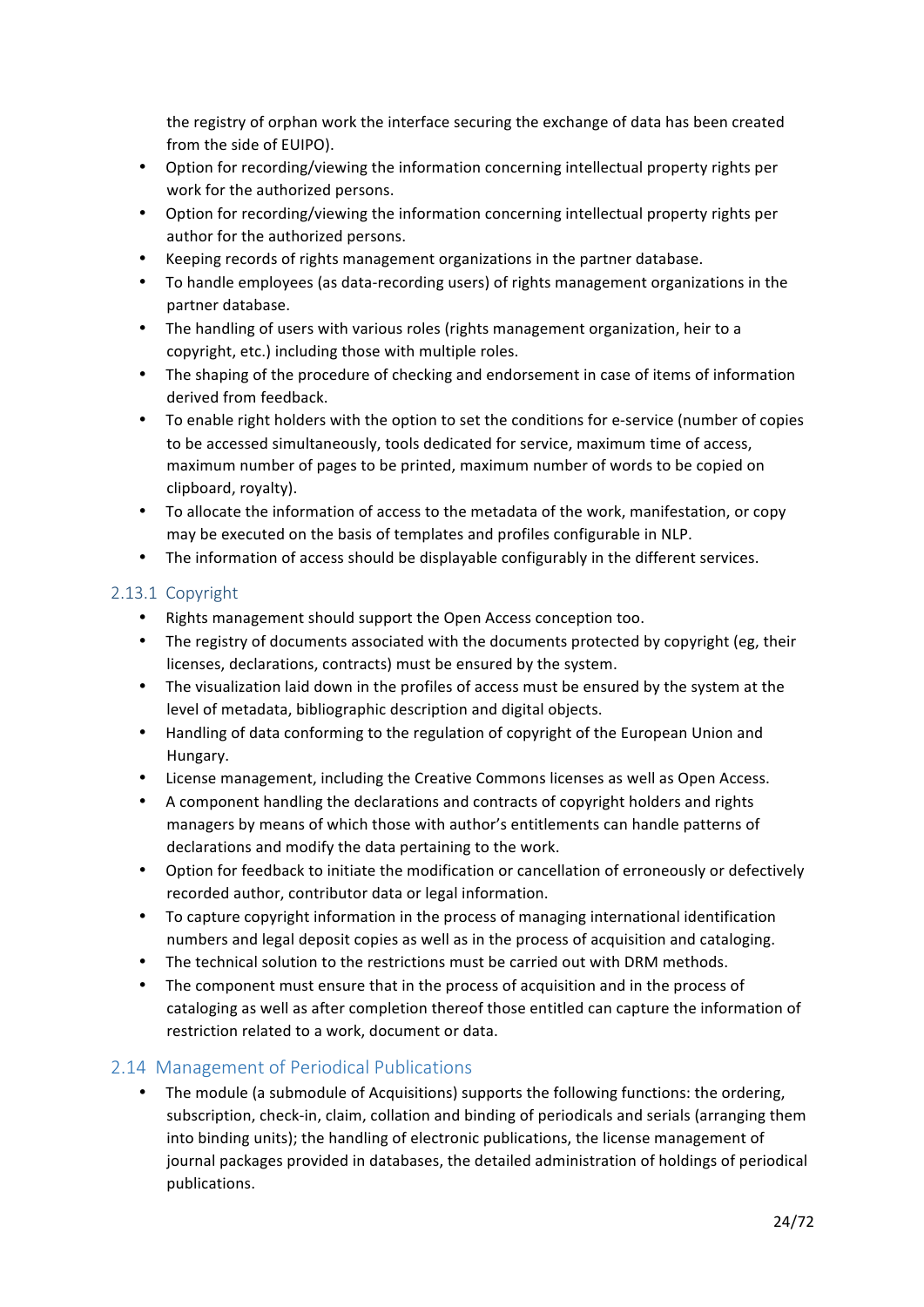the registry of orphan work the interface securing the exchange of data has been created from the side of EUIPO).

- Option for recording/viewing the information concerning intellectual property rights per work for the authorized persons.
- Option for recording/viewing the information concerning intellectual property rights per author for the authorized persons.
- Keeping records of rights management organizations in the partner database.
- To handle employees (as data-recording users) of rights management organizations in the partner database.
- The handling of users with various roles (rights management organization, heir to a copyright, etc.) including those with multiple roles.
- The shaping of the procedure of checking and endorsement in case of items of information derived from feedback.
- To enable right holders with the option to set the conditions for e-service (number of copies to be accessed simultaneously, tools dedicated for service, maximum time of access, maximum number of pages to be printed, maximum number of words to be copied on clipboard, royalty).
- To allocate the information of access to the metadata of the work, manifestation, or copy may be executed on the basis of templates and profiles configurable in NLP.
- The information of access should be displayable configurably in the different services.

### 2.13.1 Copyright

- Rights management should support the Open Access conception too.
- The registry of documents associated with the documents protected by copyright (eg, their licenses, declarations, contracts) must be ensured by the system.
- The visualization laid down in the profiles of access must be ensured by the system at the level of metadata, bibliographic description and digital objects.
- Handling of data conforming to the regulation of copyright of the European Union and Hungary.
- License management, including the Creative Commons licenses as well as Open Access.
- A component handling the declarations and contracts of copyright holders and rights managers by means of which those with author's entitlements can handle patterns of declarations and modify the data pertaining to the work.
- Option for feedback to initiate the modification or cancellation of erroneously or defectively recorded author, contributor data or legal information.
- To capture copyright information in the process of managing international identification numbers and legal deposit copies as well as in the process of acquisition and cataloging.
- The technical solution to the restrictions must be carried out with DRM methods.
- The component must ensure that in the process of acquisition and in the process of cataloging as well as after completion thereof those entitled can capture the information of restriction related to a work, document or data.

## 2.14 Management of Periodical Publications

- The module (a submodule of Acquisitions) supports the following functions: the ordering, subscription, check-in, claim, collation and binding of periodicals and serials (arranging them into binding units); the handling of electronic publications, the license management of journal packages provided in databases, the detailed administration of holdings of periodical publications.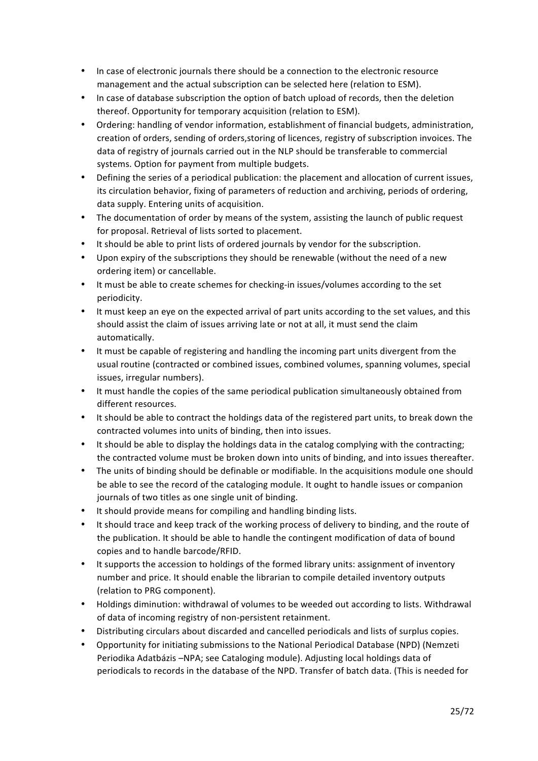- In case of electronic journals there should be a connection to the electronic resource management and the actual subscription can be selected here (relation to ESM).
- In case of database subscription the option of batch upload of records, then the deletion thereof. Opportunity for temporary acquisition (relation to ESM).
- Ordering: handling of vendor information, establishment of financial budgets, administration, creation of orders, sending of orders,storing of licences, registry of subscription invoices. The data of registry of journals carried out in the NLP should be transferable to commercial systems. Option for payment from multiple budgets.
- Defining the series of a periodical publication: the placement and allocation of current issues, its circulation behavior, fixing of parameters of reduction and archiving, periods of ordering, data supply. Entering units of acquisition.
- The documentation of order by means of the system, assisting the launch of public request for proposal. Retrieval of lists sorted to placement.
- It should be able to print lists of ordered journals by vendor for the subscription.
- Upon expiry of the subscriptions they should be renewable (without the need of a new ordering item) or cancellable.
- It must be able to create schemes for checking-in issues/volumes according to the set periodicity.
- It must keep an eye on the expected arrival of part units according to the set values, and this should assist the claim of issues arriving late or not at all, it must send the claim automatically.
- It must be capable of registering and handling the incoming part units divergent from the usual routine (contracted or combined issues, combined volumes, spanning volumes, special issues, irregular numbers).
- It must handle the copies of the same periodical publication simultaneously obtained from different resources.
- It should be able to contract the holdings data of the registered part units, to break down the contracted volumes into units of binding, then into issues.
- It should be able to display the holdings data in the catalog complying with the contracting; the contracted volume must be broken down into units of binding, and into issues thereafter.
- The units of binding should be definable or modifiable. In the acquisitions module one should be able to see the record of the cataloging module. It ought to handle issues or companion journals of two titles as one single unit of binding.
- It should provide means for compiling and handling binding lists.
- It should trace and keep track of the working process of delivery to binding, and the route of the publication. It should be able to handle the contingent modification of data of bound copies and to handle barcode/RFID.
- It supports the accession to holdings of the formed library units: assignment of inventory number and price. It should enable the librarian to compile detailed inventory outputs (relation to PRG component).
- Holdings diminution: withdrawal of volumes to be weeded out according to lists. Withdrawal of data of incoming registry of non-persistent retainment.
- Distributing circulars about discarded and cancelled periodicals and lists of surplus copies.
- Opportunity for initiating submissions to the National Periodical Database (NPD) (Nemzeti Periodika Adatbázis –NPA; see Cataloging module). Adjusting local holdings data of periodicals to records in the database of the NPD. Transfer of batch data. (This is needed for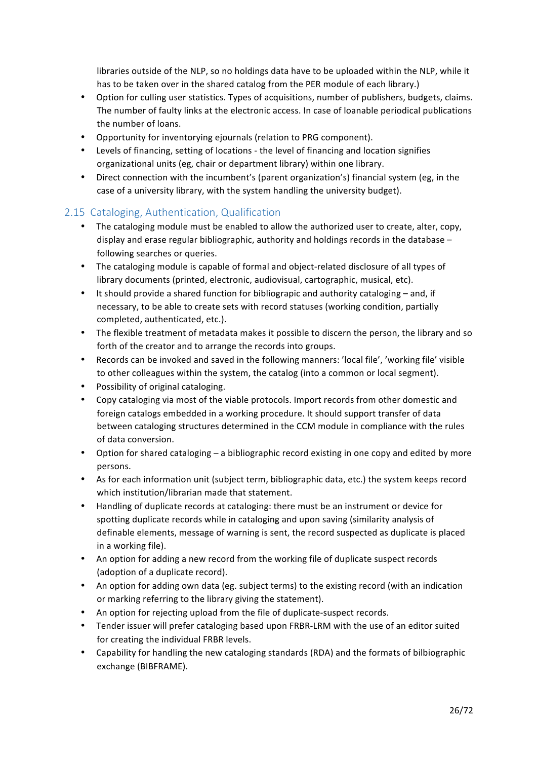libraries outside of the NLP, so no holdings data have to be uploaded within the NLP, while it has to be taken over in the shared catalog from the PER module of each library.)

- Option for culling user statistics. Types of acquisitions, number of publishers, budgets, claims. The number of faulty links at the electronic access. In case of loanable periodical publications the number of loans.
- Opportunity for inventorying ejournals (relation to PRG component).
- Levels of financing, setting of locations - the level of financing and location signifies organizational units (eg, chair or department library) within one library.
- Direct connection with the incumbent's (parent organization's) financial system (eg, in the case of a university library, with the system handling the university budget).

## 2.15 Cataloging, Authentication, Qualification

- The cataloging module must be enabled to allow the authorized user to create, alter, copy, display and erase regular bibliographic, authority and holdings records in the database – following searches or queries.
- The cataloging module is capable of formal and object-related disclosure of all types of library documents (printed, electronic, audiovisual, cartographic, musical, etc).
- It should provide a shared function for bibliograpic and authority cataloging – and, if necessary, to be able to create sets with record statuses (working condition, partially completed, authenticated, etc.).
- The flexible treatment of metadata makes it possible to discern the person, the library and so forth of the creator and to arrange the records into groups.
- Records can be invoked and saved in the following manners: 'local file', 'working file' visible to other colleagues within the system, the catalog (into a common or local segment).
- Possibility of original cataloging.
- Copy cataloging via most of the viable protocols. Import records from other domestic and foreign catalogs embedded in a working procedure. It should support transfer of data between cataloging structures determined in the CCM module in compliance with the rules of data conversion.
- Option for shared cataloging – a bibliographic record existing in one copy and edited by more persons.
- As for each information unit (subject term, bibliographic data, etc.) the system keeps record which institution/librarian made that statement.
- Handling of duplicate records at cataloging: there must be an instrument or device for spotting duplicate records while in cataloging and upon saving (similarity analysis of definable elements, message of warning is sent, the record suspected as duplicate is placed in a working file).
- An option for adding a new record from the working file of duplicate suspect records (adoption of a duplicate record).
- An option for adding own data (eg. subject terms) to the existing record (with an indication or marking referring to the library giving the statement).
- An option for rejecting upload from the file of duplicate-suspect records.
- Tender issuer will prefer cataloging based upon FRBR-LRM with the use of an editor suited for creating the individual FRBR levels.
- Capability for handling the new cataloging standards (RDA) and the formats of bilbiographic exchange (BIBFRAME).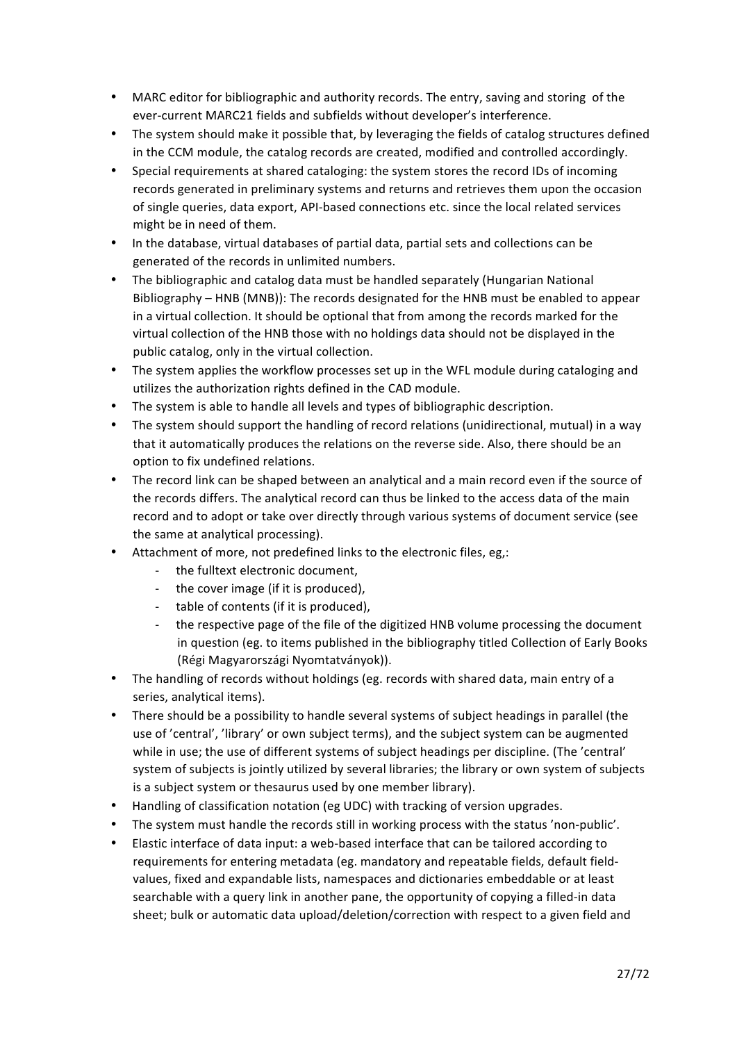- MARC editor for bibliographic and authority records. The entry, saving and storing of the ever-current MARC21 fields and subfields without developer's interference.
- The system should make it possible that, by leveraging the fields of catalog structures defined in the CCM module, the catalog records are created, modified and controlled accordingly.
- Special requirements at shared cataloging: the system stores the record IDs of incoming records generated in preliminary systems and returns and retrieves them upon the occasion of single queries, data export, API-based connections etc. since the local related services might be in need of them.
- In the database, virtual databases of partial data, partial sets and collections can be generated of the records in unlimited numbers.
- The bibliographic and catalog data must be handled separately (Hungarian National Bibliography – HNB (MNB)): The records designated for the HNB must be enabled to appear in a virtual collection. It should be optional that from among the records marked for the virtual collection of the HNB those with no holdings data should not be displayed in the public catalog, only in the virtual collection.
- The system applies the workflow processes set up in the WFL module during cataloging and utilizes the authorization rights defined in the CAD module.
- The system is able to handle all levels and types of bibliographic description.
- The system should support the handling of record relations (unidirectional, mutual) in a way that it automatically produces the relations on the reverse side. Also, there should be an option to fix undefined relations.
- The record link can be shaped between an analytical and a main record even if the source of the records differs. The analytical record can thus be linked to the access data of the main record and to adopt or take over directly through various systems of document service (see the same at analytical processing).
- Attachment of more, not predefined links to the electronic files, eg,:
  - the fulltext electronic document,
  - the cover image (if it is produced),
  - table of contents (if it is produced),
  - the respective page of the file of the digitized HNB volume processing the document in question (eg. to items published in the bibliography titled Collection of Early Books (Régi Magyarországi Nyomtatványok)).
- The handling of records without holdings (eg. records with shared data, main entry of a series, analytical items).
- There should be a possibility to handle several systems of subject headings in parallel (the use of 'central', 'library' or own subject terms), and the subject system can be augmented while in use; the use of different systems of subject headings per discipline. (The 'central' system of subjects is jointly utilized by several libraries; the library or own system of subjects is a subject system or thesaurus used by one member library).
- Handling of classification notation (eg UDC) with tracking of version upgrades.
- The system must handle the records still in working process with the status 'non-public'.
- Elastic interface of data input: a web-based interface that can be tailored according to requirements for entering metadata (eg. mandatory and repeatable fields, default field-values, fixed and expandable lists, namespaces and dictionaries embeddable or at least searchable with a query link in another pane, the opportunity of copying a filled-in data sheet; bulk or automatic data upload/deletion/correction with respect to a given field and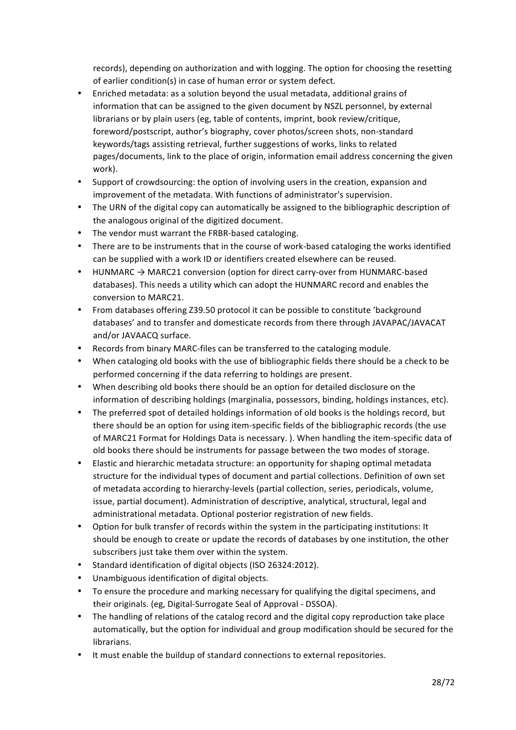records), depending on authorization and with logging. The option for choosing the resetting of earlier condition(s) in case of human error or system defect.

- Enriched metadata: as a solution beyond the usual metadata, additional grains of information that can be assigned to the given document by NSZL personnel, by external librarians or by plain users (eg, table of contents, imprint, book review/critique, foreword/postscript, author's biography, cover photos/screen shots, non-standard keywords/tags assisting retrieval, further suggestions of works, links to related pages/documents, link to the place of origin, information email address concerning the given work).
- Support of crowdsourcing: the option of involving users in the creation, expansion and improvement of the metadata. With functions of administrator's supervision.
- The URN of the digital copy can automatically be assigned to the bibliographic description of the analogous original of the digitized document.
- The vendor must warrant the FRBR-based cataloging.
- There are to be instruments that in the course of work-based cataloging the works identified can be supplied with a work ID or identifiers created elsewhere can be reused.
- HUNMARC → MARC21 conversion (option for direct carry-over from HUNMARC-based databases). This needs a utility which can adopt the HUNMARC record and enables the conversion to MARC21.
- From databases offering Z39.50 protocol it can be possible to constitute 'background databases' and to transfer and domesticate records from there through JAVAPAC/JAVACAT and/or JAVAACQ surface.
- Records from binary MARC-files can be transferred to the cataloging module.
- When cataloging old books with the use of bibliographic fields there should be a check to be performed concerning if the data referring to holdings are present.
- When describing old books there should be an option for detailed disclosure on the information of describing holdings (marginalia, possessors, binding, holdings instances, etc).
- The preferred spot of detailed holdings information of old books is the holdings record, but there should be an option for using item-specific fields of the bibliographic records (the use of MARC21 Format for Holdings Data is necessary. ). When handling the item-specific data of old books there should be instruments for passage between the two modes of storage.
- Elastic and hierarchic metadata structure: an opportunity for shaping optimal metadata structure for the individual types of document and partial collections. Definition of own set of metadata according to hierarchy-levels (partial collection, series, periodicals, volume, issue, partial document). Administration of descriptive, analytical, structural, legal and administrational metadata. Optional posterior registration of new fields.
- Option for bulk transfer of records within the system in the participating institutions: It should be enough to create or update the records of databases by one institution, the other subscribers just take them over within the system.
- Standard identification of digital objects (ISO 26324:2012).
- Unambiguous identification of digital objects.
- To ensure the procedure and marking necessary for qualifying the digital specimens, and their originals. (eg, Digital-Surrogate Seal of Approval - DSSOA).
- The handling of relations of the catalog record and the digital copy reproduction take place automatically, but the option for individual and group modification should be secured for the librarians.
- It must enable the buildup of standard connections to external repositories.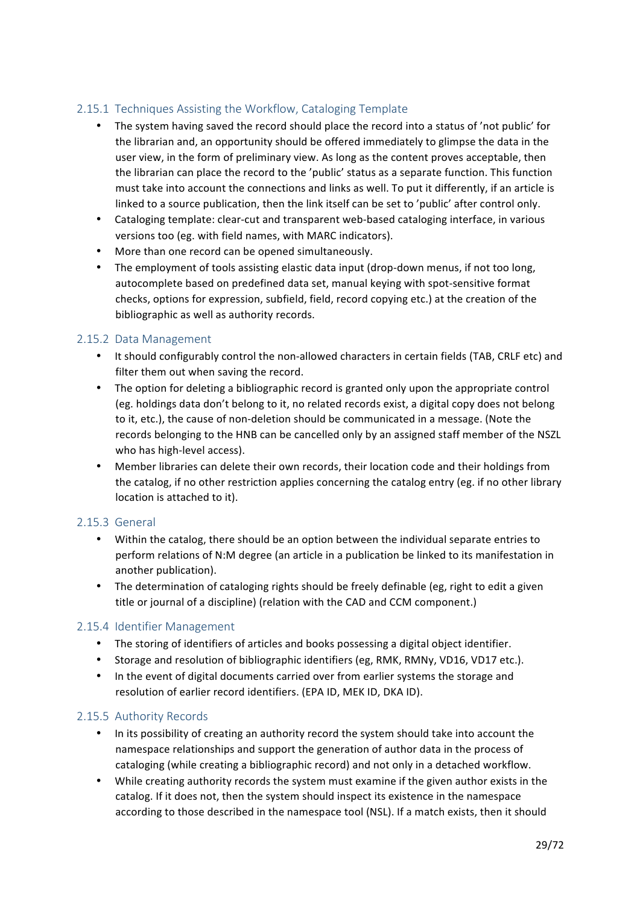### 2.15.1 Techniques Assisting the Workflow, Cataloging Template

- The system having saved the record should place the record into a status of 'not public' for the librarian and, an opportunity should be offered immediately to glimpse the data in the user view, in the form of preliminary view. As long as the content proves acceptable, then the librarian can place the record to the 'public' status as a separate function. This function must take into account the connections and links as well. To put it differently, if an article is linked to a source publication, then the link itself can be set to 'public' after control only.
- Cataloging template: clear-cut and transparent web-based cataloging interface, in various versions too (eg. with field names, with MARC indicators).
- More than one record can be opened simultaneously.
- The employment of tools assisting elastic data input (drop-down menus, if not too long, autocomplete based on predefined data set, manual keying with spot-sensitive format checks, options for expression, subfield, field, record copying etc.) at the creation of the bibliographic as well as authority records.

### 2.15.2 Data Management

- It should configurably control the non-allowed characters in certain fields (TAB, CRLF etc) and filter them out when saving the record.
- The option for deleting a bibliographic record is granted only upon the appropriate control (eg. holdings data don't belong to it, no related records exist, a digital copy does not belong to it, etc.), the cause of non-deletion should be communicated in a message. (Note the records belonging to the HNB can be cancelled only by an assigned staff member of the NSZL who has high-level access).
- Member libraries can delete their own records, their location code and their holdings from the catalog, if no other restriction applies concerning the catalog entry (eg. if no other library location is attached to it).

### 2.15.3 General

- Within the catalog, there should be an option between the individual separate entries to perform relations of N:M degree (an article in a publication be linked to its manifestation in another publication).
- The determination of cataloging rights should be freely definable (eg, right to edit a given title or journal of a discipline) (relation with the CAD and CCM component.)

### 2.15.4 Identifier Management

- The storing of identifiers of articles and books possessing a digital object identifier.
- Storage and resolution of bibliographic identifiers (eg, RMK, RMNy, VD16, VD17 etc.).
- In the event of digital documents carried over from earlier systems the storage and resolution of earlier record identifiers. (EPA ID, MEK ID, DKA ID).

### 2.15.5 Authority Records

- In its possibility of creating an authority record the system should take into account the namespace relationships and support the generation of author data in the process of cataloging (while creating a bibliographic record) and not only in a detached workflow.
- While creating authority records the system must examine if the given author exists in the catalog. If it does not, then the system should inspect its existence in the namespace according to those described in the namespace tool (NSL). If a match exists, then it should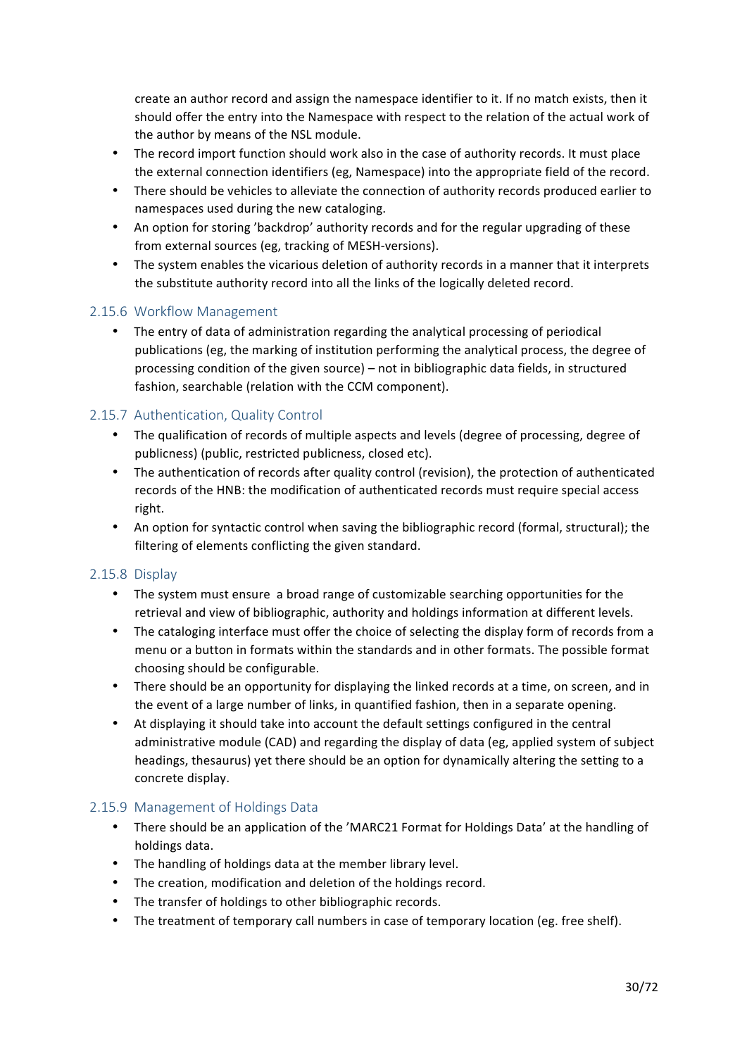create an author record and assign the namespace identifier to it. If no match exists, then it should offer the entry into the Namespace with respect to the relation of the actual work of the author by means of the NSL module.

- The record import function should work also in the case of authority records. It must place the external connection identifiers (eg, Namespace) into the appropriate field of the record.
- There should be vehicles to alleviate the connection of authority records produced earlier to namespaces used during the new cataloging.
- An option for storing 'backdrop' authority records and for the regular upgrading of these from external sources (eg, tracking of MESH-versions).
- The system enables the vicarious deletion of authority records in a manner that it interprets the substitute authority record into all the links of the logically deleted record.

### 2.15.6 Workflow Management

- The entry of data of administration regarding the analytical processing of periodical publications (eg, the marking of institution performing the analytical process, the degree of processing condition of the given source) – not in bibliographic data fields, in structured fashion, searchable (relation with the CCM component).

### 2.15.7 Authentication, Quality Control

- The qualification of records of multiple aspects and levels (degree of processing, degree of publicness) (public, restricted publicness, closed etc).
- The authentication of records after quality control (revision), the protection of authenticated records of the HNB: the modification of authenticated records must require special access right.
- An option for syntactic control when saving the bibliographic record (formal, structural); the filtering of elements conflicting the given standard.

### 2.15.8 Display

- The system must ensure a broad range of customizable searching opportunities for the retrieval and view of bibliographic, authority and holdings information at different levels.
- The cataloging interface must offer the choice of selecting the display form of records from a menu or a button in formats within the standards and in other formats. The possible format choosing should be configurable.
- There should be an opportunity for displaying the linked records at a time, on screen, and in the event of a large number of links, in quantified fashion, then in a separate opening.
- At displaying it should take into account the default settings configured in the central administrative module (CAD) and regarding the display of data (eg, applied system of subject headings, thesaurus) yet there should be an option for dynamically altering the setting to a concrete display.

### 2.15.9 Management of Holdings Data

- There should be an application of the 'MARC21 Format for Holdings Data' at the handling of holdings data.
- The handling of holdings data at the member library level.
- The creation, modification and deletion of the holdings record.
- The transfer of holdings to other bibliographic records.
- The treatment of temporary call numbers in case of temporary location (eg. free shelf).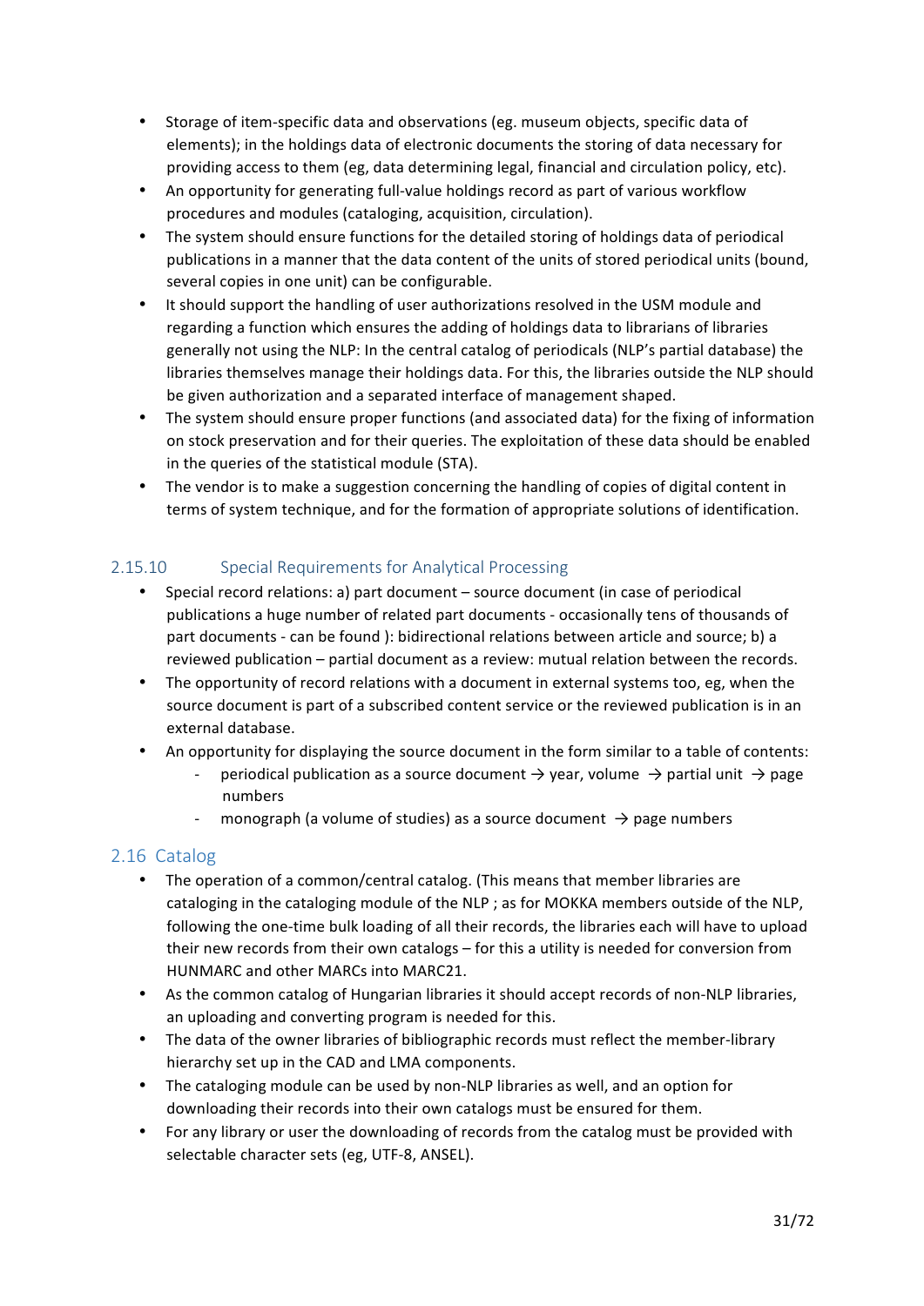- Storage of item-specific data and observations (eg. museum objects, specific data of elements); in the holdings data of electronic documents the storing of data necessary for providing access to them (eg, data determining legal, financial and circulation policy, etc).
- An opportunity for generating full-value holdings record as part of various workflow procedures and modules (cataloging, acquisition, circulation).
- The system should ensure functions for the detailed storing of holdings data of periodical publications in a manner that the data content of the units of stored periodical units (bound, several copies in one unit) can be configurable.
- It should support the handling of user authorizations resolved in the USM module and regarding a function which ensures the adding of holdings data to librarians of libraries generally not using the NLP: In the central catalog of periodicals (NLP's partial database) the libraries themselves manage their holdings data. For this, the libraries outside the NLP should be given authorization and a separated interface of management shaped.
- The system should ensure proper functions (and associated data) for the fixing of information on stock preservation and for their queries. The exploitation of these data should be enabled in the queries of the statistical module (STA).
- The vendor is to make a suggestion concerning the handling of copies of digital content in terms of system technique, and for the formation of appropriate solutions of identification.

### 2.15.10 Special Requirements for Analytical Processing

- Special record relations: a) part document – source document (in case of periodical publications a huge number of related part documents - occasionally tens of thousands of part documents - can be found ): bidirectional relations between article and source; b) a reviewed publication – partial document as a review: mutual relation between the records.
- The opportunity of record relations with a document in external systems too, eg, when the source document is part of a subscribed content service or the reviewed publication is in an external database.
- An opportunity for displaying the source document in the form similar to a table of contents:
  - periodical publication as a source document → year, volume → partial unit → page numbers
  - monograph (a volume of studies) as a source document → page numbers

## 2.16 Catalog

- The operation of a common/central catalog. (This means that member libraries are cataloging in the cataloging module of the NLP ; as for MOKKA members outside of the NLP, following the one-time bulk loading of all their records, the libraries each will have to upload their new records from their own catalogs – for this a utility is needed for conversion from HUNMARC and other MARCs into MARC21.
- As the common catalog of Hungarian libraries it should accept records of non-NLP libraries, an uploading and converting program is needed for this.
- The data of the owner libraries of bibliographic records must reflect the member-library hierarchy set up in the CAD and LMA components.
- The cataloging module can be used by non-NLP libraries as well, and an option for downloading their records into their own catalogs must be ensured for them.
- For any library or user the downloading of records from the catalog must be provided with selectable character sets (eg, UTF-8, ANSEL).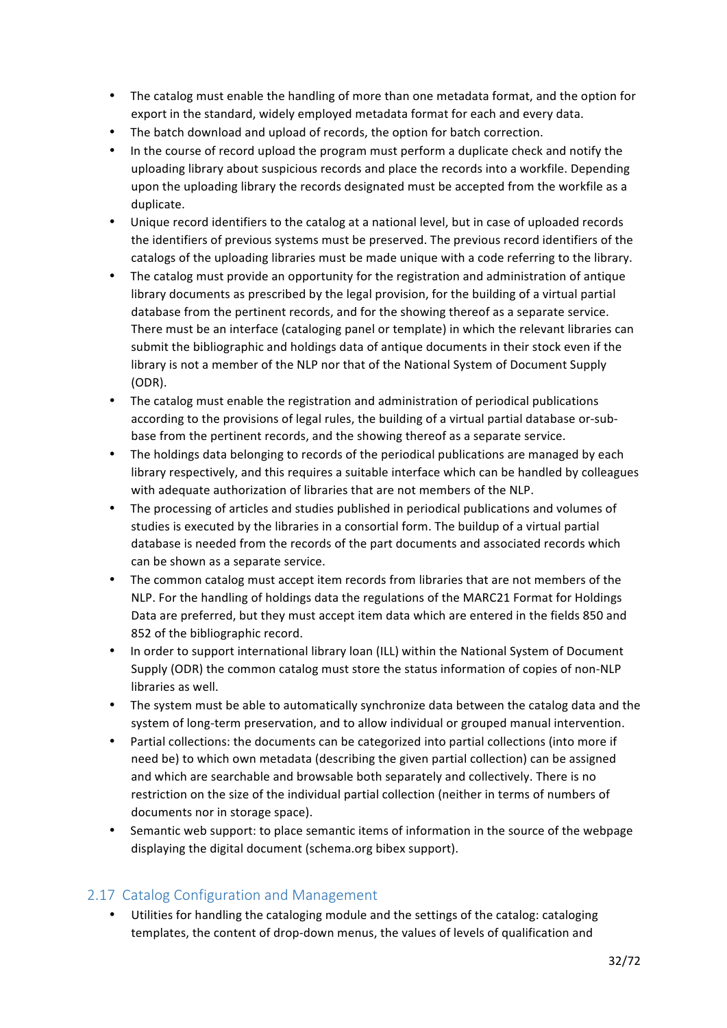- The catalog must enable the handling of more than one metadata format, and the option for export in the standard, widely employed metadata format for each and every data.
- The batch download and upload of records, the option for batch correction.
- In the course of record upload the program must perform a duplicate check and notify the uploading library about suspicious records and place the records into a workfile. Depending upon the uploading library the records designated must be accepted from the workfile as a duplicate.
- Unique record identifiers to the catalog at a national level, but in case of uploaded records the identifiers of previous systems must be preserved. The previous record identifiers of the catalogs of the uploading libraries must be made unique with a code referring to the library.
- The catalog must provide an opportunity for the registration and administration of antique library documents as prescribed by the legal provision, for the building of a virtual partial database from the pertinent records, and for the showing thereof as a separate service. There must be an interface (cataloging panel or template) in which the relevant libraries can submit the bibliographic and holdings data of antique documents in their stock even if the library is not a member of the NLP nor that of the National System of Document Supply (ODR).
- The catalog must enable the registration and administration of periodical publications according to the provisions of legal rules, the building of a virtual partial database or-sub-base from the pertinent records, and the showing thereof as a separate service.
- The holdings data belonging to records of the periodical publications are managed by each library respectively, and this requires a suitable interface which can be handled by colleagues with adequate authorization of libraries that are not members of the NLP.
- The processing of articles and studies published in periodical publications and volumes of studies is executed by the libraries in a consortial form. The buildup of a virtual partial database is needed from the records of the part documents and associated records which can be shown as a separate service.
- The common catalog must accept item records from libraries that are not members of the NLP. For the handling of holdings data the regulations of the MARC21 Format for Holdings Data are preferred, but they must accept item data which are entered in the fields 850 and 852 of the bibliographic record.
- In order to support international library loan (ILL) within the National System of Document Supply (ODR) the common catalog must store the status information of copies of non-NLP libraries as well.
- The system must be able to automatically synchronize data between the catalog data and the system of long-term preservation, and to allow individual or grouped manual intervention.
- Partial collections: the documents can be categorized into partial collections (into more if need be) to which own metadata (describing the given partial collection) can be assigned and which are searchable and browsable both separately and collectively. There is no restriction on the size of the individual partial collection (neither in terms of numbers of documents nor in storage space).
- Semantic web support: to place semantic items of information in the source of the webpage displaying the digital document (schema.org bibex support).

## 2.17 Catalog Configuration and Management

- Utilities for handling the cataloging module and the settings of the catalog: cataloging templates, the content of drop-down menus, the values of levels of qualification and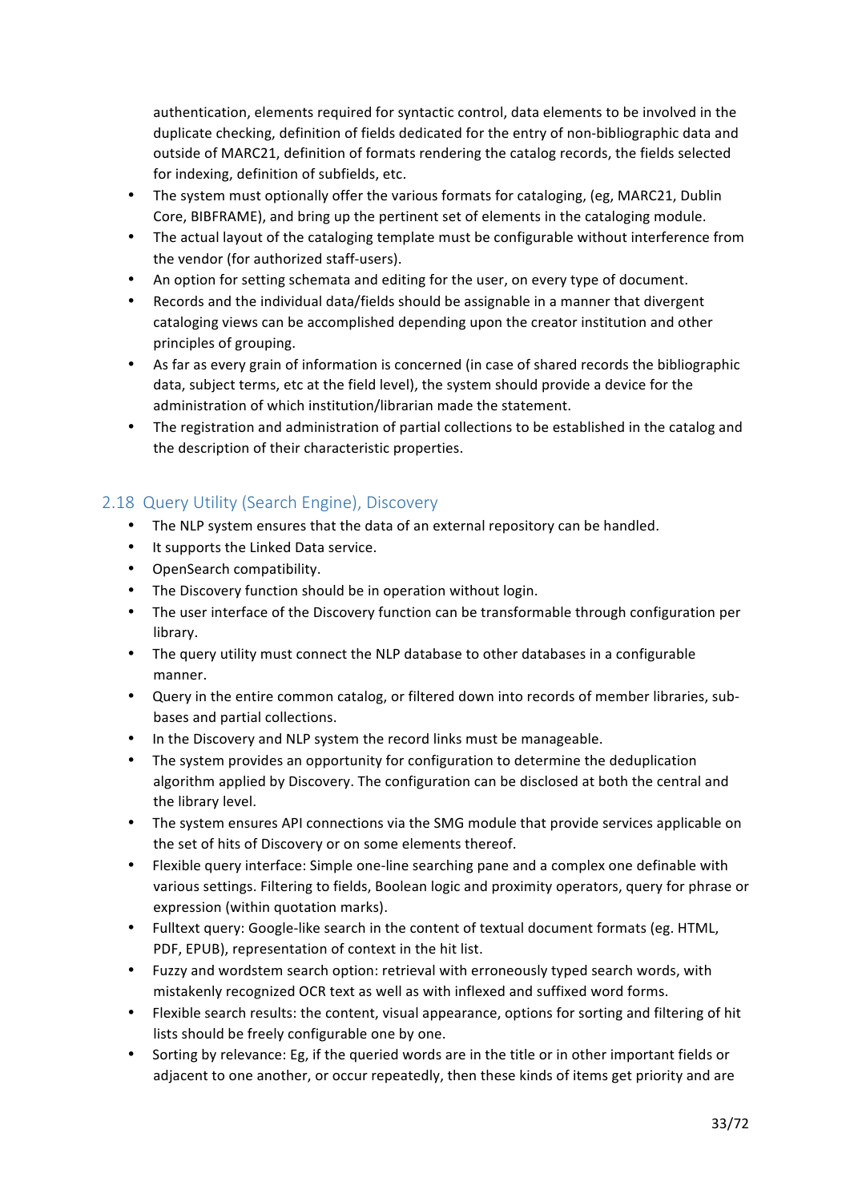authentication, elements required for syntactic control, data elements to be involved in the duplicate checking, definition of fields dedicated for the entry of non-bibliographic data and outside of MARC21, definition of formats rendering the catalog records, the fields selected for indexing, definition of subfields, etc.

- The system must optionally offer the various formats for cataloging, (eg, MARC21, Dublin Core, BIBFRAME), and bring up the pertinent set of elements in the cataloging module.
- The actual layout of the cataloging template must be configurable without interference from the vendor (for authorized staff-users).
- An option for setting schemata and editing for the user, on every type of document.
- Records and the individual data/fields should be assignable in a manner that divergent cataloging views can be accomplished depending upon the creator institution and other principles of grouping.
- As far as every grain of information is concerned (in case of shared records the bibliographic data, subject terms, etc at the field level), the system should provide a device for the administration of which institution/librarian made the statement.
- The registration and administration of partial collections to be established in the catalog and the description of their characteristic properties.

## 2.18 Query Utility (Search Engine), Discovery

- The NLP system ensures that the data of an external repository can be handled.
- It supports the Linked Data service.
- OpenSearch compatibility.
- The Discovery function should be in operation without login.
- The user interface of the Discovery function can be transformable through configuration per library.
- The query utility must connect the NLP database to other databases in a configurable manner.
- Query in the entire common catalog, or filtered down into records of member libraries, sub-bases and partial collections.
- In the Discovery and NLP system the record links must be manageable.
- The system provides an opportunity for configuration to determine the deduplication algorithm applied by Discovery. The configuration can be disclosed at both the central and the library level.
- The system ensures API connections via the SMG module that provide services applicable on the set of hits of Discovery or on some elements thereof.
- Flexible query interface: Simple one-line searching pane and a complex one definable with various settings. Filtering to fields, Boolean logic and proximity operators, query for phrase or expression (within quotation marks).
- Fulltext query: Google-like search in the content of textual document formats (eg. HTML, PDF, EPUB), representation of context in the hit list.
- Fuzzy and wordstem search option: retrieval with erroneously typed search words, with mistakenly recognized OCR text as well as with inflexed and suffixed word forms.
- Flexible search results: the content, visual appearance, options for sorting and filtering of hit lists should be freely configurable one by one.
- Sorting by relevance: Eg, if the queried words are in the title or in other important fields or adjacent to one another, or occur repeatedly, then these kinds of items get priority and are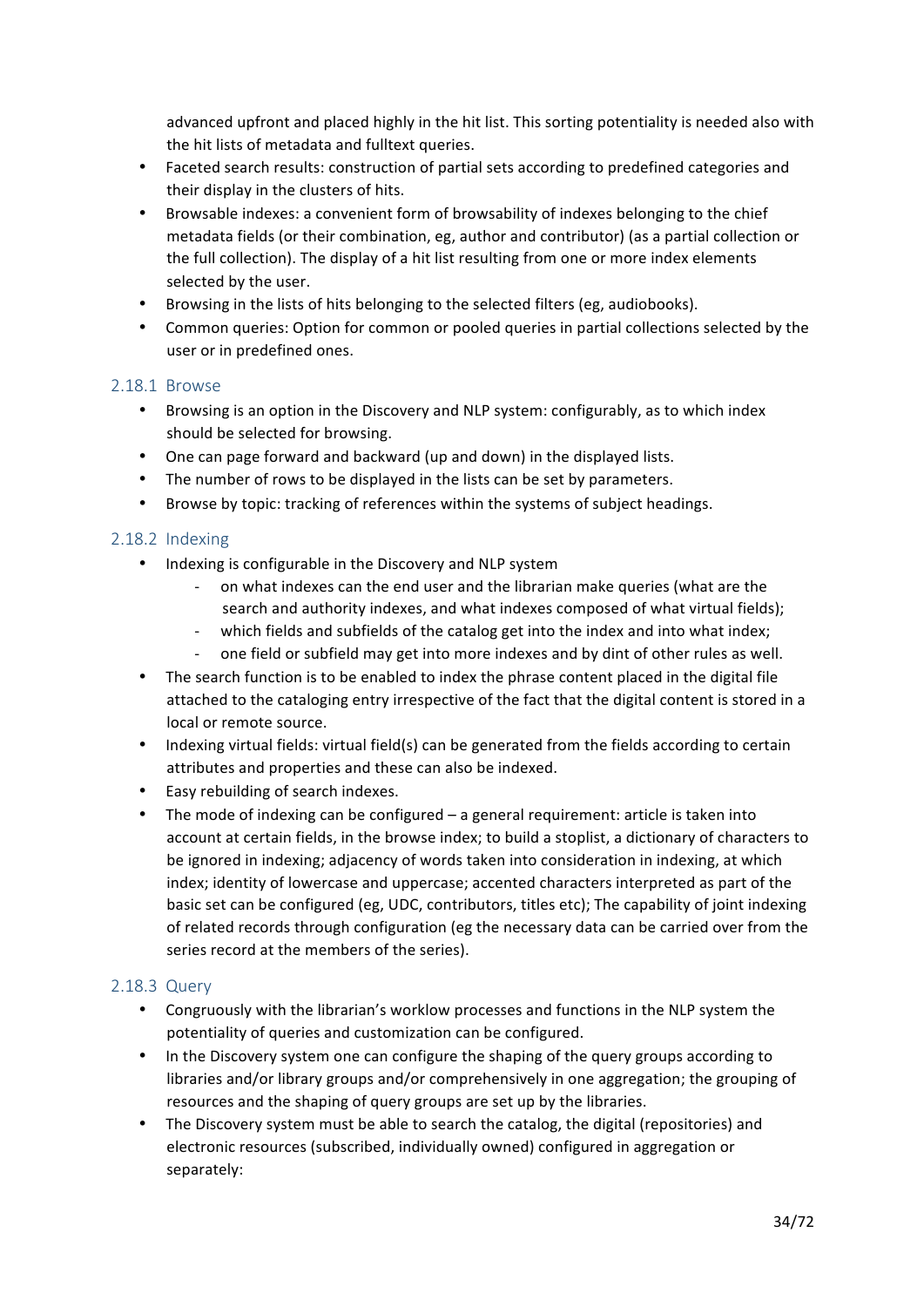advanced upfront and placed highly in the hit list. This sorting potentiality is needed also with the hit lists of metadata and fulltext queries.

- Faceted search results: construction of partial sets according to predefined categories and their display in the clusters of hits.
- Browsable indexes: a convenient form of browsability of indexes belonging to the chief metadata fields (or their combination, eg, author and contributor) (as a partial collection or the full collection). The display of a hit list resulting from one or more index elements selected by the user.
- Browsing in the lists of hits belonging to the selected filters (eg, audiobooks).
- Common queries: Option for common or pooled queries in partial collections selected by the user or in predefined ones.

### 2.18.1 Browse

- Browsing is an option in the Discovery and NLP system: configurably, as to which index should be selected for browsing.
- One can page forward and backward (up and down) in the displayed lists.
- The number of rows to be displayed in the lists can be set by parameters.
- Browse by topic: tracking of references within the systems of subject headings.

### 2.18.2 Indexing

- Indexing is configurable in the Discovery and NLP system
  - on what indexes can the end user and the librarian make queries (what are the search and authority indexes, and what indexes composed of what virtual fields);
  - which fields and subfields of the catalog get into the index and into what index;
  - one field or subfield may get into more indexes and by dint of other rules as well.
- The search function is to be enabled to index the phrase content placed in the digital file attached to the cataloging entry irrespective of the fact that the digital content is stored in a local or remote source.
- Indexing virtual fields: virtual field(s) can be generated from the fields according to certain attributes and properties and these can also be indexed.
- Easy rebuilding of search indexes.
- The mode of indexing can be configured – a general requirement: article is taken into account at certain fields, in the browse index; to build a stoplist, a dictionary of characters to be ignored in indexing; adjacency of words taken into consideration in indexing, at which index; identity of lowercase and uppercase; accented characters interpreted as part of the basic set can be configured (eg, UDC, contributors, titles etc); The capability of joint indexing of related records through configuration (eg the necessary data can be carried over from the series record at the members of the series).

### 2.18.3 Query

- Congruously with the librarian's worklow processes and functions in the NLP system the potentiality of queries and customization can be configured.
- In the Discovery system one can configure the shaping of the query groups according to libraries and/or library groups and/or comprehensively in one aggregation; the grouping of resources and the shaping of query groups are set up by the libraries.
- The Discovery system must be able to search the catalog, the digital (repositories) and electronic resources (subscribed, individually owned) configured in aggregation or separately: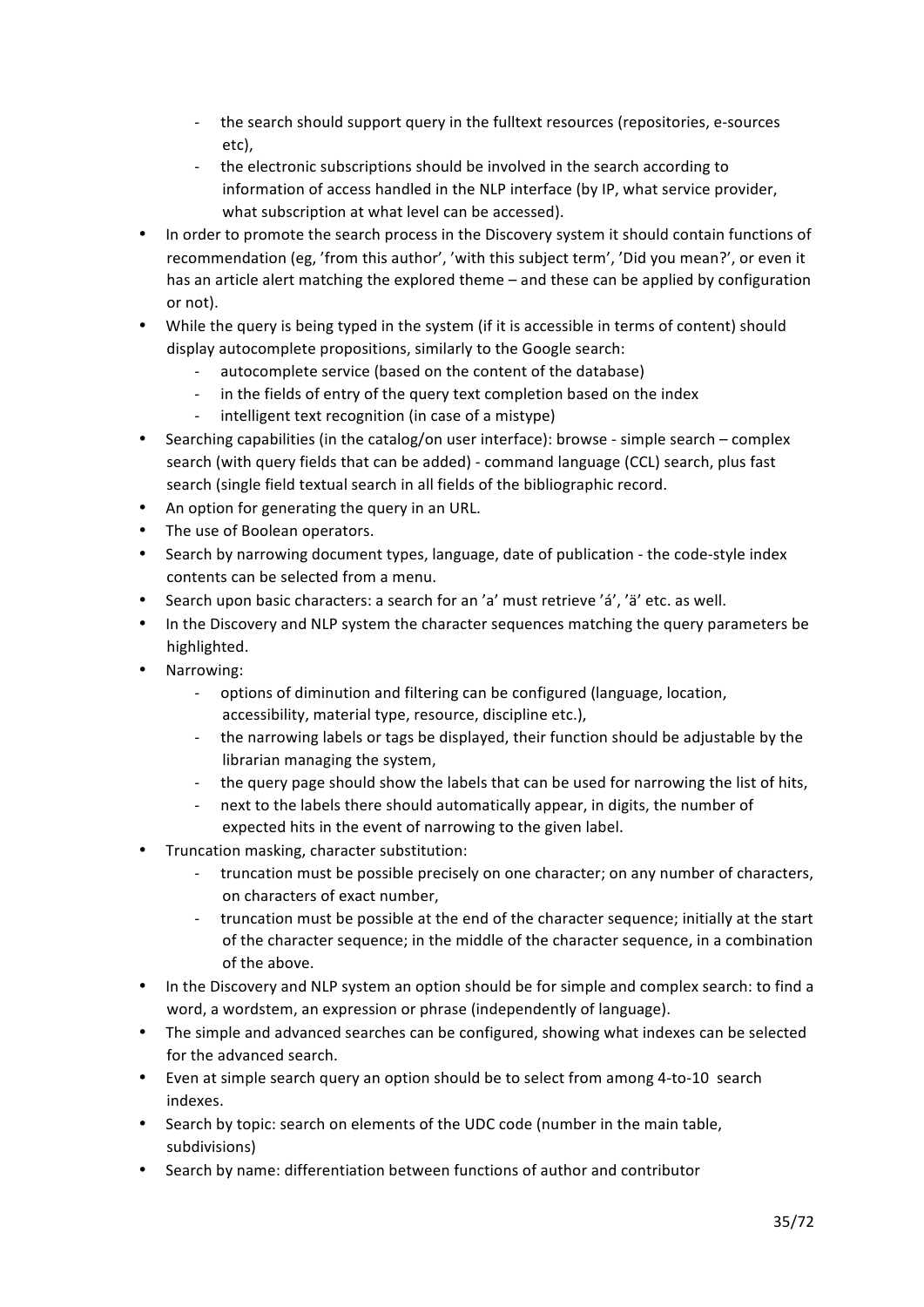- the search should support query in the fulltext resources (repositories, e-sources etc),
- the electronic subscriptions should be involved in the search according to information of access handled in the NLP interface (by IP, what service provider, what subscription at what level can be accessed).

- In order to promote the search process in the Discovery system it should contain functions of recommendation (eg, 'from this author', 'with this subject term', 'Did you mean?', or even it has an article alert matching the explored theme – and these can be applied by configuration or not).
- While the query is being typed in the system (if it is accessible in terms of content) should display autocomplete propositions, similarly to the Google search:
  - autocomplete service (based on the content of the database)
  - in the fields of entry of the query text completion based on the index
  - intelligent text recognition (in case of a mistype)
- Searching capabilities (in the catalog/on user interface): browse - simple search – complex search (with query fields that can be added) - command language (CCL) search, plus fast search (single field textual search in all fields of the bibliographic record.
- An option for generating the query in an URL.
- The use of Boolean operators.
- Search by narrowing document types, language, date of publication - the code-style index contents can be selected from a menu.
- Search upon basic characters: a search for an 'a' must retrieve 'á', 'ä' etc. as well.
- In the Discovery and NLP system the character sequences matching the query parameters be highlighted.
- Narrowing:
  - options of diminution and filtering can be configured (language, location, accessibility, material type, resource, discipline etc.),
  - the narrowing labels or tags be displayed, their function should be adjustable by the librarian managing the system,
  - the query page should show the labels that can be used for narrowing the list of hits,
  - next to the labels there should automatically appear, in digits, the number of expected hits in the event of narrowing to the given label.
- Truncation masking, character substitution:
  - truncation must be possible precisely on one character; on any number of characters, on characters of exact number,
  - truncation must be possible at the end of the character sequence; initially at the start of the character sequence; in the middle of the character sequence, in a combination of the above.
- In the Discovery and NLP system an option should be for simple and complex search: to find a word, a wordstem, an expression or phrase (independently of language).
- The simple and advanced searches can be configured, showing what indexes can be selected for the advanced search.
- Even at simple search query an option should be to select from among 4-to-10 search indexes.
- Search by topic: search on elements of the UDC code (number in the main table, subdivisions)
- Search by name: differentiation between functions of author and contributor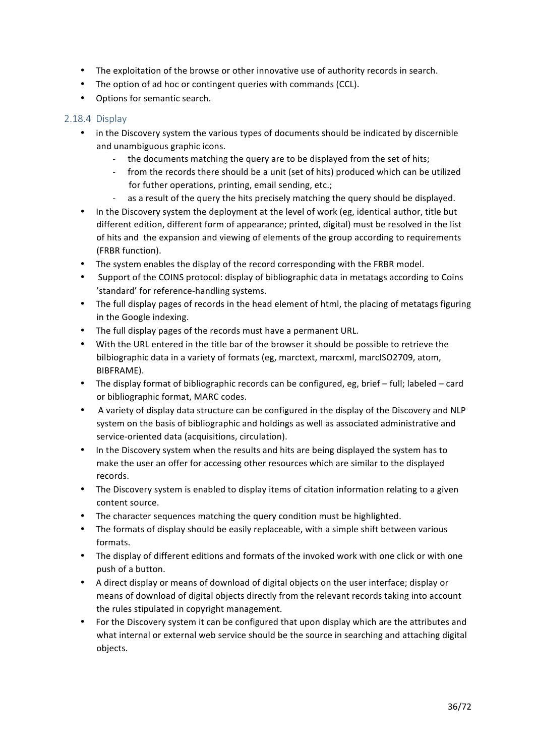- The exploitation of the browse or other innovative use of authority records in search.
- The option of ad hoc or contingent queries with commands (CCL).
- Options for semantic search.

### 2.18.4 Display

- in the Discovery system the various types of documents should be indicated by discernible and unambiguous graphic icons.
  - the documents matching the query are to be displayed from the set of hits;
  - from the records there should be a unit (set of hits) produced which can be utilized for futher operations, printing, email sending, etc.;
  - as a result of the query the hits precisely matching the query should be displayed.
- In the Discovery system the deployment at the level of work (eg, identical author, title but different edition, different form of appearance; printed, digital) must be resolved in the list of hits and the expansion and viewing of elements of the group according to requirements (FRBR function).
- The system enables the display of the record corresponding with the FRBR model.
- Support of the COINS protocol: display of bibliographic data in metatags according to Coins 'standard' for reference-handling systems.
- The full display pages of records in the head element of html, the placing of metatags figuring in the Google indexing.
- The full display pages of the records must have a permanent URL.
- With the URL entered in the title bar of the browser it should be possible to retrieve the bilbiographic data in a variety of formats (eg, marctext, marcxml, marcISO2709, atom, BIBFRAME).
- The display format of bibliographic records can be configured, eg, brief – full; labeled – card or bibliographic format, MARC codes.
- A variety of display data structure can be configured in the display of the Discovery and NLP system on the basis of bibliographic and holdings as well as associated administrative and service-oriented data (acquisitions, circulation).
- In the Discovery system when the results and hits are being displayed the system has to make the user an offer for accessing other resources which are similar to the displayed records.
- The Discovery system is enabled to display items of citation information relating to a given content source.
- The character sequences matching the query condition must be highlighted.
- The formats of display should be easily replaceable, with a simple shift between various formats.
- The display of different editions and formats of the invoked work with one click or with one push of a button.
- A direct display or means of download of digital objects on the user interface; display or means of download of digital objects directly from the relevant records taking into account the rules stipulated in copyright management.
- For the Discovery system it can be configured that upon display which are the attributes and what internal or external web service should be the source in searching and attaching digital objects.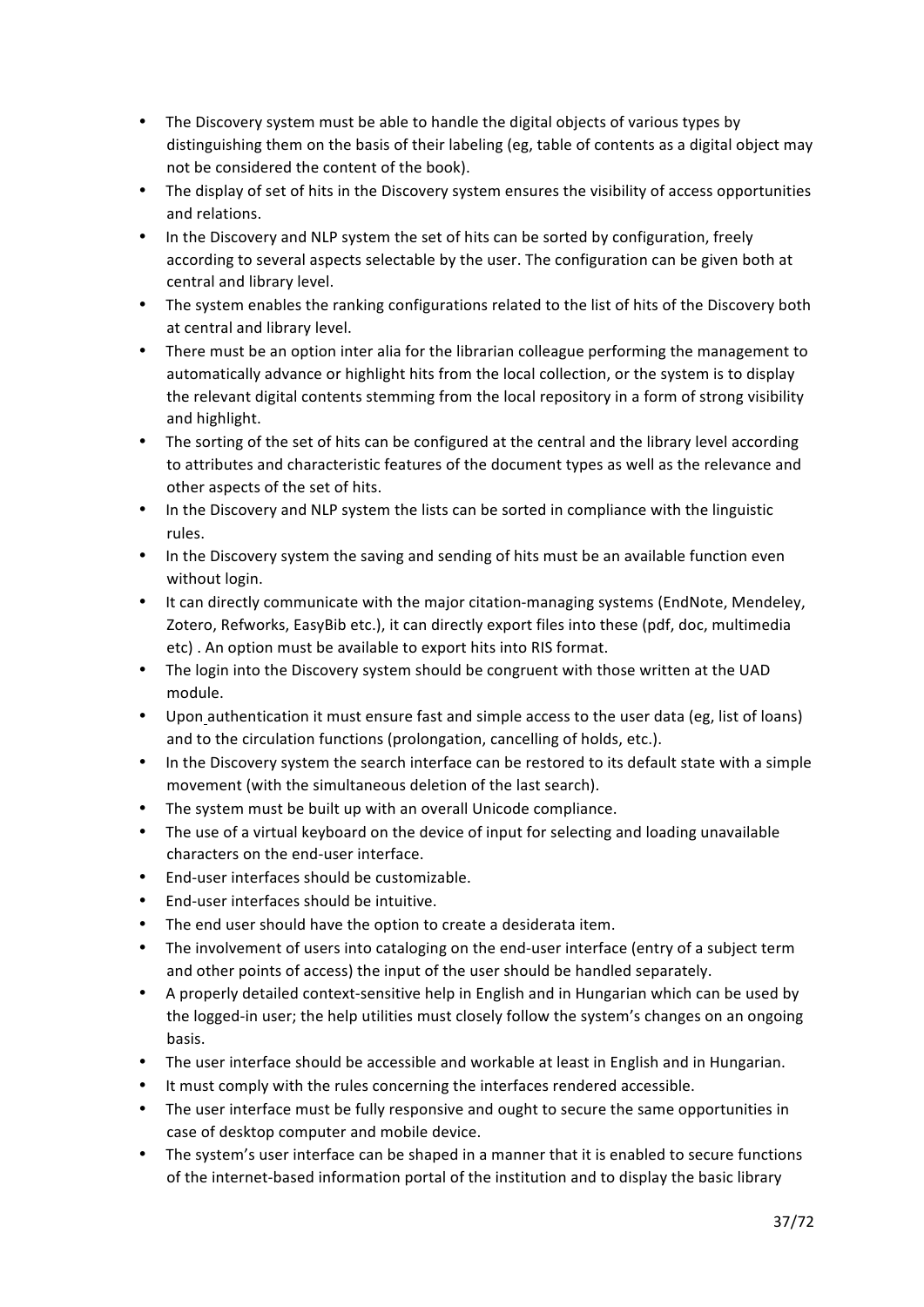- The Discovery system must be able to handle the digital objects of various types by distinguishing them on the basis of their labeling (eg, table of contents as a digital object may not be considered the content of the book).
- The display of set of hits in the Discovery system ensures the visibility of access opportunities and relations.
- In the Discovery and NLP system the set of hits can be sorted by configuration, freely according to several aspects selectable by the user. The configuration can be given both at central and library level.
- The system enables the ranking configurations related to the list of hits of the Discovery both at central and library level.
- There must be an option inter alia for the librarian colleague performing the management to automatically advance or highlight hits from the local collection, or the system is to display the relevant digital contents stemming from the local repository in a form of strong visibility and highlight.
- The sorting of the set of hits can be configured at the central and the library level according to attributes and characteristic features of the document types as well as the relevance and other aspects of the set of hits.
- In the Discovery and NLP system the lists can be sorted in compliance with the linguistic rules.
- In the Discovery system the saving and sending of hits must be an available function even without login.
- It can directly communicate with the major citation-managing systems (EndNote, Mendeley, Zotero, Refworks, EasyBib etc.), it can directly export files into these (pdf, doc, multimedia etc) . An option must be available to export hits into RIS format.
- The login into the Discovery system should be congruent with those written at the UAD module.
- Upon authentication it must ensure fast and simple access to the user data (eg, list of loans) and to the circulation functions (prolongation, cancelling of holds, etc.).
- In the Discovery system the search interface can be restored to its default state with a simple movement (with the simultaneous deletion of the last search).
- The system must be built up with an overall Unicode compliance.
- The use of a virtual keyboard on the device of input for selecting and loading unavailable characters on the end-user interface.
- End-user interfaces should be customizable.
- End-user interfaces should be intuitive.
- The end user should have the option to create a desiderata item.
- The involvement of users into cataloging on the end-user interface (entry of a subject term and other points of access) the input of the user should be handled separately.
- A properly detailed context-sensitive help in English and in Hungarian which can be used by the logged-in user; the help utilities must closely follow the system's changes on an ongoing basis.
- The user interface should be accessible and workable at least in English and in Hungarian.
- It must comply with the rules concerning the interfaces rendered accessible.
- The user interface must be fully responsive and ought to secure the same opportunities in case of desktop computer and mobile device.
- The system's user interface can be shaped in a manner that it is enabled to secure functions of the internet-based information portal of the institution and to display the basic library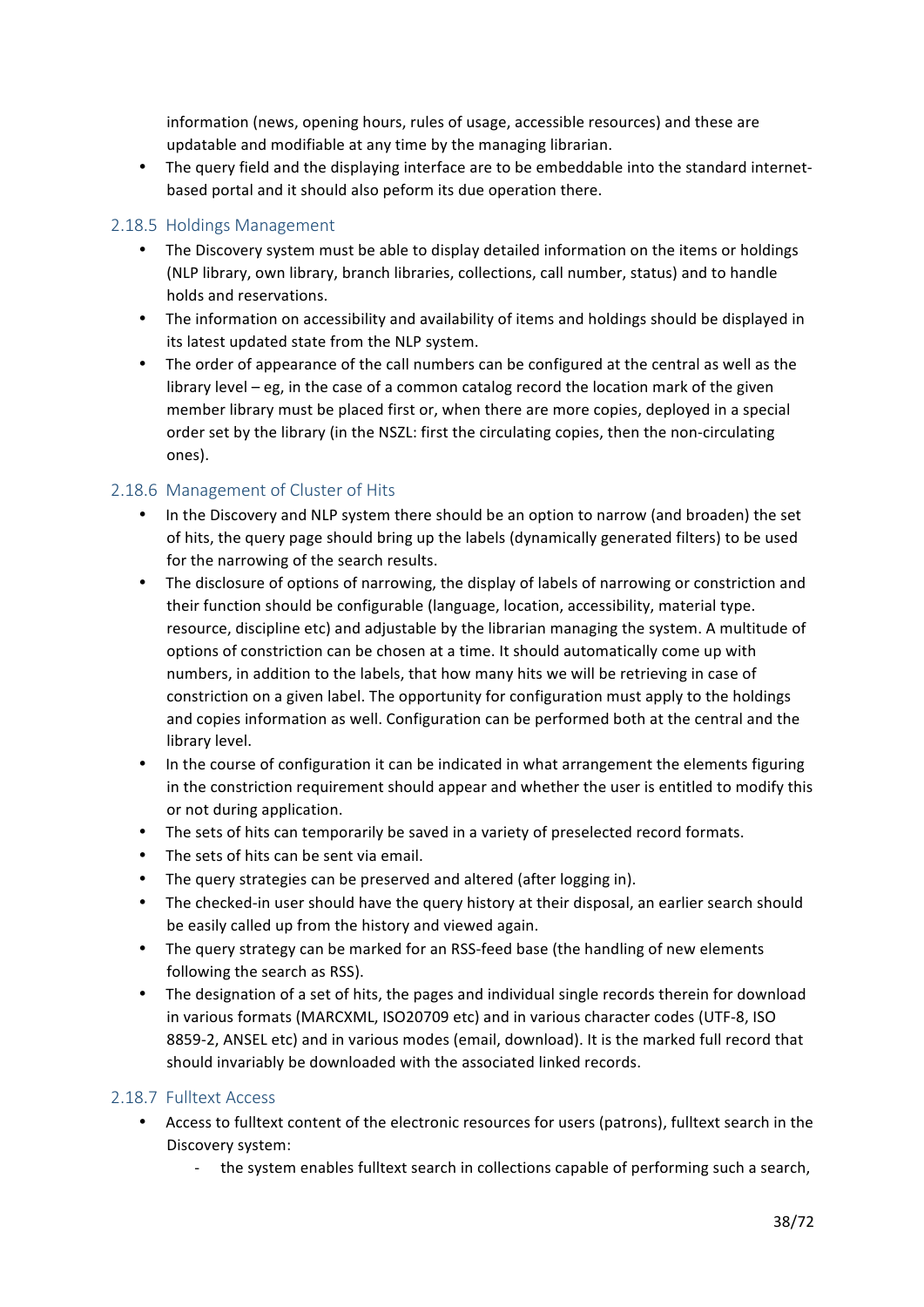information (news, opening hours, rules of usage, accessible resources) and these are updatable and modifiable at any time by the managing librarian.

- The query field and the displaying interface are to be embeddable into the standard internet-based portal and it should also peform its due operation there.

### 2.18.5 Holdings Management

- The Discovery system must be able to display detailed information on the items or holdings (NLP library, own library, branch libraries, collections, call number, status) and to handle holds and reservations.
- The information on accessibility and availability of items and holdings should be displayed in its latest updated state from the NLP system.
- The order of appearance of the call numbers can be configured at the central as well as the library level – eg, in the case of a common catalog record the location mark of the given member library must be placed first or, when there are more copies, deployed in a special order set by the library (in the NSZL: first the circulating copies, then the non-circulating ones).

### 2.18.6 Management of Cluster of Hits

- In the Discovery and NLP system there should be an option to narrow (and broaden) the set of hits, the query page should bring up the labels (dynamically generated filters) to be used for the narrowing of the search results.
- The disclosure of options of narrowing, the display of labels of narrowing or constriction and their function should be configurable (language, location, accessibility, material type. resource, discipline etc) and adjustable by the librarian managing the system. A multitude of options of constriction can be chosen at a time. It should automatically come up with numbers, in addition to the labels, that how many hits we will be retrieving in case of constriction on a given label. The opportunity for configuration must apply to the holdings and copies information as well. Configuration can be performed both at the central and the library level.
- In the course of configuration it can be indicated in what arrangement the elements figuring in the constriction requirement should appear and whether the user is entitled to modify this or not during application.
- The sets of hits can temporarily be saved in a variety of preselected record formats.
- The sets of hits can be sent via email.
- The query strategies can be preserved and altered (after logging in).
- The checked-in user should have the query history at their disposal, an earlier search should be easily called up from the history and viewed again.
- The query strategy can be marked for an RSS-feed base (the handling of new elements following the search as RSS).
- The designation of a set of hits, the pages and individual single records therein for download in various formats (MARCXML, ISO20709 etc) and in various character codes (UTF-8, ISO 8859-2, ANSEL etc) and in various modes (email, download). It is the marked full record that should invariably be downloaded with the associated linked records.

### 2.18.7 Fulltext Access

- Access to fulltext content of the electronic resources for users (patrons), fulltext search in the Discovery system:
  - the system enables fulltext search in collections capable of performing such a search,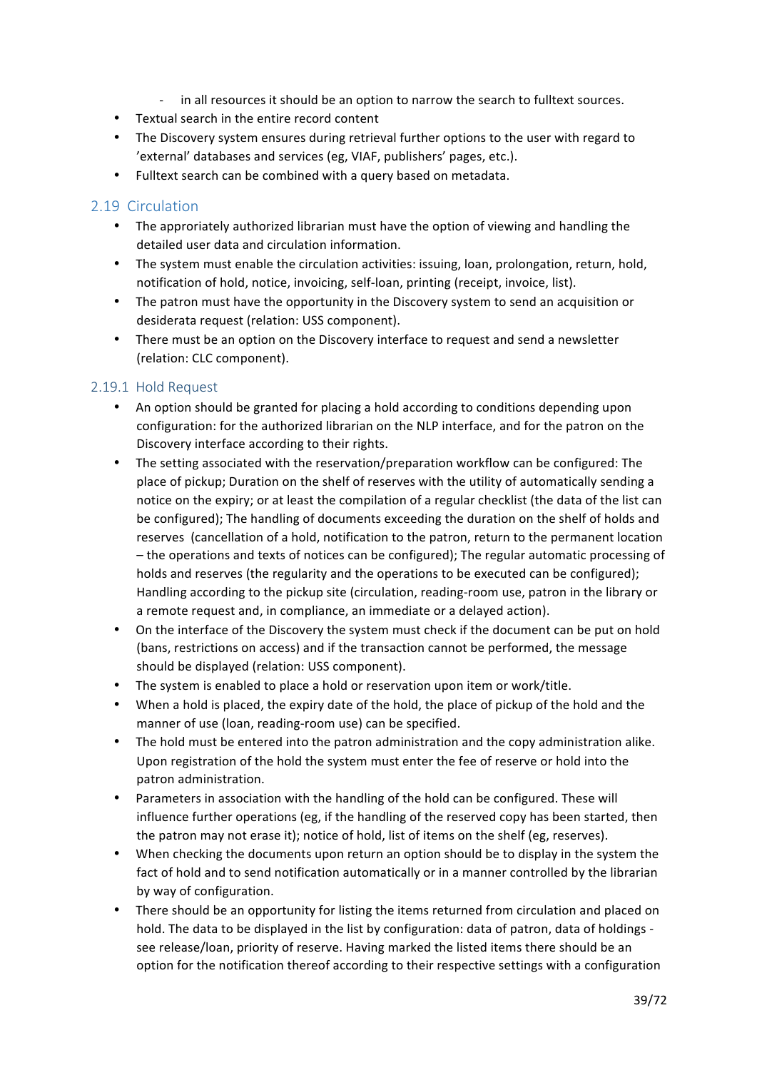- in all resources it should be an option to narrow the search to fulltext sources.
- Textual search in the entire record content
- The Discovery system ensures during retrieval further options to the user with regard to 'external' databases and services (eg, VIAF, publishers' pages, etc.).
- Fulltext search can be combined with a query based on metadata.

## 2.19 Circulation

- The approriately authorized librarian must have the option of viewing and handling the detailed user data and circulation information.
- The system must enable the circulation activities: issuing, loan, prolongation, return, hold, notification of hold, notice, invoicing, self-loan, printing (receipt, invoice, list).
- The patron must have the opportunity in the Discovery system to send an acquisition or desiderata request (relation: USS component).
- There must be an option on the Discovery interface to request and send a newsletter (relation: CLC component).

### 2.19.1 Hold Request

- An option should be granted for placing a hold according to conditions depending upon configuration: for the authorized librarian on the NLP interface, and for the patron on the Discovery interface according to their rights.
- The setting associated with the reservation/preparation workflow can be configured: The place of pickup; Duration on the shelf of reserves with the utility of automatically sending a notice on the expiry; or at least the compilation of a regular checklist (the data of the list can be configured); The handling of documents exceeding the duration on the shelf of holds and reserves (cancellation of a hold, notification to the patron, return to the permanent location – the operations and texts of notices can be configured); The regular automatic processing of holds and reserves (the regularity and the operations to be executed can be configured); Handling according to the pickup site (circulation, reading-room use, patron in the library or a remote request and, in compliance, an immediate or a delayed action).
- On the interface of the Discovery the system must check if the document can be put on hold (bans, restrictions on access) and if the transaction cannot be performed, the message should be displayed (relation: USS component).
- The system is enabled to place a hold or reservation upon item or work/title.
- When a hold is placed, the expiry date of the hold, the place of pickup of the hold and the manner of use (loan, reading-room use) can be specified.
- The hold must be entered into the patron administration and the copy administration alike. Upon registration of the hold the system must enter the fee of reserve or hold into the patron administration.
- Parameters in association with the handling of the hold can be configured. These will influence further operations (eg, if the handling of the reserved copy has been started, then the patron may not erase it); notice of hold, list of items on the shelf (eg, reserves).
- When checking the documents upon return an option should be to display in the system the fact of hold and to send notification automatically or in a manner controlled by the librarian by way of configuration.
- There should be an opportunity for listing the items returned from circulation and placed on hold. The data to be displayed in the list by configuration: data of patron, data of holdings - see release/loan, priority of reserve. Having marked the listed items there should be an option for the notification thereof according to their respective settings with a configuration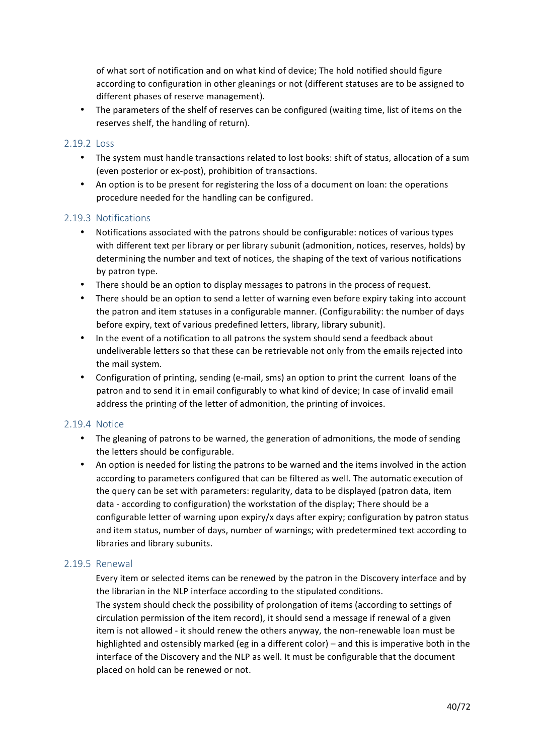of what sort of notification and on what kind of device; The hold notified should figure according to configuration in other gleanings or not (different statuses are to be assigned to different phases of reserve management).

- The parameters of the shelf of reserves can be configured (waiting time, list of items on the reserves shelf, the handling of return).

### 2.19.2 Loss

- The system must handle transactions related to lost books: shift of status, allocation of a sum (even posterior or ex-post), prohibition of transactions.
- An option is to be present for registering the loss of a document on loan: the operations procedure needed for the handling can be configured.

### 2.19.3 Notifications

- Notifications associated with the patrons should be configurable: notices of various types with different text per library or per library subunit (admonition, notices, reserves, holds) by determining the number and text of notices, the shaping of the text of various notifications by patron type.
- There should be an option to display messages to patrons in the process of request.
- There should be an option to send a letter of warning even before expiry taking into account the patron and item statuses in a configurable manner. (Configurability: the number of days before expiry, text of various predefined letters, library, library subunit).
- In the event of a notification to all patrons the system should send a feedback about undeliverable letters so that these can be retrievable not only from the emails rejected into the mail system.
- Configuration of printing, sending (e-mail, sms) an option to print the current loans of the patron and to send it in email configurably to what kind of device; In case of invalid email address the printing of the letter of admonition, the printing of invoices.

### 2.19.4 Notice

- The gleaning of patrons to be warned, the generation of admonitions, the mode of sending the letters should be configurable.
- An option is needed for listing the patrons to be warned and the items involved in the action according to parameters configured that can be filtered as well. The automatic execution of the query can be set with parameters: regularity, data to be displayed (patron data, item data - according to configuration) the workstation of the display; There should be a configurable letter of warning upon expiry/x days after expiry; configuration by patron status and item status, number of days, number of warnings; with predetermined text according to libraries and library subunits.

### 2.19.5 Renewal

Every item or selected items can be renewed by the patron in the Discovery interface and by the librarian in the NLP interface according to the stipulated conditions.

The system should check the possibility of prolongation of items (according to settings of circulation permission of the item record), it should send a message if renewal of a given item is not allowed - it should renew the others anyway, the non-renewable loan must be highlighted and ostensibly marked (eg in a different color) – and this is imperative both in the interface of the Discovery and the NLP as well. It must be configurable that the document placed on hold can be renewed or not.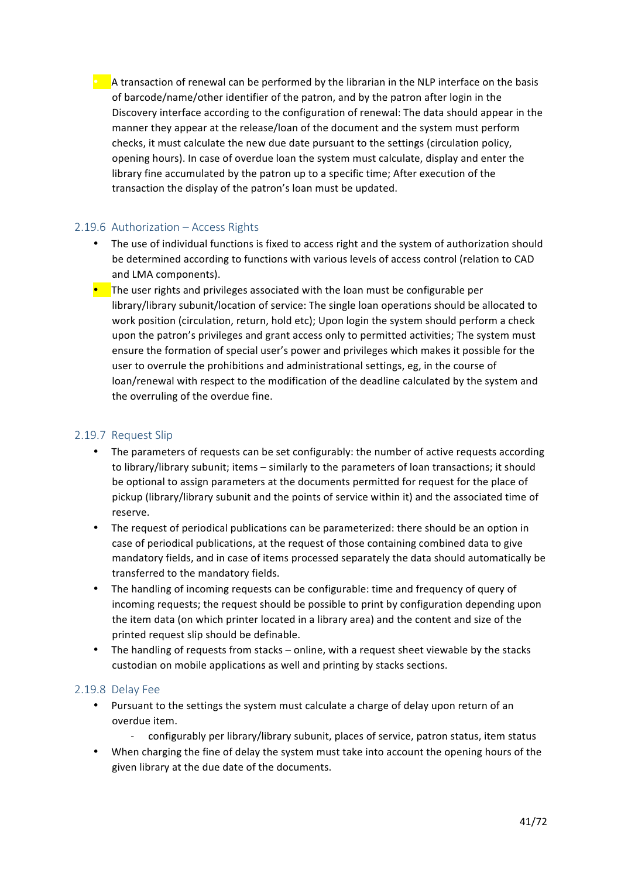- A transaction of renewal can be performed by the librarian in the NLP interface on the basis of barcode/name/other identifier of the patron, and by the patron after login in the Discovery interface according to the configuration of renewal: The data should appear in the manner they appear at the release/loan of the document and the system must perform checks, it must calculate the new due date pursuant to the settings (circulation policy, opening hours). In case of overdue loan the system must calculate, display and enter the library fine accumulated by the patron up to a specific time; After execution of the transaction the display of the patron's loan must be updated.

### 2.19.6 Authorization – Access Rights

- The use of individual functions is fixed to access right and the system of authorization should be determined according to functions with various levels of access control (relation to CAD and LMA components).
- The user rights and privileges associated with the loan must be configurable per library/library subunit/location of service: The single loan operations should be allocated to work position (circulation, return, hold etc); Upon login the system should perform a check upon the patron's privileges and grant access only to permitted activities; The system must ensure the formation of special user's power and privileges which makes it possible for the user to overrule the prohibitions and administrational settings, eg, in the course of loan/renewal with respect to the modification of the deadline calculated by the system and the overruling of the overdue fine.

### 2.19.7 Request Slip

- The parameters of requests can be set configurably: the number of active requests according to library/library subunit; items – similarly to the parameters of loan transactions; it should be optional to assign parameters at the documents permitted for request for the place of pickup (library/library subunit and the points of service within it) and the associated time of reserve.
- The request of periodical publications can be parameterized: there should be an option in case of periodical publications, at the request of those containing combined data to give mandatory fields, and in case of items processed separately the data should automatically be transferred to the mandatory fields.
- The handling of incoming requests can be configurable: time and frequency of query of incoming requests; the request should be possible to print by configuration depending upon the item data (on which printer located in a library area) and the content and size of the printed request slip should be definable.
- The handling of requests from stacks – online, with a request sheet viewable by the stacks custodian on mobile applications as well and printing by stacks sections.

### 2.19.8 Delay Fee

- Pursuant to the settings the system must calculate a charge of delay upon return of an overdue item.
  - configurably per library/library subunit, places of service, patron status, item status
- When charging the fine of delay the system must take into account the opening hours of the given library at the due date of the documents.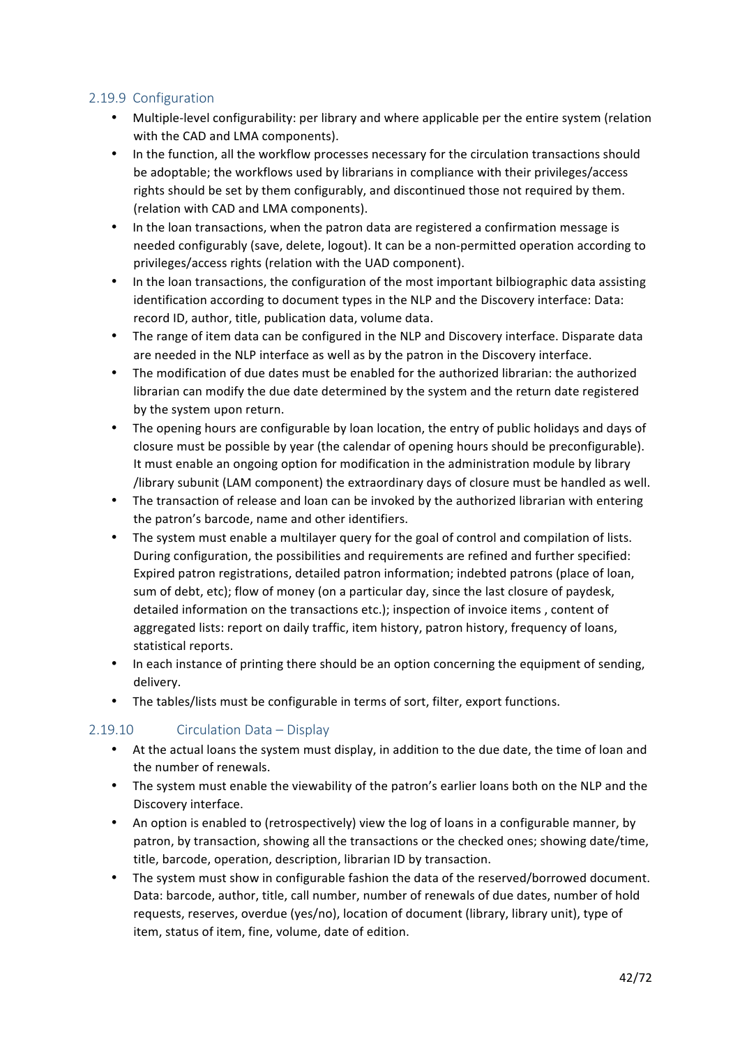### 2.19.9 Configuration

- Multiple-level configurability: per library and where applicable per the entire system (relation with the CAD and LMA components).
- In the function, all the workflow processes necessary for the circulation transactions should be adoptable; the workflows used by librarians in compliance with their privileges/access rights should be set by them configurably, and discontinued those not required by them. (relation with CAD and LMA components).
- In the loan transactions, when the patron data are registered a confirmation message is needed configurably (save, delete, logout). It can be a non-permitted operation according to privileges/access rights (relation with the UAD component).
- In the loan transactions, the configuration of the most important bilbiographic data assisting identification according to document types in the NLP and the Discovery interface: Data: record ID, author, title, publication data, volume data.
- The range of item data can be configured in the NLP and Discovery interface. Disparate data are needed in the NLP interface as well as by the patron in the Discovery interface.
- The modification of due dates must be enabled for the authorized librarian: the authorized librarian can modify the due date determined by the system and the return date registered by the system upon return.
- The opening hours are configurable by loan location, the entry of public holidays and days of closure must be possible by year (the calendar of opening hours should be preconfigurable). It must enable an ongoing option for modification in the administration module by library /library subunit (LAM component) the extraordinary days of closure must be handled as well.
- The transaction of release and loan can be invoked by the authorized librarian with entering the patron's barcode, name and other identifiers.
- The system must enable a multilayer query for the goal of control and compilation of lists. During configuration, the possibilities and requirements are refined and further specified: Expired patron registrations, detailed patron information; indebted patrons (place of loan, sum of debt, etc); flow of money (on a particular day, since the last closure of paydesk, detailed information on the transactions etc.); inspection of invoice items , content of aggregated lists: report on daily traffic, item history, patron history, frequency of loans, statistical reports.
- In each instance of printing there should be an option concerning the equipment of sending, delivery.
- The tables/lists must be configurable in terms of sort, filter, export functions.

### 2.19.10 Circulation Data – Display

- At the actual loans the system must display, in addition to the due date, the time of loan and the number of renewals.
- The system must enable the viewability of the patron's earlier loans both on the NLP and the Discovery interface.
- An option is enabled to (retrospectively) view the log of loans in a configurable manner, by patron, by transaction, showing all the transactions or the checked ones; showing date/time, title, barcode, operation, description, librarian ID by transaction.
- The system must show in configurable fashion the data of the reserved/borrowed document. Data: barcode, author, title, call number, number of renewals of due dates, number of hold requests, reserves, overdue (yes/no), location of document (library, library unit), type of item, status of item, fine, volume, date of edition.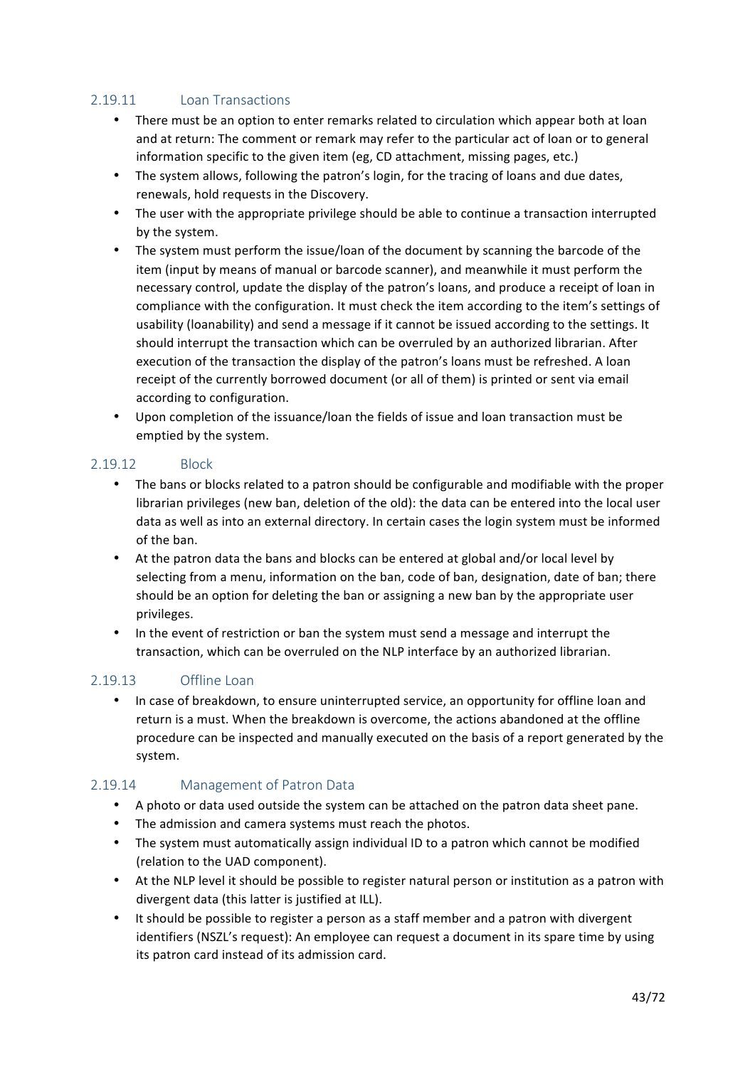### 2.19.11 Loan Transactions

- There must be an option to enter remarks related to circulation which appear both at loan and at return: The comment or remark may refer to the particular act of loan or to general information specific to the given item (eg, CD attachment, missing pages, etc.)
- The system allows, following the patron's login, for the tracing of loans and due dates, renewals, hold requests in the Discovery.
- The user with the appropriate privilege should be able to continue a transaction interrupted by the system.
- The system must perform the issue/loan of the document by scanning the barcode of the item (input by means of manual or barcode scanner), and meanwhile it must perform the necessary control, update the display of the patron's loans, and produce a receipt of loan in compliance with the configuration. It must check the item according to the item's settings of usability (loanability) and send a message if it cannot be issued according to the settings. It should interrupt the transaction which can be overruled by an authorized librarian. After execution of the transaction the display of the patron's loans must be refreshed. A loan receipt of the currently borrowed document (or all of them) is printed or sent via email according to configuration.
- Upon completion of the issuance/loan the fields of issue and loan transaction must be emptied by the system.

### 2.19.12 Block

- The bans or blocks related to a patron should be configurable and modifiable with the proper librarian privileges (new ban, deletion of the old): the data can be entered into the local user data as well as into an external directory. In certain cases the login system must be informed of the ban.
- At the patron data the bans and blocks can be entered at global and/or local level by selecting from a menu, information on the ban, code of ban, designation, date of ban; there should be an option for deleting the ban or assigning a new ban by the appropriate user privileges.
- In the event of restriction or ban the system must send a message and interrupt the transaction, which can be overruled on the NLP interface by an authorized librarian.

### 2.19.13 Offline Loan

- In case of breakdown, to ensure uninterrupted service, an opportunity for offline loan and return is a must. When the breakdown is overcome, the actions abandoned at the offline procedure can be inspected and manually executed on the basis of a report generated by the system.

### 2.19.14 Management of Patron Data

- A photo or data used outside the system can be attached on the patron data sheet pane.
- The admission and camera systems must reach the photos.
- The system must automatically assign individual ID to a patron which cannot be modified (relation to the UAD component).
- At the NLP level it should be possible to register natural person or institution as a patron with divergent data (this latter is justified at ILL).
- It should be possible to register a person as a staff member and a patron with divergent identifiers (NSZL's request): An employee can request a document in its spare time by using its patron card instead of its admission card.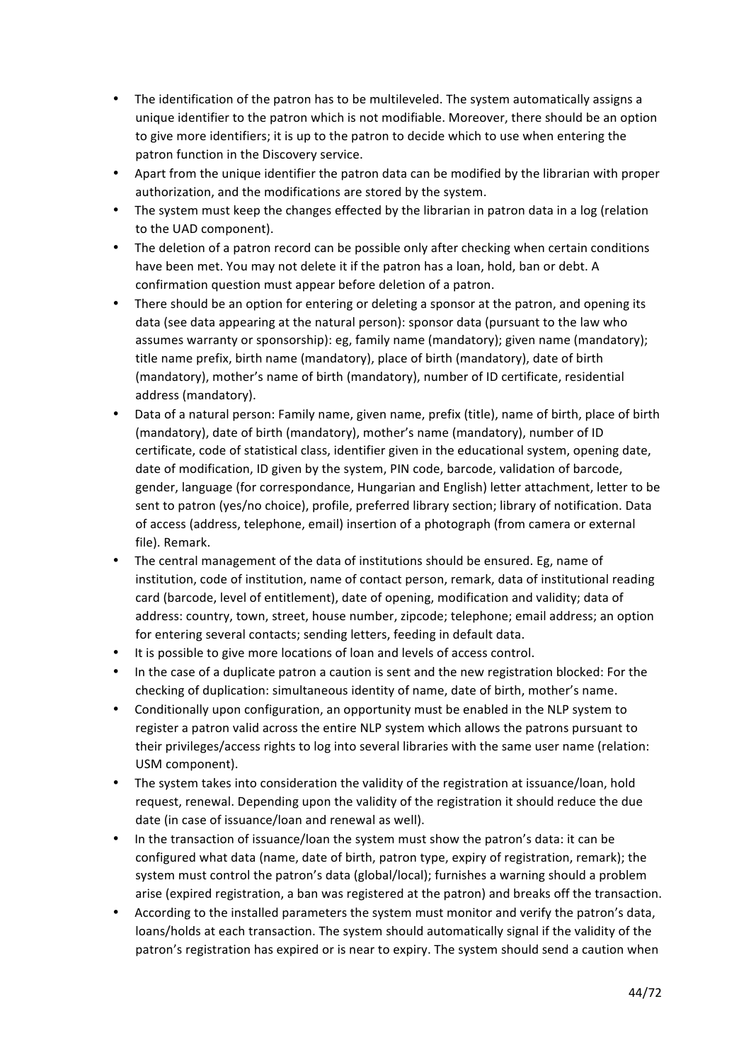- The identification of the patron has to be multileveled. The system automatically assigns a unique identifier to the patron which is not modifiable. Moreover, there should be an option to give more identifiers; it is up to the patron to decide which to use when entering the patron function in the Discovery service.
- Apart from the unique identifier the patron data can be modified by the librarian with proper authorization, and the modifications are stored by the system.
- The system must keep the changes effected by the librarian in patron data in a log (relation to the UAD component).
- The deletion of a patron record can be possible only after checking when certain conditions have been met. You may not delete it if the patron has a loan, hold, ban or debt. A confirmation question must appear before deletion of a patron.
- There should be an option for entering or deleting a sponsor at the patron, and opening its data (see data appearing at the natural person): sponsor data (pursuant to the law who assumes warranty or sponsorship): eg, family name (mandatory); given name (mandatory); title name prefix, birth name (mandatory), place of birth (mandatory), date of birth (mandatory), mother's name of birth (mandatory), number of ID certificate, residential address (mandatory).
- Data of a natural person: Family name, given name, prefix (title), name of birth, place of birth (mandatory), date of birth (mandatory), mother's name (mandatory), number of ID certificate, code of statistical class, identifier given in the educational system, opening date, date of modification, ID given by the system, PIN code, barcode, validation of barcode, gender, language (for correspondance, Hungarian and English) letter attachment, letter to be sent to patron (yes/no choice), profile, preferred library section; library of notification. Data of access (address, telephone, email) insertion of a photograph (from camera or external file). Remark.
- The central management of the data of institutions should be ensured. Eg, name of institution, code of institution, name of contact person, remark, data of institutional reading card (barcode, level of entitlement), date of opening, modification and validity; data of address: country, town, street, house number, zipcode; telephone; email address; an option for entering several contacts; sending letters, feeding in default data.
- It is possible to give more locations of loan and levels of access control.
- In the case of a duplicate patron a caution is sent and the new registration blocked: For the checking of duplication: simultaneous identity of name, date of birth, mother's name.
- Conditionally upon configuration, an opportunity must be enabled in the NLP system to register a patron valid across the entire NLP system which allows the patrons pursuant to their privileges/access rights to log into several libraries with the same user name (relation: USM component).
- The system takes into consideration the validity of the registration at issuance/loan, hold request, renewal. Depending upon the validity of the registration it should reduce the due date (in case of issuance/loan and renewal as well).
- In the transaction of issuance/loan the system must show the patron's data: it can be configured what data (name, date of birth, patron type, expiry of registration, remark); the system must control the patron's data (global/local); furnishes a warning should a problem arise (expired registration, a ban was registered at the patron) and breaks off the transaction.
- According to the installed parameters the system must monitor and verify the patron's data, loans/holds at each transaction. The system should automatically signal if the validity of the patron's registration has expired or is near to expiry. The system should send a caution when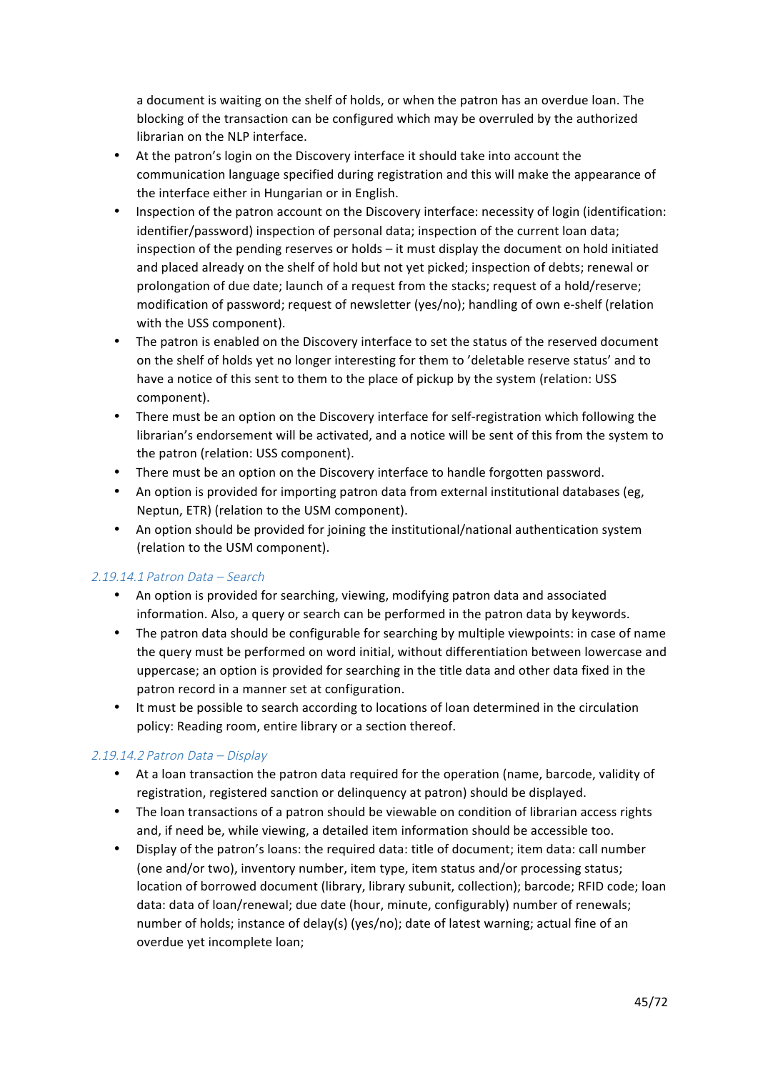a document is waiting on the shelf of holds, or when the patron has an overdue loan. The blocking of the transaction can be configured which may be overruled by the authorized librarian on the NLP interface.

- At the patron's login on the Discovery interface it should take into account the communication language specified during registration and this will make the appearance of the interface either in Hungarian or in English.
- Inspection of the patron account on the Discovery interface: necessity of login (identification: identifier/password) inspection of personal data; inspection of the current loan data; inspection of the pending reserves or holds – it must display the document on hold initiated and placed already on the shelf of hold but not yet picked; inspection of debts; renewal or prolongation of due date; launch of a request from the stacks; request of a hold/reserve; modification of password; request of newsletter (yes/no); handling of own e-shelf (relation with the USS component).
- The patron is enabled on the Discovery interface to set the status of the reserved document on the shelf of holds yet no longer interesting for them to 'deletable reserve status' and to have a notice of this sent to them to the place of pickup by the system (relation: USS component).
- There must be an option on the Discovery interface for self-registration which following the librarian's endorsement will be activated, and a notice will be sent of this from the system to the patron (relation: USS component).
- There must be an option on the Discovery interface to handle forgotten password.
- An option is provided for importing patron data from external institutional databases (eg, Neptun, ETR) (relation to the USM component).
- An option should be provided for joining the institutional/national authentication system (relation to the USM component).

#### *2.19.14.1 Patron Data – Search*

- An option is provided for searching, viewing, modifying patron data and associated information. Also, a query or search can be performed in the patron data by keywords.
- The patron data should be configurable for searching by multiple viewpoints: in case of name the query must be performed on word initial, without differentiation between lowercase and uppercase; an option is provided for searching in the title data and other data fixed in the patron record in a manner set at configuration.
- It must be possible to search according to locations of loan determined in the circulation policy: Reading room, entire library or a section thereof.

#### *2.19.14.2 Patron Data – Display*

- At a loan transaction the patron data required for the operation (name, barcode, validity of registration, registered sanction or delinquency at patron) should be displayed.
- The loan transactions of a patron should be viewable on condition of librarian access rights and, if need be, while viewing, a detailed item information should be accessible too.
- Display of the patron's loans: the required data: title of document; item data: call number (one and/or two), inventory number, item type, item status and/or processing status; location of borrowed document (library, library subunit, collection); barcode; RFID code; loan data: data of loan/renewal; due date (hour, minute, configurably) number of renewals; number of holds; instance of delay(s) (yes/no); date of latest warning; actual fine of an overdue yet incomplete loan;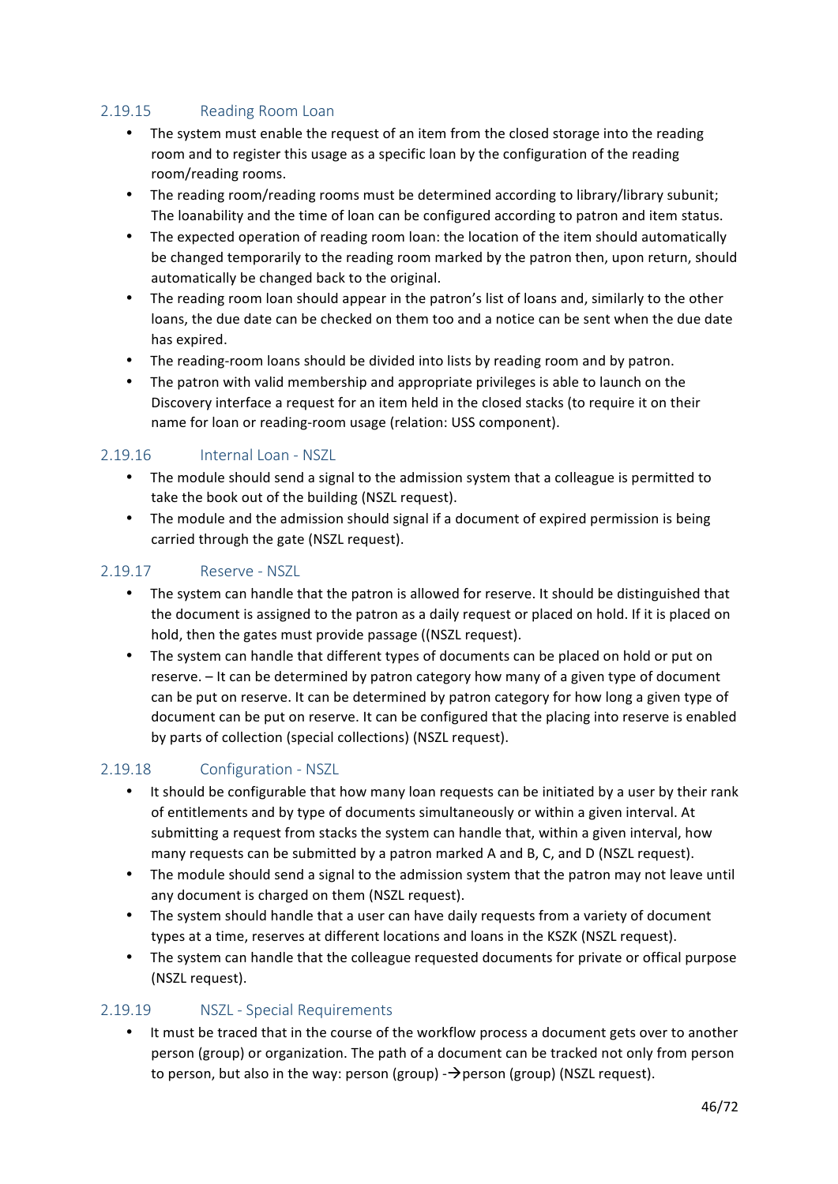### 2.19.15 Reading Room Loan

- The system must enable the request of an item from the closed storage into the reading room and to register this usage as a specific loan by the configuration of the reading room/reading rooms.
- The reading room/reading rooms must be determined according to library/library subunit; The loanability and the time of loan can be configured according to patron and item status.
- The expected operation of reading room loan: the location of the item should automatically be changed temporarily to the reading room marked by the patron then, upon return, should automatically be changed back to the original.
- The reading room loan should appear in the patron's list of loans and, similarly to the other loans, the due date can be checked on them too and a notice can be sent when the due date has expired.
- The reading-room loans should be divided into lists by reading room and by patron.
- The patron with valid membership and appropriate privileges is able to launch on the Discovery interface a request for an item held in the closed stacks (to require it on their name for loan or reading-room usage (relation: USS component).

### 2.19.16 Internal Loan - NSZL

- The module should send a signal to the admission system that a colleague is permitted to take the book out of the building (NSZL request).
- The module and the admission should signal if a document of expired permission is being carried through the gate (NSZL request).

### 2.19.17 Reserve - NSZL

- The system can handle that the patron is allowed for reserve. It should be distinguished that the document is assigned to the patron as a daily request or placed on hold. If it is placed on hold, then the gates must provide passage ((NSZL request).
- The system can handle that different types of documents can be placed on hold or put on reserve. – It can be determined by patron category how many of a given type of document can be put on reserve. It can be determined by patron category for how long a given type of document can be put on reserve. It can be configured that the placing into reserve is enabled by parts of collection (special collections) (NSZL request).

### 2.19.18 Configuration - NSZL

- It should be configurable that how many loan requests can be initiated by a user by their rank of entitlements and by type of documents simultaneously or within a given interval. At submitting a request from stacks the system can handle that, within a given interval, how many requests can be submitted by a patron marked A and B, C, and D (NSZL request).
- The module should send a signal to the admission system that the patron may not leave until any document is charged on them (NSZL request).
- The system should handle that a user can have daily requests from a variety of document types at a time, reserves at different locations and loans in the KSZK (NSZL request).
- The system can handle that the colleague requested documents for private or offical purpose (NSZL request).

### 2.19.19 NSZL - Special Requirements

- It must be traced that in the course of the workflow process a document gets over to another person (group) or organization. The path of a document can be tracked not only from person to person, but also in the way: person (group) -→person (group) (NSZL request).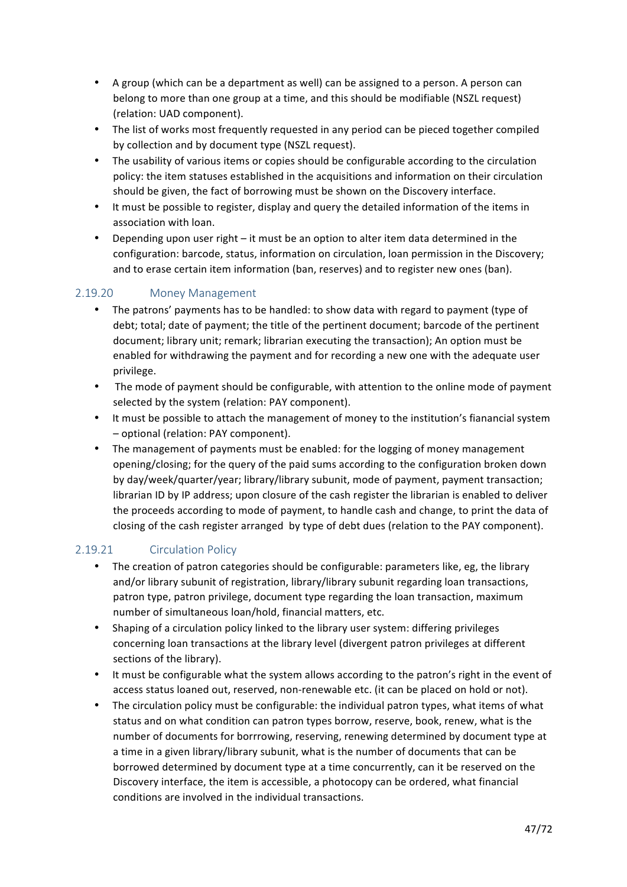- A group (which can be a department as well) can be assigned to a person. A person can belong to more than one group at a time, and this should be modifiable (NSZL request) (relation: UAD component).
- The list of works most frequently requested in any period can be pieced together compiled by collection and by document type (NSZL request).
- The usability of various items or copies should be configurable according to the circulation policy: the item statuses established in the acquisitions and information on their circulation should be given, the fact of borrowing must be shown on the Discovery interface.
- It must be possible to register, display and query the detailed information of the items in association with loan.
- Depending upon user right – it must be an option to alter item data determined in the configuration: barcode, status, information on circulation, loan permission in the Discovery; and to erase certain item information (ban, reserves) and to register new ones (ban).

### 2.19.20 Money Management

- The patrons' payments has to be handled: to show data with regard to payment (type of debt; total; date of payment; the title of the pertinent document; barcode of the pertinent document; library unit; remark; librarian executing the transaction); An option must be enabled for withdrawing the payment and for recording a new one with the adequate user privilege.
- The mode of payment should be configurable, with attention to the online mode of payment selected by the system (relation: PAY component).
- It must be possible to attach the management of money to the institution's fianancial system – optional (relation: PAY component).
- The management of payments must be enabled: for the logging of money management opening/closing; for the query of the paid sums according to the configuration broken down by day/week/quarter/year; library/library subunit, mode of payment, payment transaction; librarian ID by IP address; upon closure of the cash register the librarian is enabled to deliver the proceeds according to mode of payment, to handle cash and change, to print the data of closing of the cash register arranged by type of debt dues (relation to the PAY component).

### 2.19.21 Circulation Policy

- The creation of patron categories should be configurable: parameters like, eg, the library and/or library subunit of registration, library/library subunit regarding loan transactions, patron type, patron privilege, document type regarding the loan transaction, maximum number of simultaneous loan/hold, financial matters, etc.
- Shaping of a circulation policy linked to the library user system: differing privileges concerning loan transactions at the library level (divergent patron privileges at different sections of the library).
- It must be configurable what the system allows according to the patron's right in the event of access status loaned out, reserved, non-renewable etc. (it can be placed on hold or not).
- The circulation policy must be configurable: the individual patron types, what items of what status and on what condition can patron types borrow, reserve, book, renew, what is the number of documents for borrrowing, reserving, renewing determined by document type at a time in a given library/library subunit, what is the number of documents that can be borrowed determined by document type at a time concurrently, can it be reserved on the Discovery interface, the item is accessible, a photocopy can be ordered, what financial conditions are involved in the individual transactions.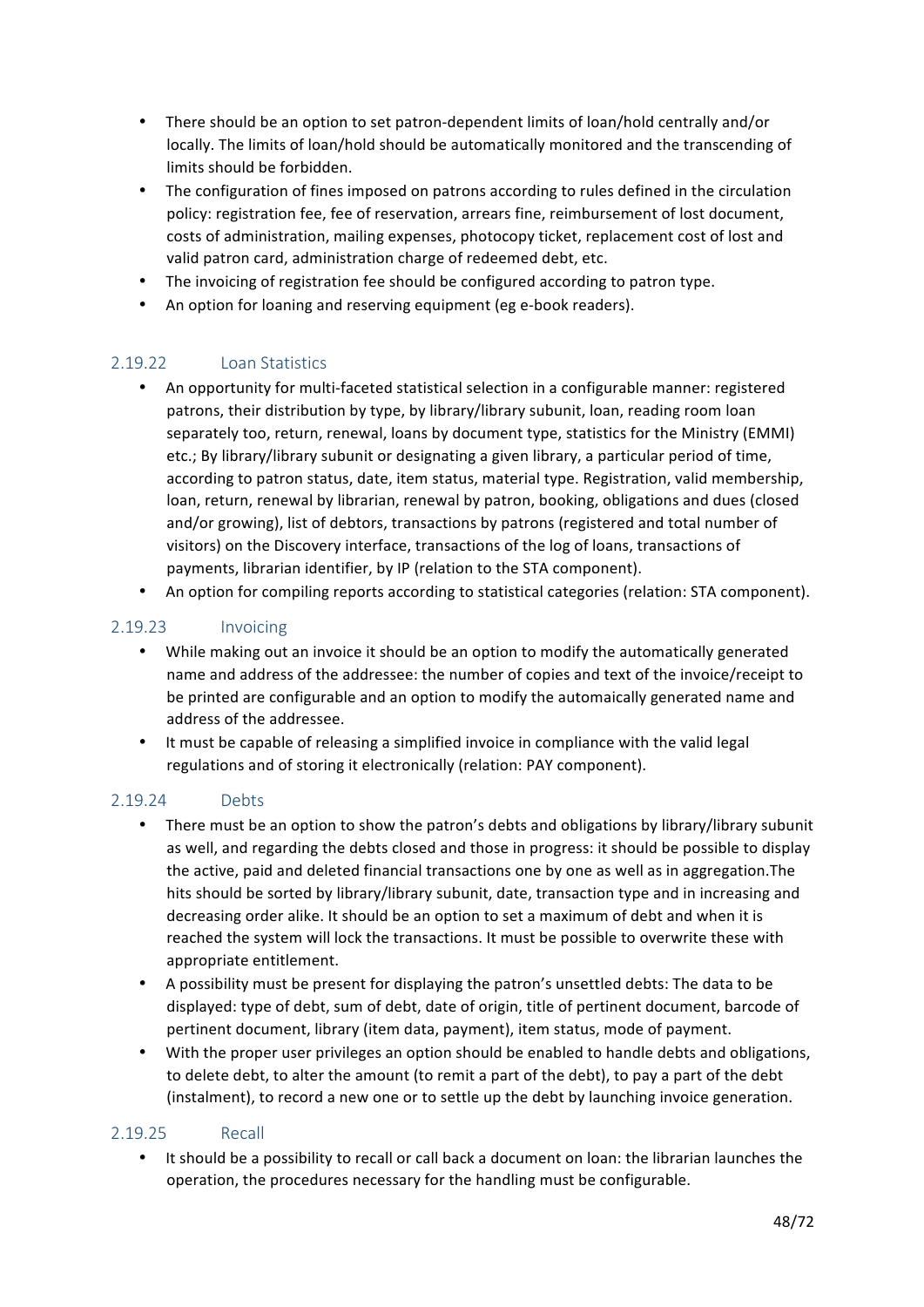- There should be an option to set patron-dependent limits of loan/hold centrally and/or locally. The limits of loan/hold should be automatically monitored and the transcending of limits should be forbidden.
- The configuration of fines imposed on patrons according to rules defined in the circulation policy: registration fee, fee of reservation, arrears fine, reimbursement of lost document, costs of administration, mailing expenses, photocopy ticket, replacement cost of lost and valid patron card, administration charge of redeemed debt, etc.
- The invoicing of registration fee should be configured according to patron type.
- An option for loaning and reserving equipment (eg e-book readers).

### 2.19.22 Loan Statistics

- An opportunity for multi-faceted statistical selection in a configurable manner: registered patrons, their distribution by type, by library/library subunit, loan, reading room loan separately too, return, renewal, loans by document type, statistics for the Ministry (EMMI) etc.; By library/library subunit or designating a given library, a particular period of time, according to patron status, date, item status, material type. Registration, valid membership, loan, return, renewal by librarian, renewal by patron, booking, obligations and dues (closed and/or growing), list of debtors, transactions by patrons (registered and total number of visitors) on the Discovery interface, transactions of the log of loans, transactions of payments, librarian identifier, by IP (relation to the STA component).
- An option for compiling reports according to statistical categories (relation: STA component).

### 2.19.23 Invoicing

- While making out an invoice it should be an option to modify the automatically generated name and address of the addressee: the number of copies and text of the invoice/receipt to be printed are configurable and an option to modify the automaically generated name and address of the addressee.
- It must be capable of releasing a simplified invoice in compliance with the valid legal regulations and of storing it electronically (relation: PAY component).

### 2.19.24 Debts

- There must be an option to show the patron's debts and obligations by library/library subunit as well, and regarding the debts closed and those in progress: it should be possible to display the active, paid and deleted financial transactions one by one as well as in aggregation.The hits should be sorted by library/library subunit, date, transaction type and in increasing and decreasing order alike. It should be an option to set a maximum of debt and when it is reached the system will lock the transactions. It must be possible to overwrite these with appropriate entitlement.
- A possibility must be present for displaying the patron's unsettled debts: The data to be displayed: type of debt, sum of debt, date of origin, title of pertinent document, barcode of pertinent document, library (item data, payment), item status, mode of payment.
- With the proper user privileges an option should be enabled to handle debts and obligations, to delete debt, to alter the amount (to remit a part of the debt), to pay a part of the debt (instalment), to record a new one or to settle up the debt by launching invoice generation.

### 2.19.25 Recall

- It should be a possibility to recall or call back a document on loan: the librarian launches the operation, the procedures necessary for the handling must be configurable.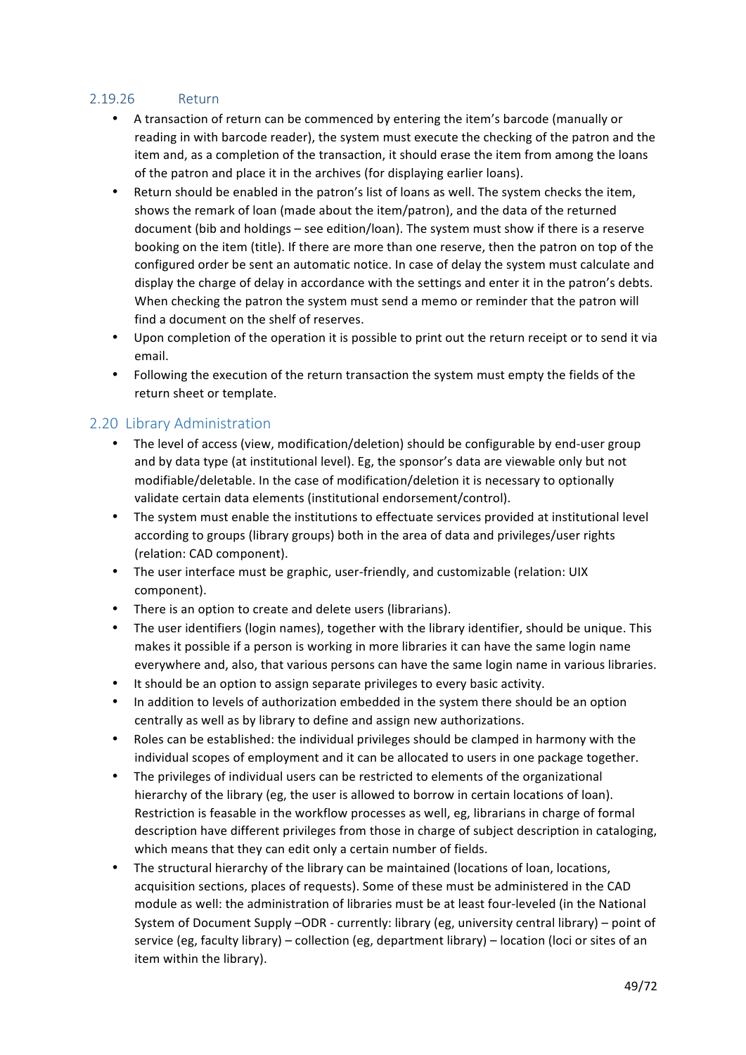### 2.19.26 Return

- A transaction of return can be commenced by entering the item's barcode (manually or reading in with barcode reader), the system must execute the checking of the patron and the item and, as a completion of the transaction, it should erase the item from among the loans of the patron and place it in the archives (for displaying earlier loans).
- Return should be enabled in the patron's list of loans as well. The system checks the item, shows the remark of loan (made about the item/patron), and the data of the returned document (bib and holdings – see edition/loan). The system must show if there is a reserve booking on the item (title). If there are more than one reserve, then the patron on top of the configured order be sent an automatic notice. In case of delay the system must calculate and display the charge of delay in accordance with the settings and enter it in the patron's debts. When checking the patron the system must send a memo or reminder that the patron will find a document on the shelf of reserves.
- Upon completion of the operation it is possible to print out the return receipt or to send it via email.
- Following the execution of the return transaction the system must empty the fields of the return sheet or template.

## 2.20 Library Administration

- The level of access (view, modification/deletion) should be configurable by end-user group and by data type (at institutional level). Eg, the sponsor's data are viewable only but not modifiable/deletable. In the case of modification/deletion it is necessary to optionally validate certain data elements (institutional endorsement/control).
- The system must enable the institutions to effectuate services provided at institutional level according to groups (library groups) both in the area of data and privileges/user rights (relation: CAD component).
- The user interface must be graphic, user-friendly, and customizable (relation: UIX component).
- There is an option to create and delete users (librarians).
- The user identifiers (login names), together with the library identifier, should be unique. This makes it possible if a person is working in more libraries it can have the same login name everywhere and, also, that various persons can have the same login name in various libraries.
- It should be an option to assign separate privileges to every basic activity.
- In addition to levels of authorization embedded in the system there should be an option centrally as well as by library to define and assign new authorizations.
- Roles can be established: the individual privileges should be clamped in harmony with the individual scopes of employment and it can be allocated to users in one package together.
- The privileges of individual users can be restricted to elements of the organizational hierarchy of the library (eg, the user is allowed to borrow in certain locations of loan). Restriction is feasable in the workflow processes as well, eg, librarians in charge of formal description have different privileges from those in charge of subject description in cataloging, which means that they can edit only a certain number of fields.
- The structural hierarchy of the library can be maintained (locations of loan, locations, acquisition sections, places of requests). Some of these must be administered in the CAD module as well: the administration of libraries must be at least four-leveled (in the National System of Document Supply –ODR - currently: library (eg, university central library) – point of service (eg, faculty library) – collection (eg, department library) – location (loci or sites of an item within the library).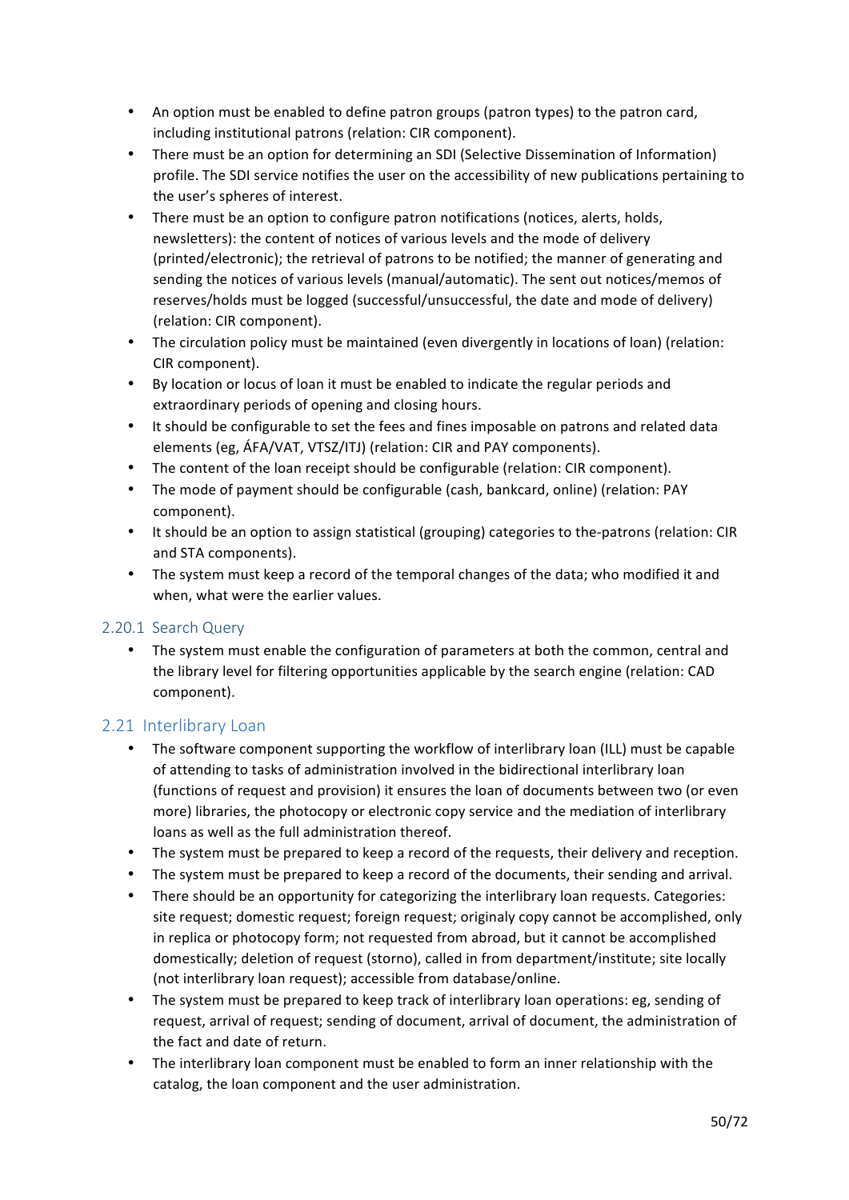- An option must be enabled to define patron groups (patron types) to the patron card, including institutional patrons (relation: CIR component).
- There must be an option for determining an SDI (Selective Dissemination of Information) profile. The SDI service notifies the user on the accessibility of new publications pertaining to the user's spheres of interest.
- There must be an option to configure patron notifications (notices, alerts, holds, newsletters): the content of notices of various levels and the mode of delivery (printed/electronic); the retrieval of patrons to be notified; the manner of generating and sending the notices of various levels (manual/automatic). The sent out notices/memos of reserves/holds must be logged (successful/unsuccessful, the date and mode of delivery) (relation: CIR component).
- The circulation policy must be maintained (even divergently in locations of loan) (relation: CIR component).
- By location or locus of loan it must be enabled to indicate the regular periods and extraordinary periods of opening and closing hours.
- It should be configurable to set the fees and fines imposable on patrons and related data elements (eg, ÁFA/VAT, VTSZ/ITJ) (relation: CIR and PAY components).
- The content of the loan receipt should be configurable (relation: CIR component).
- The mode of payment should be configurable (cash, bankcard, online) (relation: PAY component).
- It should be an option to assign statistical (grouping) categories to the-patrons (relation: CIR and STA components).
- The system must keep a record of the temporal changes of the data; who modified it and when, what were the earlier values.

### 2.20.1 Search Query

- The system must enable the configuration of parameters at both the common, central and the library level for filtering opportunities applicable by the search engine (relation: CAD component).

## 2.21 Interlibrary Loan

- The software component supporting the workflow of interlibrary loan (ILL) must be capable of attending to tasks of administration involved in the bidirectional interlibrary loan (functions of request and provision) it ensures the loan of documents between two (or even more) libraries, the photocopy or electronic copy service and the mediation of interlibrary loans as well as the full administration thereof.
- The system must be prepared to keep a record of the requests, their delivery and reception.
- The system must be prepared to keep a record of the documents, their sending and arrival.
- There should be an opportunity for categorizing the interlibrary loan requests. Categories: site request; domestic request; foreign request; originaly copy cannot be accomplished, only in replica or photocopy form; not requested from abroad, but it cannot be accomplished domestically; deletion of request (storno), called in from department/institute; site locally (not interlibrary loan request); accessible from database/online.
- The system must be prepared to keep track of interlibrary loan operations: eg, sending of request, arrival of request; sending of document, arrival of document, the administration of the fact and date of return.
- The interlibrary loan component must be enabled to form an inner relationship with the catalog, the loan component and the user administration.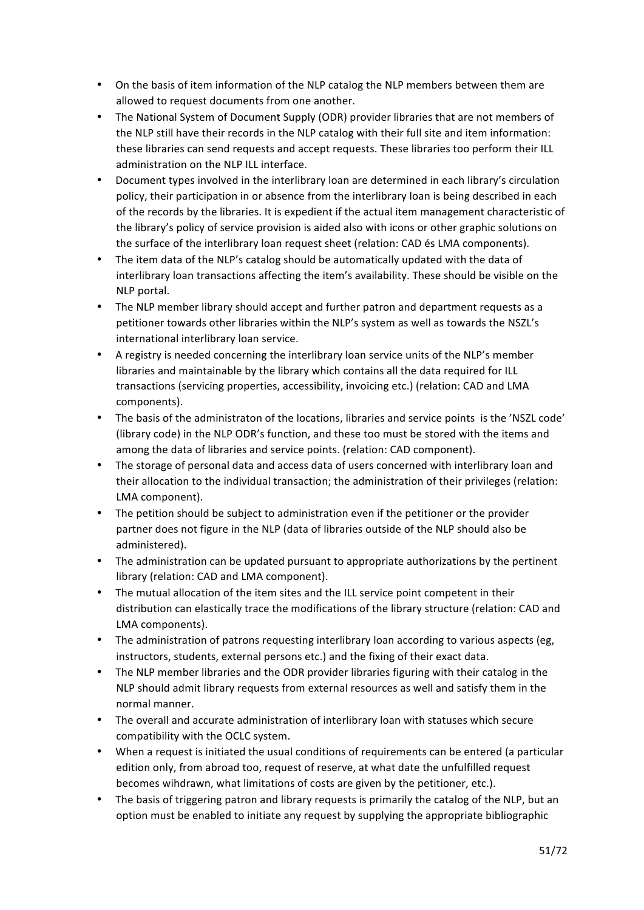- On the basis of item information of the NLP catalog the NLP members between them are allowed to request documents from one another.
- The National System of Document Supply (ODR) provider libraries that are not members of the NLP still have their records in the NLP catalog with their full site and item information: these libraries can send requests and accept requests. These libraries too perform their ILL administration on the NLP ILL interface.
- Document types involved in the interlibrary loan are determined in each library's circulation policy, their participation in or absence from the interlibrary loan is being described in each of the records by the libraries. It is expedient if the actual item management characteristic of the library's policy of service provision is aided also with icons or other graphic solutions on the surface of the interlibrary loan request sheet (relation: CAD és LMA components).
- The item data of the NLP's catalog should be automatically updated with the data of interlibrary loan transactions affecting the item's availability. These should be visible on the NLP portal.
- The NLP member library should accept and further patron and department requests as a petitioner towards other libraries within the NLP's system as well as towards the NSZL's international interlibrary loan service.
- A registry is needed concerning the interlibrary loan service units of the NLP's member libraries and maintainable by the library which contains all the data required for ILL transactions (servicing properties, accessibility, invoicing etc.) (relation: CAD and LMA components).
- The basis of the administraton of the locations, libraries and service points is the 'NSZL code' (library code) in the NLP ODR's function, and these too must be stored with the items and among the data of libraries and service points. (relation: CAD component).
- The storage of personal data and access data of users concerned with interlibrary loan and their allocation to the individual transaction; the administration of their privileges (relation: LMA component).
- The petition should be subject to administration even if the petitioner or the provider partner does not figure in the NLP (data of libraries outside of the NLP should also be administered).
- The administration can be updated pursuant to appropriate authorizations by the pertinent library (relation: CAD and LMA component).
- The mutual allocation of the item sites and the ILL service point competent in their distribution can elastically trace the modifications of the library structure (relation: CAD and LMA components).
- The administration of patrons requesting interlibrary loan according to various aspects (eg, instructors, students, external persons etc.) and the fixing of their exact data.
- The NLP member libraries and the ODR provider libraries figuring with their catalog in the NLP should admit library requests from external resources as well and satisfy them in the normal manner.
- The overall and accurate administration of interlibrary loan with statuses which secure compatibility with the OCLC system.
- When a request is initiated the usual conditions of requirements can be entered (a particular edition only, from abroad too, request of reserve, at what date the unfulfilled request becomes wihdrawn, what limitations of costs are given by the petitioner, etc.).
- The basis of triggering patron and library requests is primarily the catalog of the NLP, but an option must be enabled to initiate any request by supplying the appropriate bibliographic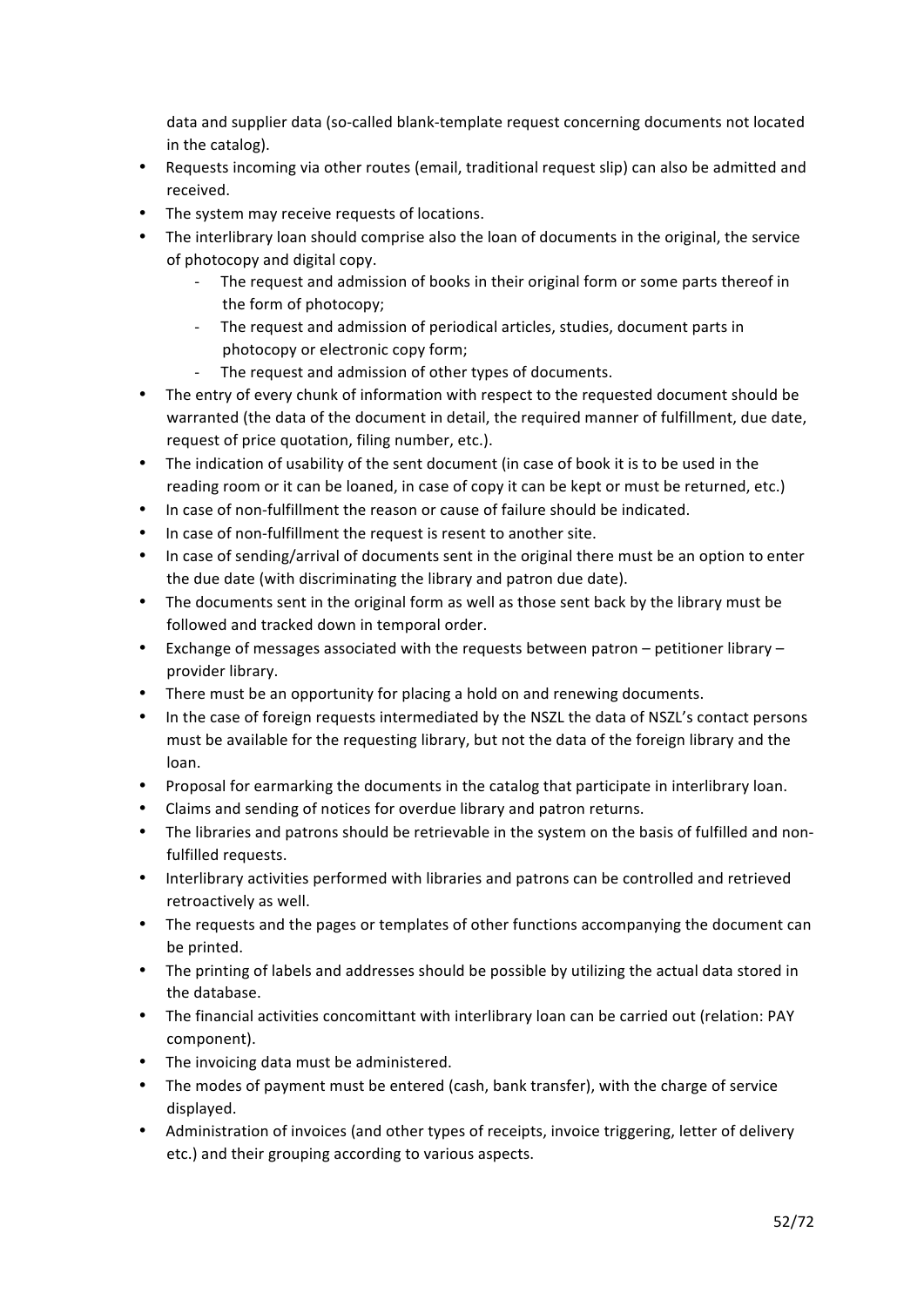data and supplier data (so-called blank-template request concerning documents not located in the catalog).

- Requests incoming via other routes (email, traditional request slip) can also be admitted and received.
- The system may receive requests of locations.
- The interlibrary loan should comprise also the loan of documents in the original, the service of photocopy and digital copy.
  - The request and admission of books in their original form or some parts thereof in the form of photocopy;
  - The request and admission of periodical articles, studies, document parts in photocopy or electronic copy form;
  - The request and admission of other types of documents.
- The entry of every chunk of information with respect to the requested document should be warranted (the data of the document in detail, the required manner of fulfillment, due date, request of price quotation, filing number, etc.).
- The indication of usability of the sent document (in case of book it is to be used in the reading room or it can be loaned, in case of copy it can be kept or must be returned, etc.)
- In case of non-fulfillment the reason or cause of failure should be indicated.
- In case of non-fulfillment the request is resent to another site.
- In case of sending/arrival of documents sent in the original there must be an option to enter the due date (with discriminating the library and patron due date).
- The documents sent in the original form as well as those sent back by the library must be followed and tracked down in temporal order.
- Exchange of messages associated with the requests between patron – petitioner library – provider library.
- There must be an opportunity for placing a hold on and renewing documents.
- In the case of foreign requests intermediated by the NSZL the data of NSZL's contact persons must be available for the requesting library, but not the data of the foreign library and the loan.
- Proposal for earmarking the documents in the catalog that participate in interlibrary loan.
- Claims and sending of notices for overdue library and patron returns.
- The libraries and patrons should be retrievable in the system on the basis of fulfilled and non-fulfilled requests.
- Interlibrary activities performed with libraries and patrons can be controlled and retrieved retroactively as well.
- The requests and the pages or templates of other functions accompanying the document can be printed.
- The printing of labels and addresses should be possible by utilizing the actual data stored in the database.
- The financial activities concomittant with interlibrary loan can be carried out (relation: PAY component).
- The invoicing data must be administered.
- The modes of payment must be entered (cash, bank transfer), with the charge of service displayed.
- Administration of invoices (and other types of receipts, invoice triggering, letter of delivery etc.) and their grouping according to various aspects.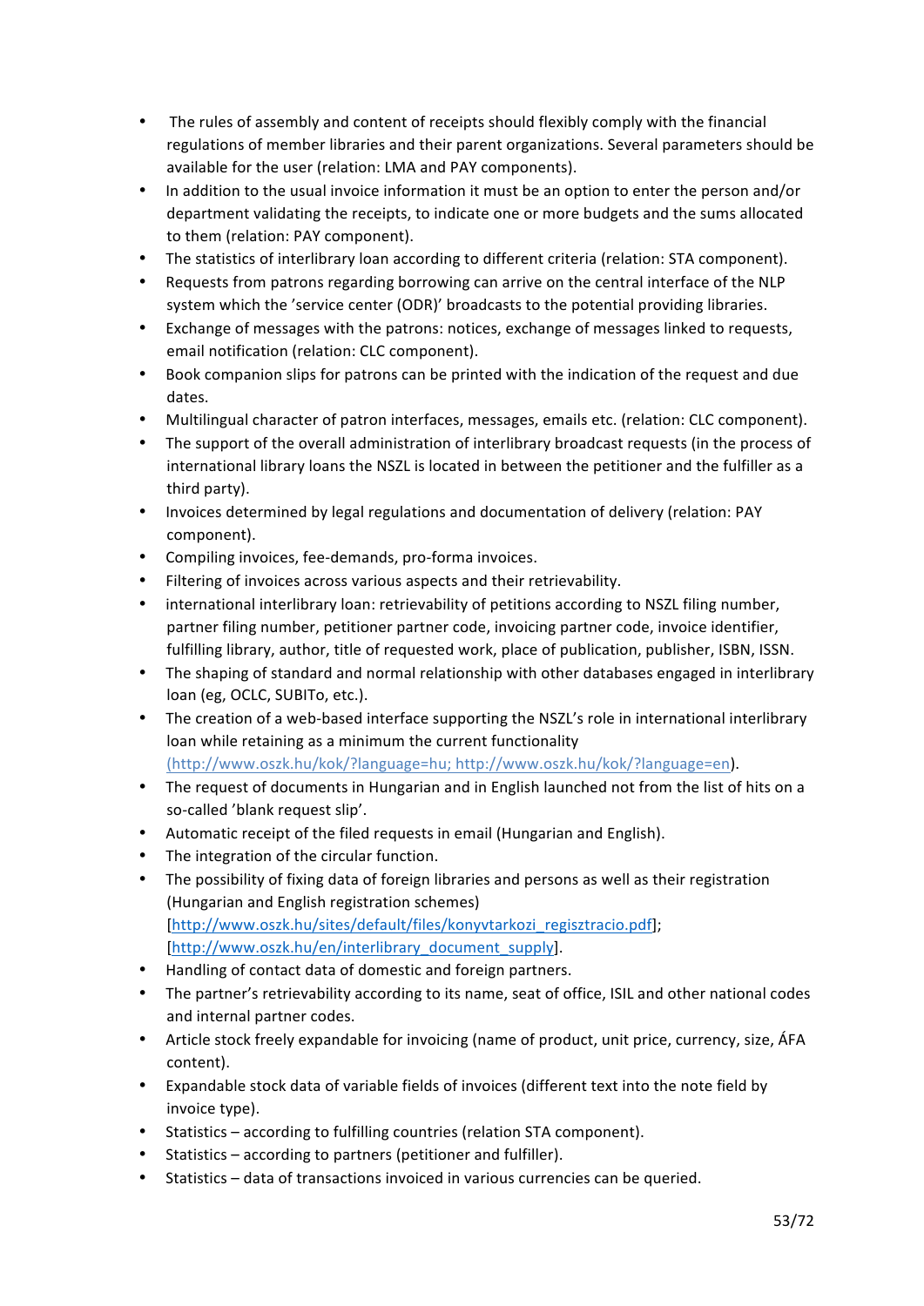- The rules of assembly and content of receipts should flexibly comply with the financial regulations of member libraries and their parent organizations. Several parameters should be available for the user (relation: LMA and PAY components).
- In addition to the usual invoice information it must be an option to enter the person and/or department validating the receipts, to indicate one or more budgets and the sums allocated to them (relation: PAY component).
- The statistics of interlibrary loan according to different criteria (relation: STA component).
- Requests from patrons regarding borrowing can arrive on the central interface of the NLP system which the 'service center (ODR)' broadcasts to the potential providing libraries.
- Exchange of messages with the patrons: notices, exchange of messages linked to requests, email notification (relation: CLC component).
- Book companion slips for patrons can be printed with the indication of the request and due dates.
- Multilingual character of patron interfaces, messages, emails etc. (relation: CLC component).
- The support of the overall administration of interlibrary broadcast requests (in the process of international library loans the NSZL is located in between the petitioner and the fulfiller as a third party).
- Invoices determined by legal regulations and documentation of delivery (relation: PAY component).
- Compiling invoices, fee-demands, pro-forma invoices.
- Filtering of invoices across various aspects and their retrievability.
- international interlibrary loan: retrievability of petitions according to NSZL filing number, partner filing number, petitioner partner code, invoicing partner code, invoice identifier, fulfilling library, author, title of requested work, place of publication, publisher, ISBN, ISSN.
- The shaping of standard and normal relationship with other databases engaged in interlibrary loan (eg, OCLC, SUBITo, etc.).
- The creation of a web-based interface supporting the NSZL's role in international interlibrary loan while retaining as a minimum the current functionality (http://www.oszk.hu/kok/?language=hu; http://www.oszk.hu/kok/?language=en).
- The request of documents in Hungarian and in English launched not from the list of hits on a so-called 'blank request slip'.
- Automatic receipt of the filed requests in email (Hungarian and English).
- The integration of the circular function.
- The possibility of fixing data of foreign libraries and persons as well as their registration (Hungarian and English registration schemes) [http://www.oszk.hu/sites/default/files/konyvtarkozi_regisztracio.pdf]; [http://www.oszk.hu/en/interlibrary_document_supply].
- Handling of contact data of domestic and foreign partners.
- The partner's retrievability according to its name, seat of office, ISIL and other national codes and internal partner codes.
- Article stock freely expandable for invoicing (name of product, unit price, currency, size, ÁFA content).
- Expandable stock data of variable fields of invoices (different text into the note field by invoice type).
- Statistics – according to fulfilling countries (relation STA component).
- Statistics – according to partners (petitioner and fulfiller).
- Statistics – data of transactions invoiced in various currencies can be queried.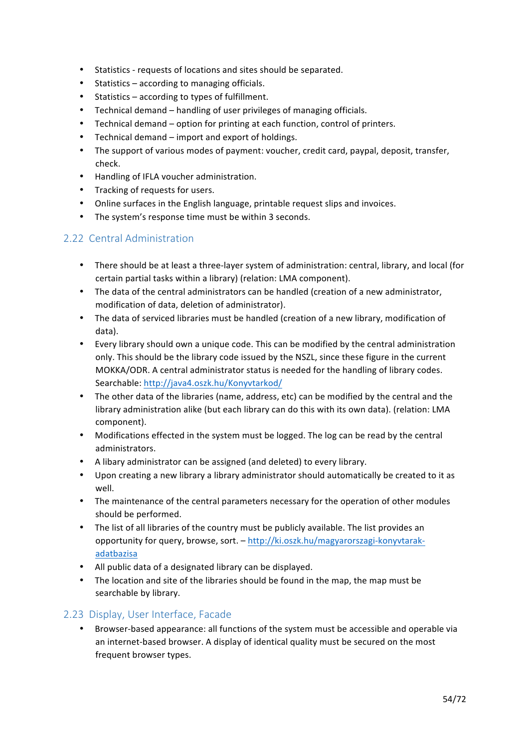- Statistics - requests of locations and sites should be separated.
- Statistics – according to managing officials.
- Statistics – according to types of fulfillment.
- Technical demand – handling of user privileges of managing officials.
- Technical demand – option for printing at each function, control of printers.
- Technical demand – import and export of holdings.
- The support of various modes of payment: voucher, credit card, paypal, deposit, transfer, check.
- Handling of IFLA voucher administration.
- Tracking of requests for users.
- Online surfaces in the English language, printable request slips and invoices.
- The system's response time must be within 3 seconds.

## 2.22 Central Administration

- There should be at least a three-layer system of administration: central, library, and local (for certain partial tasks within a library) (relation: LMA component).
- The data of the central administrators can be handled (creation of a new administrator, modification of data, deletion of administrator).
- The data of serviced libraries must be handled (creation of a new library, modification of data).
- Every library should own a unique code. This can be modified by the central administration only. This should be the library code issued by the NSZL, since these figure in the current MOKKA/ODR. A central administrator status is needed for the handling of library codes. Searchable: http://java4.oszk.hu/Konyvtarkod/
- The other data of the libraries (name, address, etc) can be modified by the central and the library administration alike (but each library can do this with its own data). (relation: LMA component).
- Modifications effected in the system must be logged. The log can be read by the central administrators.
- A libary administrator can be assigned (and deleted) to every library.
- Upon creating a new library a library administrator should automatically be created to it as well.
- The maintenance of the central parameters necessary for the operation of other modules should be performed.
- The list of all libraries of the country must be publicly available. The list provides an opportunity for query, browse, sort. – http://ki.oszk.hu/magyarorszagi-konyvtarak-adatbazisa
- All public data of a designated library can be displayed.
- The location and site of the libraries should be found in the map, the map must be searchable by library.

## 2.23 Display, User Interface, Facade

- Browser-based appearance: all functions of the system must be accessible and operable via an internet-based browser. A display of identical quality must be secured on the most frequent browser types.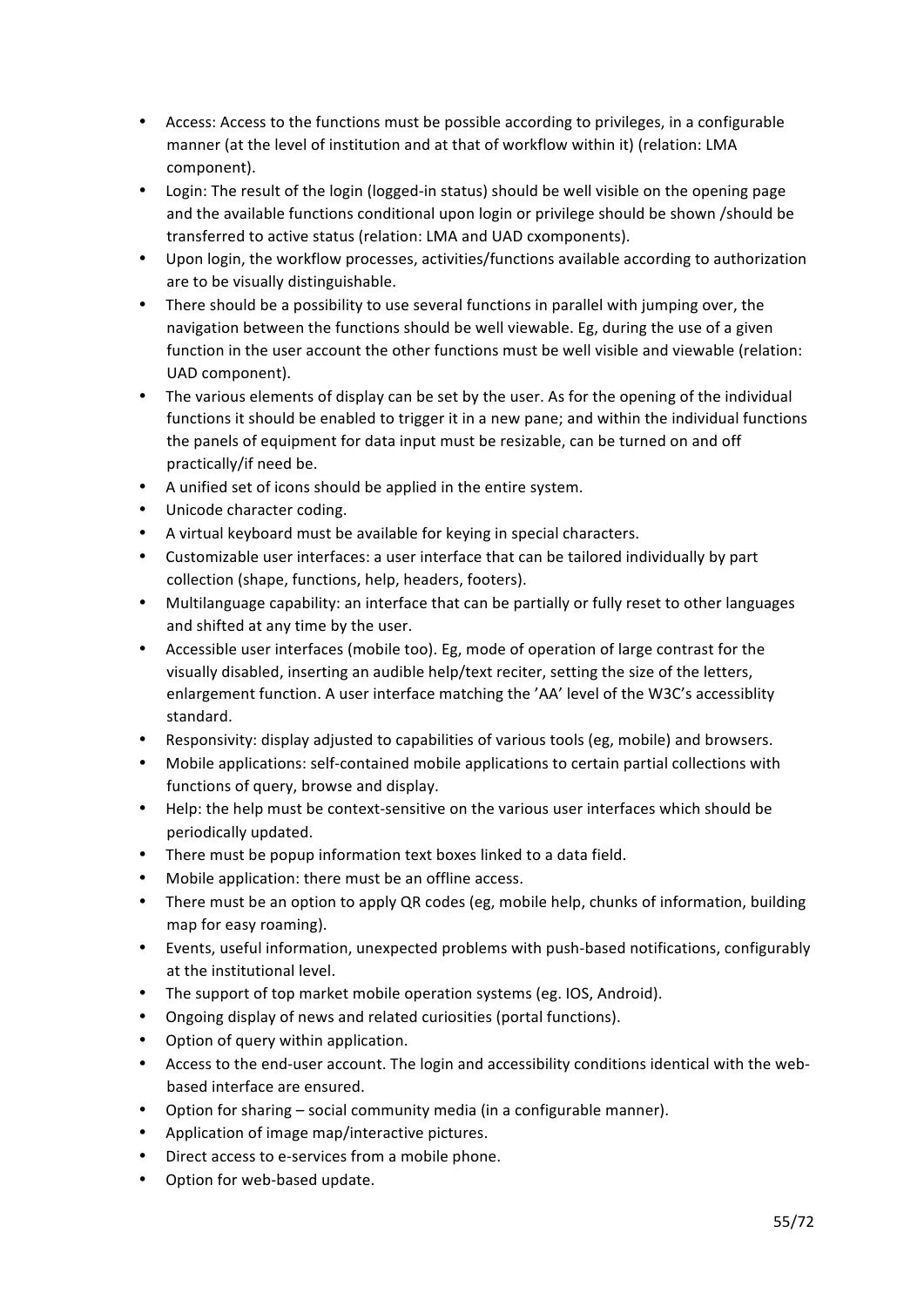- Access: Access to the functions must be possible according to privileges, in a configurable manner (at the level of institution and at that of workflow within it) (relation: LMA component).
- Login: The result of the login (logged-in status) should be well visible on the opening page and the available functions conditional upon login or privilege should be shown /should be transferred to active status (relation: LMA and UAD cxomponents).
- Upon login, the workflow processes, activities/functions available according to authorization are to be visually distinguishable.
- There should be a possibility to use several functions in parallel with jumping over, the navigation between the functions should be well viewable. Eg, during the use of a given function in the user account the other functions must be well visible and viewable (relation: UAD component).
- The various elements of display can be set by the user. As for the opening of the individual functions it should be enabled to trigger it in a new pane; and within the individual functions the panels of equipment for data input must be resizable, can be turned on and off practically/if need be.
- A unified set of icons should be applied in the entire system.
- Unicode character coding.
- A virtual keyboard must be available for keying in special characters.
- Customizable user interfaces: a user interface that can be tailored individually by part collection (shape, functions, help, headers, footers).
- Multilanguage capability: an interface that can be partially or fully reset to other languages and shifted at any time by the user.
- Accessible user interfaces (mobile too). Eg, mode of operation of large contrast for the visually disabled, inserting an audible help/text reciter, setting the size of the letters, enlargement function. A user interface matching the 'AA' level of the W3C's accessiblity standard.
- Responsivity: display adjusted to capabilities of various tools (eg, mobile) and browsers.
- Mobile applications: self-contained mobile applications to certain partial collections with functions of query, browse and display.
- Help: the help must be context-sensitive on the various user interfaces which should be periodically updated.
- There must be popup information text boxes linked to a data field.
- Mobile application: there must be an offline access.
- There must be an option to apply QR codes (eg, mobile help, chunks of information, building map for easy roaming).
- Events, useful information, unexpected problems with push-based notifications, configurably at the institutional level.
- The support of top market mobile operation systems (eg. IOS, Android).
- Ongoing display of news and related curiosities (portal functions).
- Option of query within application.
- Access to the end-user account. The login and accessibility conditions identical with the web-based interface are ensured.
- Option for sharing – social community media (in a configurable manner).
- Application of image map/interactive pictures.
- Direct access to e-services from a mobile phone.
- Option for web-based update.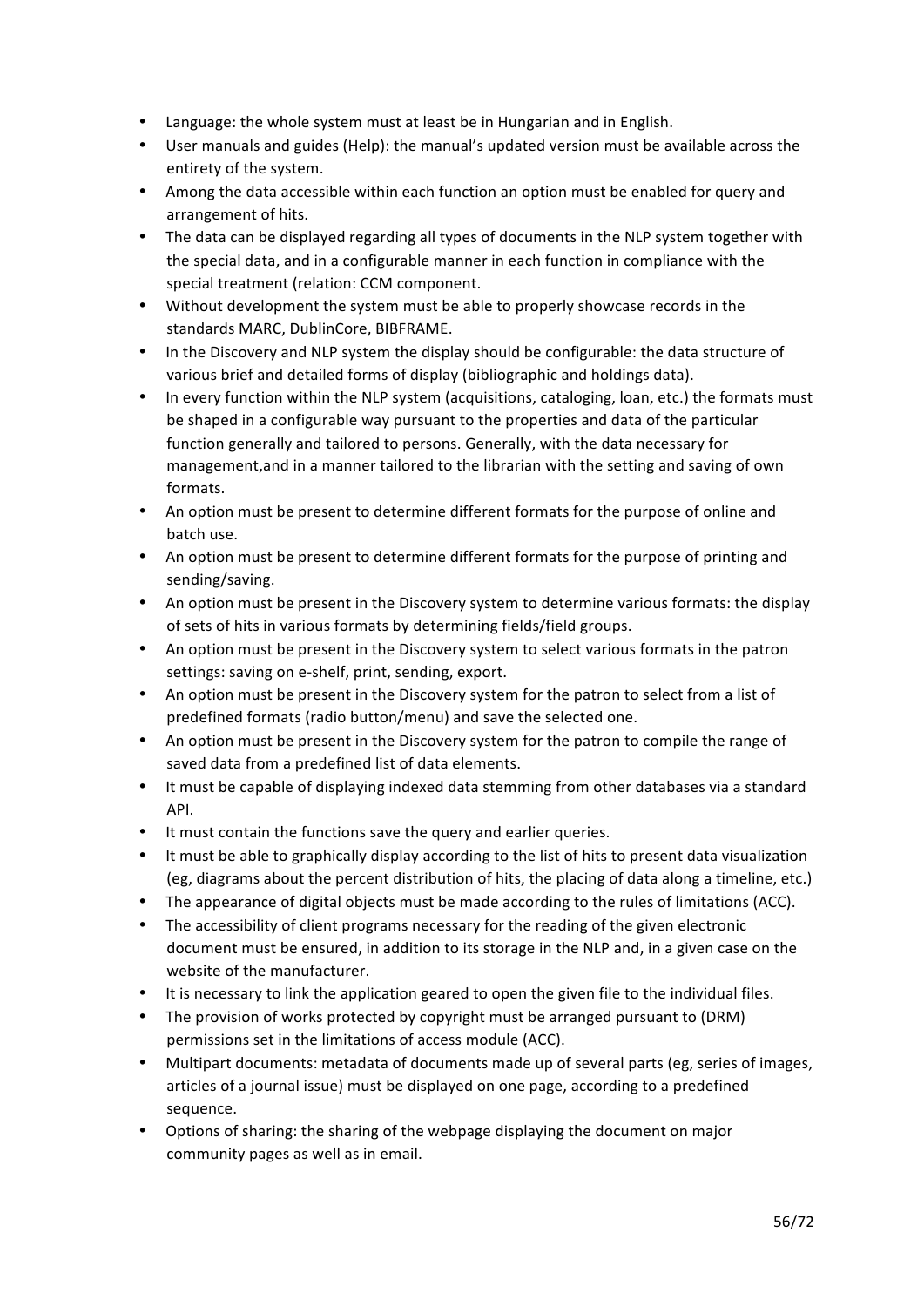- Language: the whole system must at least be in Hungarian and in English.
- User manuals and guides (Help): the manual's updated version must be available across the entirety of the system.
- Among the data accessible within each function an option must be enabled for query and arrangement of hits.
- The data can be displayed regarding all types of documents in the NLP system together with the special data, and in a configurable manner in each function in compliance with the special treatment (relation: CCM component.
- Without development the system must be able to properly showcase records in the standards MARC, DublinCore, BIBFRAME.
- In the Discovery and NLP system the display should be configurable: the data structure of various brief and detailed forms of display (bibliographic and holdings data).
- In every function within the NLP system (acquisitions, cataloging, loan, etc.) the formats must be shaped in a configurable way pursuant to the properties and data of the particular function generally and tailored to persons. Generally, with the data necessary for management,and in a manner tailored to the librarian with the setting and saving of own formats.
- An option must be present to determine different formats for the purpose of online and batch use.
- An option must be present to determine different formats for the purpose of printing and sending/saving.
- An option must be present in the Discovery system to determine various formats: the display of sets of hits in various formats by determining fields/field groups.
- An option must be present in the Discovery system to select various formats in the patron settings: saving on e-shelf, print, sending, export.
- An option must be present in the Discovery system for the patron to select from a list of predefined formats (radio button/menu) and save the selected one.
- An option must be present in the Discovery system for the patron to compile the range of saved data from a predefined list of data elements.
- It must be capable of displaying indexed data stemming from other databases via a standard API.
- It must contain the functions save the query and earlier queries.
- It must be able to graphically display according to the list of hits to present data visualization (eg, diagrams about the percent distribution of hits, the placing of data along a timeline, etc.)
- The appearance of digital objects must be made according to the rules of limitations (ACC).
- The accessibility of client programs necessary for the reading of the given electronic document must be ensured, in addition to its storage in the NLP and, in a given case on the website of the manufacturer.
- It is necessary to link the application geared to open the given file to the individual files.
- The provision of works protected by copyright must be arranged pursuant to (DRM) permissions set in the limitations of access module (ACC).
- Multipart documents: metadata of documents made up of several parts (eg, series of images, articles of a journal issue) must be displayed on one page, according to a predefined sequence.
- Options of sharing: the sharing of the webpage displaying the document on major community pages as well as in email.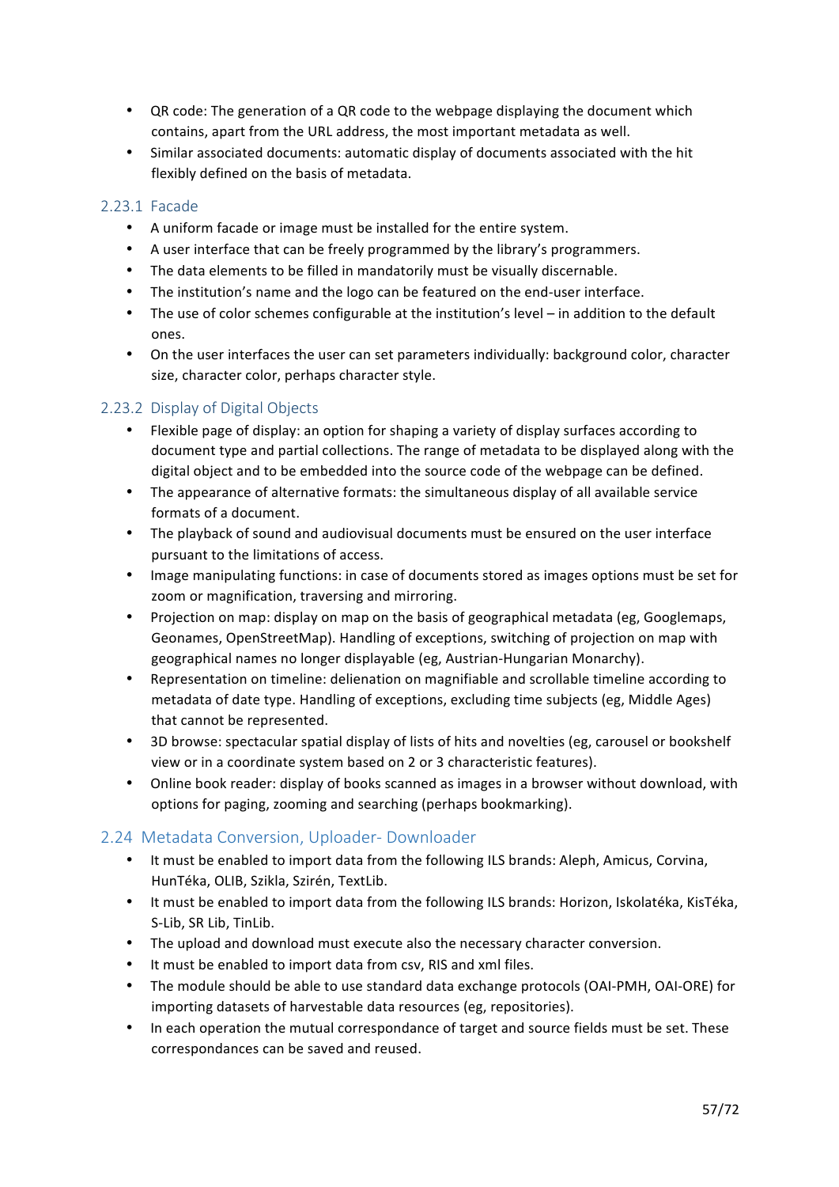- QR code: The generation of a QR code to the webpage displaying the document which contains, apart from the URL address, the most important metadata as well.
- Similar associated documents: automatic display of documents associated with the hit flexibly defined on the basis of metadata.

### 2.23.1 Facade

- A uniform facade or image must be installed for the entire system.
- A user interface that can be freely programmed by the library's programmers.
- The data elements to be filled in mandatorily must be visually discernable.
- The institution's name and the logo can be featured on the end-user interface.
- The use of color schemes configurable at the institution's level – in addition to the default ones.
- On the user interfaces the user can set parameters individually: background color, character size, character color, perhaps character style.

### 2.23.2 Display of Digital Objects

- Flexible page of display: an option for shaping a variety of display surfaces according to document type and partial collections. The range of metadata to be displayed along with the digital object and to be embedded into the source code of the webpage can be defined.
- The appearance of alternative formats: the simultaneous display of all available service formats of a document.
- The playback of sound and audiovisual documents must be ensured on the user interface pursuant to the limitations of access.
- Image manipulating functions: in case of documents stored as images options must be set for zoom or magnification, traversing and mirroring.
- Projection on map: display on map on the basis of geographical metadata (eg, Googlemaps, Geonames, OpenStreetMap). Handling of exceptions, switching of projection on map with geographical names no longer displayable (eg, Austrian-Hungarian Monarchy).
- Representation on timeline: delienation on magnifiable and scrollable timeline according to metadata of date type. Handling of exceptions, excluding time subjects (eg, Middle Ages) that cannot be represented.
- 3D browse: spectacular spatial display of lists of hits and novelties (eg, carousel or bookshelf view or in a coordinate system based on 2 or 3 characteristic features).
- Online book reader: display of books scanned as images in a browser without download, with options for paging, zooming and searching (perhaps bookmarking).

## 2.24 Metadata Conversion, Uploader- Downloader

- It must be enabled to import data from the following ILS brands: Aleph, Amicus, Corvina, HunTéka, OLIB, Szikla, Szirén, TextLib.
- It must be enabled to import data from the following ILS brands: Horizon, Iskolatéka, KisTéka, S-Lib, SR Lib, TinLib.
- The upload and download must execute also the necessary character conversion.
- It must be enabled to import data from csv, RIS and xml files.
- The module should be able to use standard data exchange protocols (OAI-PMH, OAI-ORE) for importing datasets of harvestable data resources (eg, repositories).
- In each operation the mutual correspondance of target and source fields must be set. These correspondances can be saved and reused.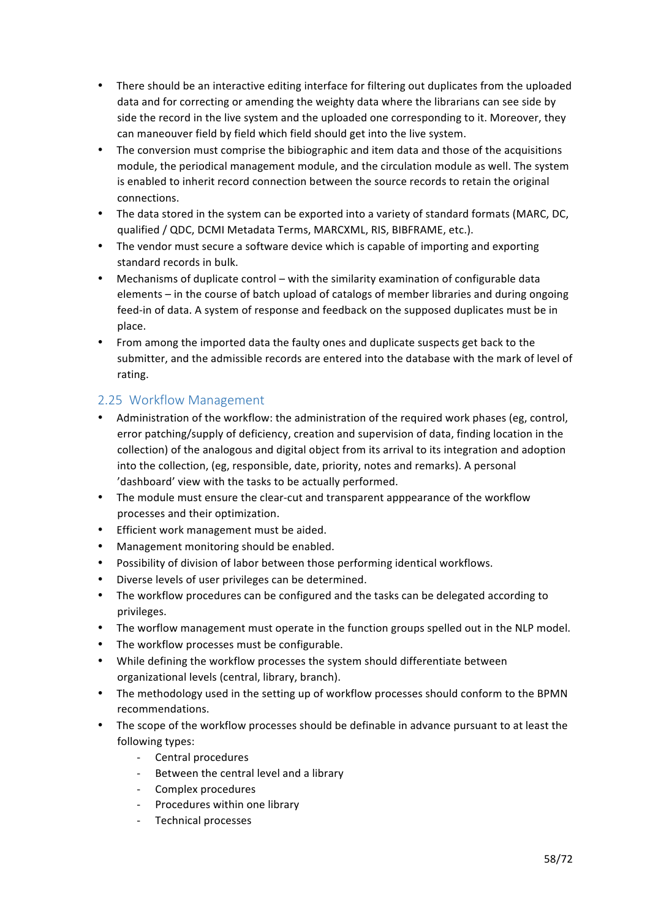- There should be an interactive editing interface for filtering out duplicates from the uploaded data and for correcting or amending the weighty data where the librarians can see side by side the record in the live system and the uploaded one corresponding to it. Moreover, they can maneouver field by field which field should get into the live system.
- The conversion must comprise the bibiographic and item data and those of the acquisitions module, the periodical management module, and the circulation module as well. The system is enabled to inherit record connection between the source records to retain the original connections.
- The data stored in the system can be exported into a variety of standard formats (MARC, DC, qualified / QDC, DCMI Metadata Terms, MARCXML, RIS, BIBFRAME, etc.).
- The vendor must secure a software device which is capable of importing and exporting standard records in bulk.
- Mechanisms of duplicate control – with the similarity examination of configurable data elements – in the course of batch upload of catalogs of member libraries and during ongoing feed-in of data. A system of response and feedback on the supposed duplicates must be in place.
- From among the imported data the faulty ones and duplicate suspects get back to the submitter, and the admissible records are entered into the database with the mark of level of rating.

## 2.25 Workflow Management

- Administration of the workflow: the administration of the required work phases (eg, control, error patching/supply of deficiency, creation and supervision of data, finding location in the collection) of the analogous and digital object from its arrival to its integration and adoption into the collection, (eg, responsible, date, priority, notes and remarks). A personal 'dashboard' view with the tasks to be actually performed.
- The module must ensure the clear-cut and transparent apppearance of the workflow processes and their optimization.
- Efficient work management must be aided.
- Management monitoring should be enabled.
- Possibility of division of labor between those performing identical workflows.
- Diverse levels of user privileges can be determined.
- The workflow procedures can be configured and the tasks can be delegated according to privileges.
- The worflow management must operate in the function groups spelled out in the NLP model.
- The workflow processes must be configurable.
- While defining the workflow processes the system should differentiate between organizational levels (central, library, branch).
- The methodology used in the setting up of workflow processes should conform to the BPMN recommendations.
- The scope of the workflow processes should be definable in advance pursuant to at least the following types:
    - Central procedures
    - Between the central level and a library
    - Complex procedures
    - Procedures within one library
    - Technical processes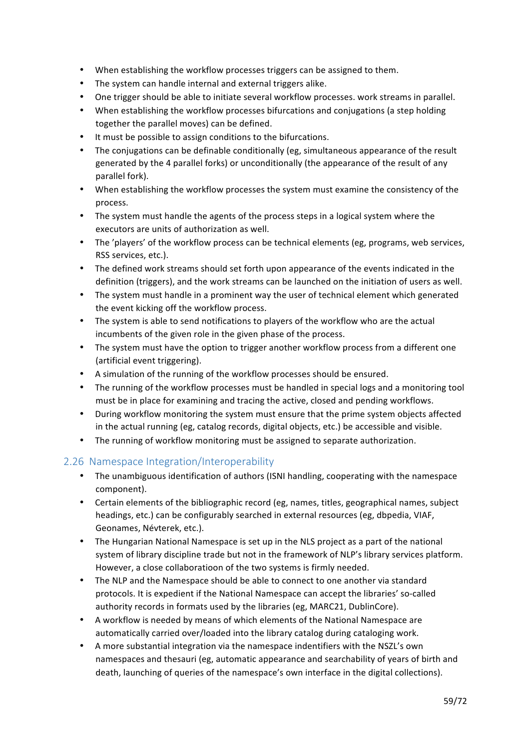- When establishing the workflow processes triggers can be assigned to them.
- The system can handle internal and external triggers alike.
- One trigger should be able to initiate several workflow processes. work streams in parallel.
- When establishing the workflow processes bifurcations and conjugations (a step holding together the parallel moves) can be defined.
- It must be possible to assign conditions to the bifurcations.
- The conjugations can be definable conditionally (eg, simultaneous appearance of the result generated by the 4 parallel forks) or unconditionally (the appearance of the result of any parallel fork).
- When establishing the workflow processes the system must examine the consistency of the process.
- The system must handle the agents of the process steps in a logical system where the executors are units of authorization as well.
- The 'players' of the workflow process can be technical elements (eg, programs, web services, RSS services, etc.).
- The defined work streams should set forth upon appearance of the events indicated in the definition (triggers), and the work streams can be launched on the initiation of users as well.
- The system must handle in a prominent way the user of technical element which generated the event kicking off the workflow process.
- The system is able to send notifications to players of the workflow who are the actual incumbents of the given role in the given phase of the process.
- The system must have the option to trigger another workflow process from a different one (artificial event triggering).
- A simulation of the running of the workflow processes should be ensured.
- The running of the workflow processes must be handled in special logs and a monitoring tool must be in place for examining and tracing the active, closed and pending workflows.
- During workflow monitoring the system must ensure that the prime system objects affected in the actual running (eg, catalog records, digital objects, etc.) be accessible and visible.
- The running of workflow monitoring must be assigned to separate authorization.

## 2.26 Namespace Integration/Interoperability

- The unambiguous identification of authors (ISNI handling, cooperating with the namespace component).
- Certain elements of the bibliographic record (eg, names, titles, geographical names, subject headings, etc.) can be configurably searched in external resources (eg, dbpedia, VIAF, Geonames, Névterek, etc.).
- The Hungarian National Namespace is set up in the NLS project as a part of the national system of library discipline trade but not in the framework of NLP's library services platform. However, a close collaboratioon of the two systems is firmly needed.
- The NLP and the Namespace should be able to connect to one another via standard protocols. It is expedient if the National Namespace can accept the libraries' so-called authority records in formats used by the libraries (eg, MARC21, DublinCore).
- A workflow is needed by means of which elements of the National Namespace are automatically carried over/loaded into the library catalog during cataloging work.
- A more substantial integration via the namespace indentifiers with the NSZL's own namespaces and thesauri (eg, automatic appearance and searchability of years of birth and death, launching of queries of the namespace's own interface in the digital collections).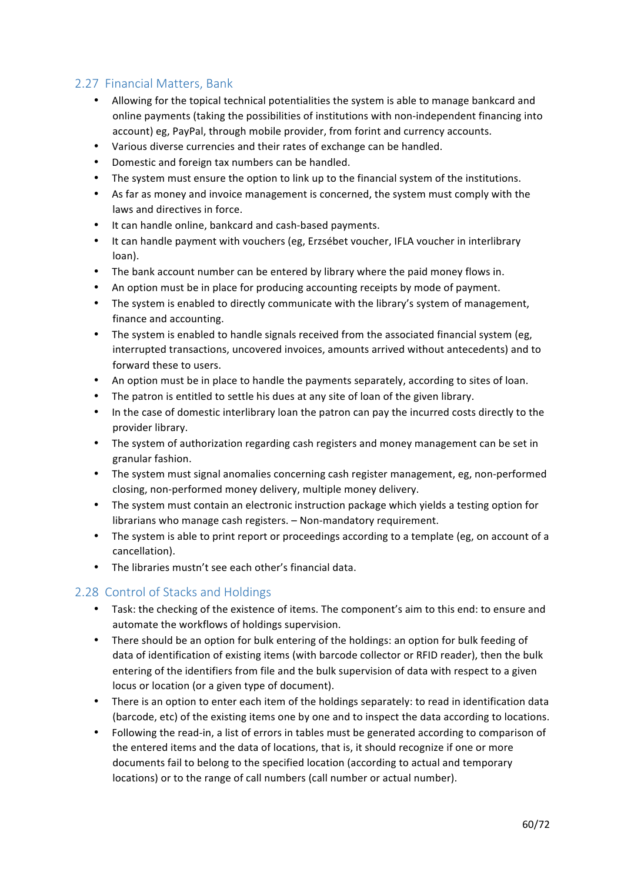## 2.27 Financial Matters, Bank

- Allowing for the topical technical potentialities the system is able to manage bankcard and online payments (taking the possibilities of institutions with non-independent financing into account) eg, PayPal, through mobile provider, from forint and currency accounts.
- Various diverse currencies and their rates of exchange can be handled.
- Domestic and foreign tax numbers can be handled.
- The system must ensure the option to link up to the financial system of the institutions.
- As far as money and invoice management is concerned, the system must comply with the laws and directives in force.
- It can handle online, bankcard and cash-based payments.
- It can handle payment with vouchers (eg, Erzsébet voucher, IFLA voucher in interlibrary loan).
- The bank account number can be entered by library where the paid money flows in.
- An option must be in place for producing accounting receipts by mode of payment.
- The system is enabled to directly communicate with the library's system of management, finance and accounting.
- The system is enabled to handle signals received from the associated financial system (eg, interrupted transactions, uncovered invoices, amounts arrived without antecedents) and to forward these to users.
- An option must be in place to handle the payments separately, according to sites of loan.
- The patron is entitled to settle his dues at any site of loan of the given library.
- In the case of domestic interlibrary loan the patron can pay the incurred costs directly to the provider library.
- The system of authorization regarding cash registers and money management can be set in granular fashion.
- The system must signal anomalies concerning cash register management, eg, non-performed closing, non-performed money delivery, multiple money delivery.
- The system must contain an electronic instruction package which yields a testing option for librarians who manage cash registers. – Non-mandatory requirement.
- The system is able to print report or proceedings according to a template (eg, on account of a cancellation).
- The libraries mustn't see each other's financial data.

## 2.28 Control of Stacks and Holdings

- Task: the checking of the existence of items. The component's aim to this end: to ensure and automate the workflows of holdings supervision.
- There should be an option for bulk entering of the holdings: an option for bulk feeding of data of identification of existing items (with barcode collector or RFID reader), then the bulk entering of the identifiers from file and the bulk supervision of data with respect to a given locus or location (or a given type of document).
- There is an option to enter each item of the holdings separately: to read in identification data (barcode, etc) of the existing items one by one and to inspect the data according to locations.
- Following the read-in, a list of errors in tables must be generated according to comparison of the entered items and the data of locations, that is, it should recognize if one or more documents fail to belong to the specified location (according to actual and temporary locations) or to the range of call numbers (call number or actual number).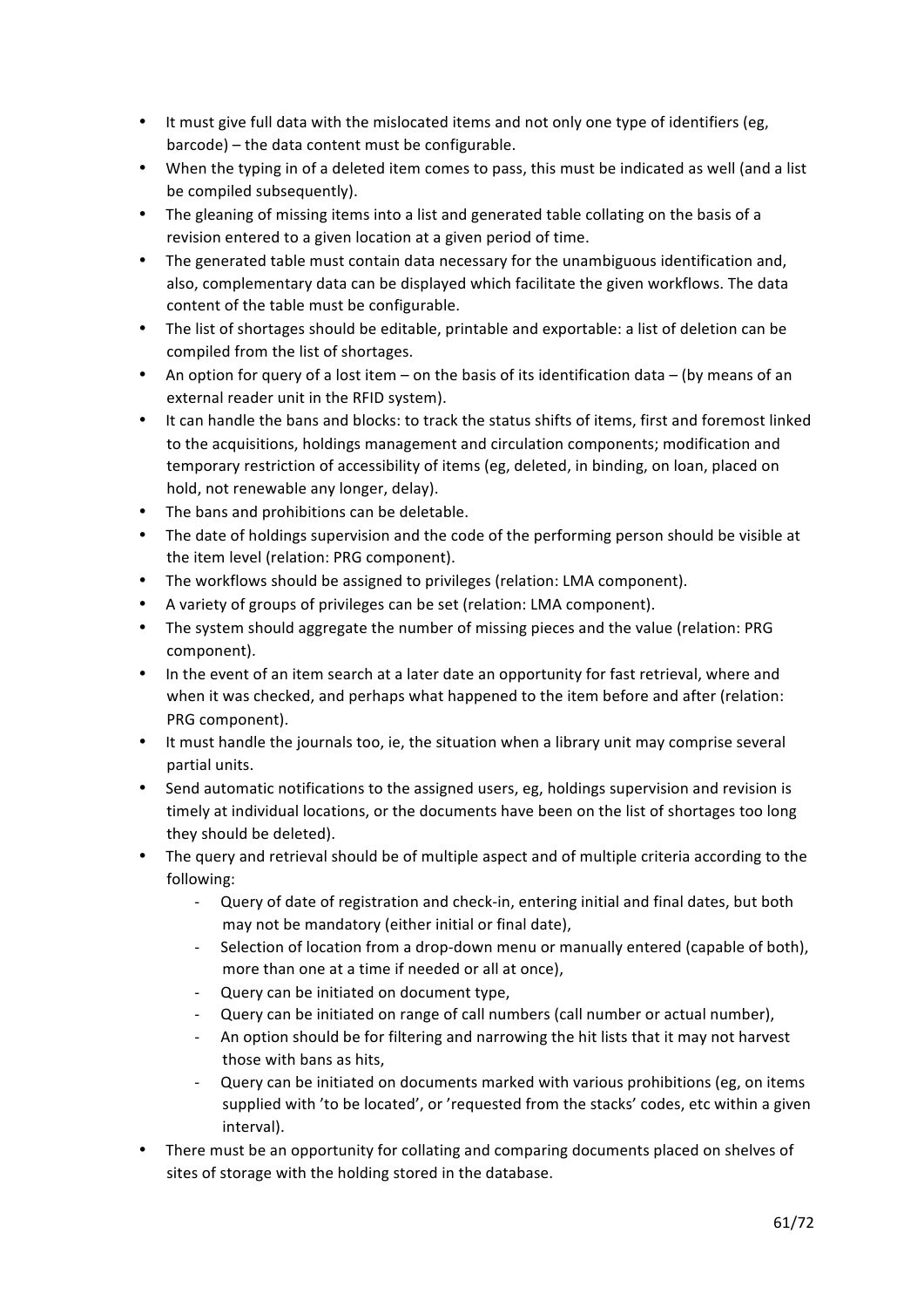- It must give full data with the mislocated items and not only one type of identifiers (eg, barcode) – the data content must be configurable.
- When the typing in of a deleted item comes to pass, this must be indicated as well (and a list be compiled subsequently).
- The gleaning of missing items into a list and generated table collating on the basis of a revision entered to a given location at a given period of time.
- The generated table must contain data necessary for the unambiguous identification and, also, complementary data can be displayed which facilitate the given workflows. The data content of the table must be configurable.
- The list of shortages should be editable, printable and exportable: a list of deletion can be compiled from the list of shortages.
- An option for query of a lost item – on the basis of its identification data – (by means of an external reader unit in the RFID system).
- It can handle the bans and blocks: to track the status shifts of items, first and foremost linked to the acquisitions, holdings management and circulation components; modification and temporary restriction of accessibility of items (eg, deleted, in binding, on loan, placed on hold, not renewable any longer, delay).
- The bans and prohibitions can be deletable.
- The date of holdings supervision and the code of the performing person should be visible at the item level (relation: PRG component).
- The workflows should be assigned to privileges (relation: LMA component).
- A variety of groups of privileges can be set (relation: LMA component).
- The system should aggregate the number of missing pieces and the value (relation: PRG component).
- In the event of an item search at a later date an opportunity for fast retrieval, where and when it was checked, and perhaps what happened to the item before and after (relation: PRG component).
- It must handle the journals too, ie, the situation when a library unit may comprise several partial units.
- Send automatic notifications to the assigned users, eg, holdings supervision and revision is timely at individual locations, or the documents have been on the list of shortages too long they should be deleted).
- The query and retrieval should be of multiple aspect and of multiple criteria according to the following:
    - Query of date of registration and check-in, entering initial and final dates, but both may not be mandatory (either initial or final date),
    - Selection of location from a drop-down menu or manually entered (capable of both), more than one at a time if needed or all at once),
    - Query can be initiated on document type,
    - Query can be initiated on range of call numbers (call number or actual number),
    - An option should be for filtering and narrowing the hit lists that it may not harvest those with bans as hits,
    - Query can be initiated on documents marked with various prohibitions (eg, on items supplied with 'to be located', or 'requested from the stacks' codes, etc within a given interval).
- There must be an opportunity for collating and comparing documents placed on shelves of sites of storage with the holding stored in the database.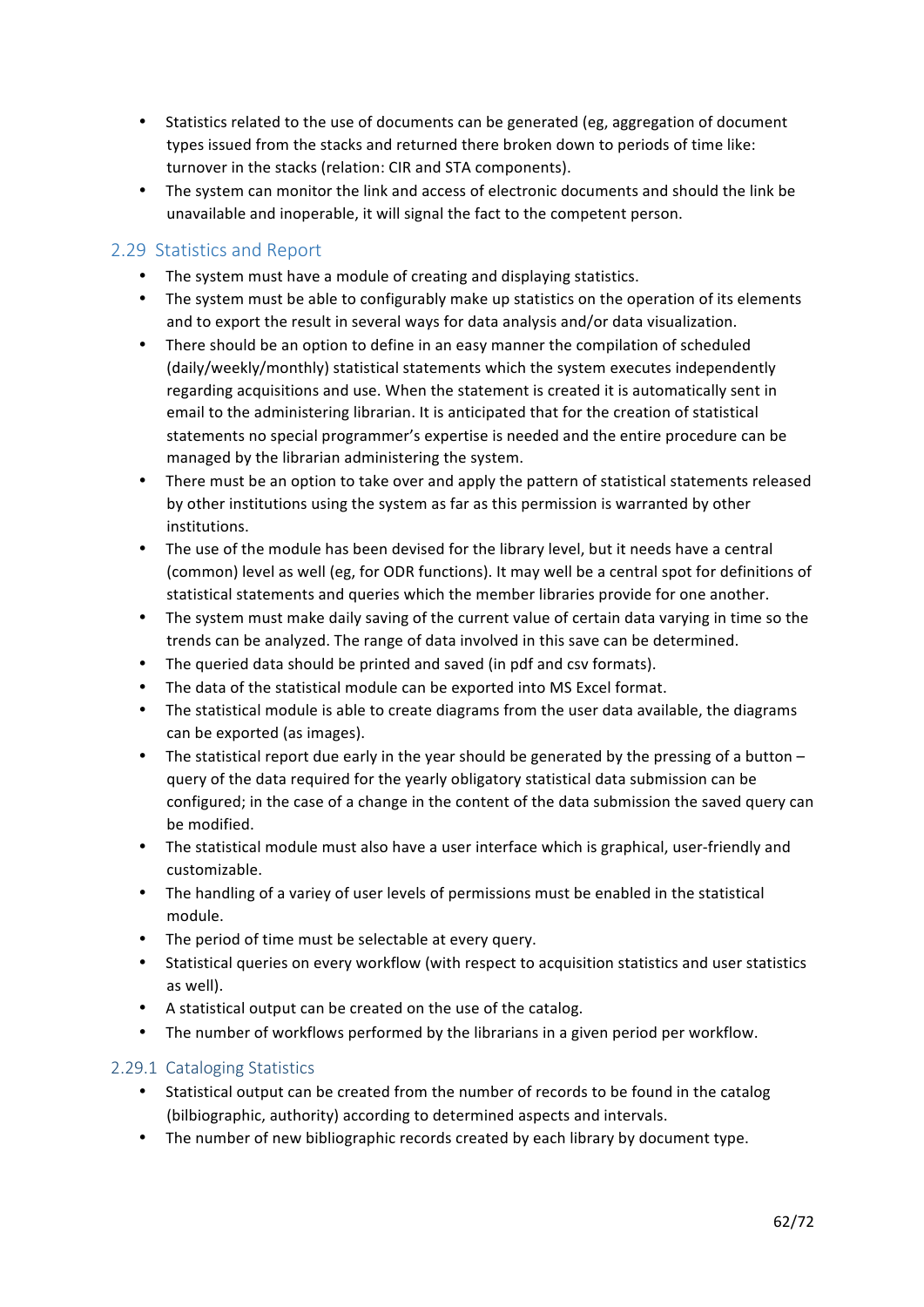- Statistics related to the use of documents can be generated (eg, aggregation of document types issued from the stacks and returned there broken down to periods of time like: turnover in the stacks (relation: CIR and STA components).
- The system can monitor the link and access of electronic documents and should the link be unavailable and inoperable, it will signal the fact to the competent person.

## 2.29 Statistics and Report

- The system must have a module of creating and displaying statistics.
- The system must be able to configurably make up statistics on the operation of its elements and to export the result in several ways for data analysis and/or data visualization.
- There should be an option to define in an easy manner the compilation of scheduled (daily/weekly/monthly) statistical statements which the system executes independently regarding acquisitions and use. When the statement is created it is automatically sent in email to the administering librarian. It is anticipated that for the creation of statistical statements no special programmer's expertise is needed and the entire procedure can be managed by the librarian administering the system.
- There must be an option to take over and apply the pattern of statistical statements released by other institutions using the system as far as this permission is warranted by other institutions.
- The use of the module has been devised for the library level, but it needs have a central (common) level as well (eg, for ODR functions). It may well be a central spot for definitions of statistical statements and queries which the member libraries provide for one another.
- The system must make daily saving of the current value of certain data varying in time so the trends can be analyzed. The range of data involved in this save can be determined.
- The queried data should be printed and saved (in pdf and csv formats).
- The data of the statistical module can be exported into MS Excel format.
- The statistical module is able to create diagrams from the user data available, the diagrams can be exported (as images).
- The statistical report due early in the year should be generated by the pressing of a button – query of the data required for the yearly obligatory statistical data submission can be configured; in the case of a change in the content of the data submission the saved query can be modified.
- The statistical module must also have a user interface which is graphical, user-friendly and customizable.
- The handling of a variey of user levels of permissions must be enabled in the statistical module.
- The period of time must be selectable at every query.
- Statistical queries on every workflow (with respect to acquisition statistics and user statistics as well).
- A statistical output can be created on the use of the catalog.
- The number of workflows performed by the librarians in a given period per workflow.

### 2.29.1 Cataloging Statistics

- Statistical output can be created from the number of records to be found in the catalog (bilbiographic, authority) according to determined aspects and intervals.
- The number of new bibliographic records created by each library by document type.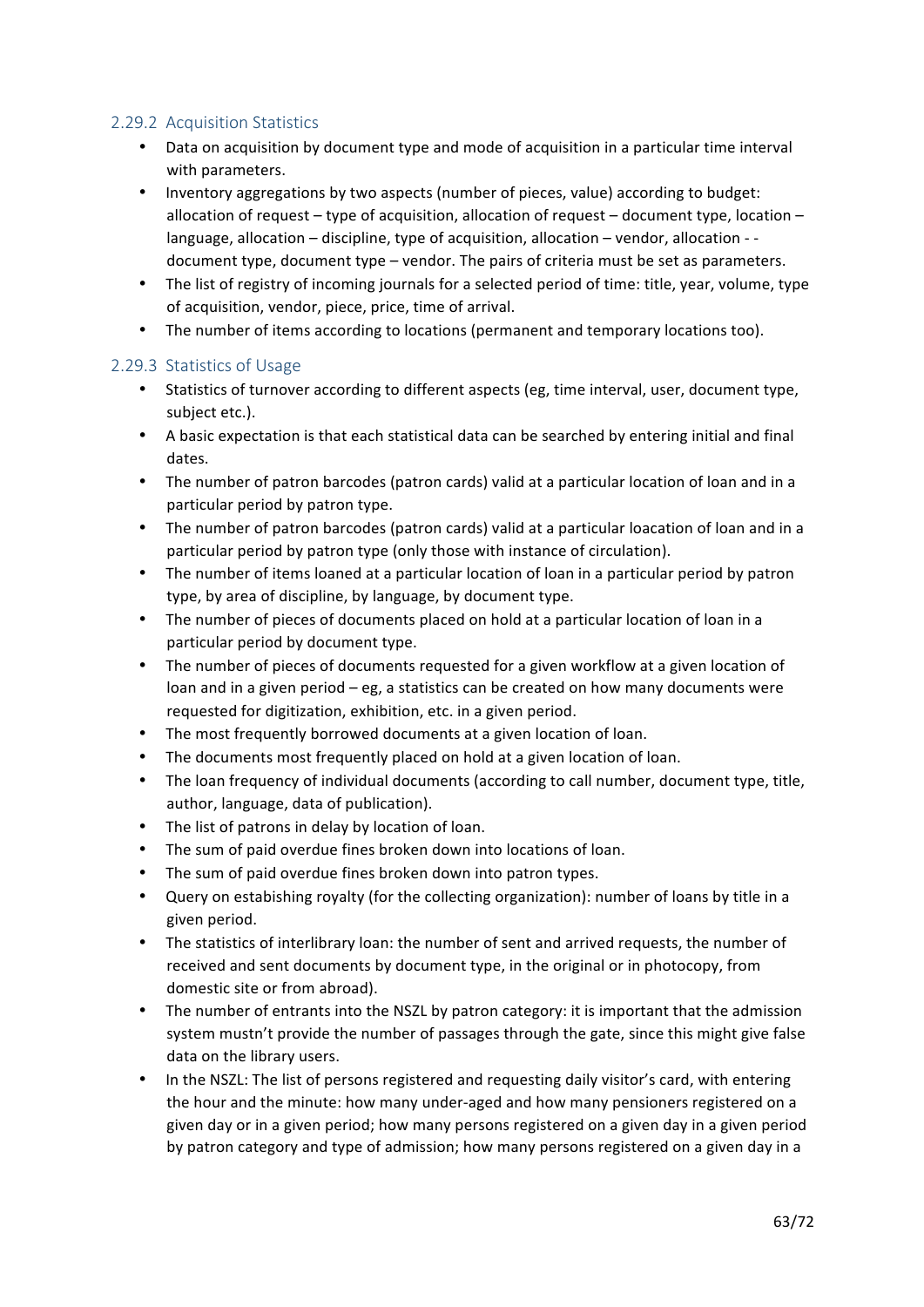### 2.29.2 Acquisition Statistics

- Data on acquisition by document type and mode of acquisition in a particular time interval with parameters.
- Inventory aggregations by two aspects (number of pieces, value) according to budget: allocation of request – type of acquisition, allocation of request – document type, location – language, allocation – discipline, type of acquisition, allocation – vendor, allocation - - document type, document type – vendor. The pairs of criteria must be set as parameters.
- The list of registry of incoming journals for a selected period of time: title, year, volume, type of acquisition, vendor, piece, price, time of arrival.
- The number of items according to locations (permanent and temporary locations too).

### 2.29.3 Statistics of Usage

- Statistics of turnover according to different aspects (eg, time interval, user, document type, subject etc.).
- A basic expectation is that each statistical data can be searched by entering initial and final dates.
- The number of patron barcodes (patron cards) valid at a particular location of loan and in a particular period by patron type.
- The number of patron barcodes (patron cards) valid at a particular loacation of loan and in a particular period by patron type (only those with instance of circulation).
- The number of items loaned at a particular location of loan in a particular period by patron type, by area of discipline, by language, by document type.
- The number of pieces of documents placed on hold at a particular location of loan in a particular period by document type.
- The number of pieces of documents requested for a given workflow at a given location of loan and in a given period – eg, a statistics can be created on how many documents were requested for digitization, exhibition, etc. in a given period.
- The most frequently borrowed documents at a given location of loan.
- The documents most frequently placed on hold at a given location of loan.
- The loan frequency of individual documents (according to call number, document type, title, author, language, data of publication).
- The list of patrons in delay by location of loan.
- The sum of paid overdue fines broken down into locations of loan.
- The sum of paid overdue fines broken down into patron types.
- Query on estabishing royalty (for the collecting organization): number of loans by title in a given period.
- The statistics of interlibrary loan: the number of sent and arrived requests, the number of received and sent documents by document type, in the original or in photocopy, from domestic site or from abroad).
- The number of entrants into the NSZL by patron category: it is important that the admission system mustn't provide the number of passages through the gate, since this might give false data on the library users.
- In the NSZL: The list of persons registered and requesting daily visitor's card, with entering the hour and the minute: how many under-aged and how many pensioners registered on a given day or in a given period; how many persons registered on a given day in a given period by patron category and type of admission; how many persons registered on a given day in a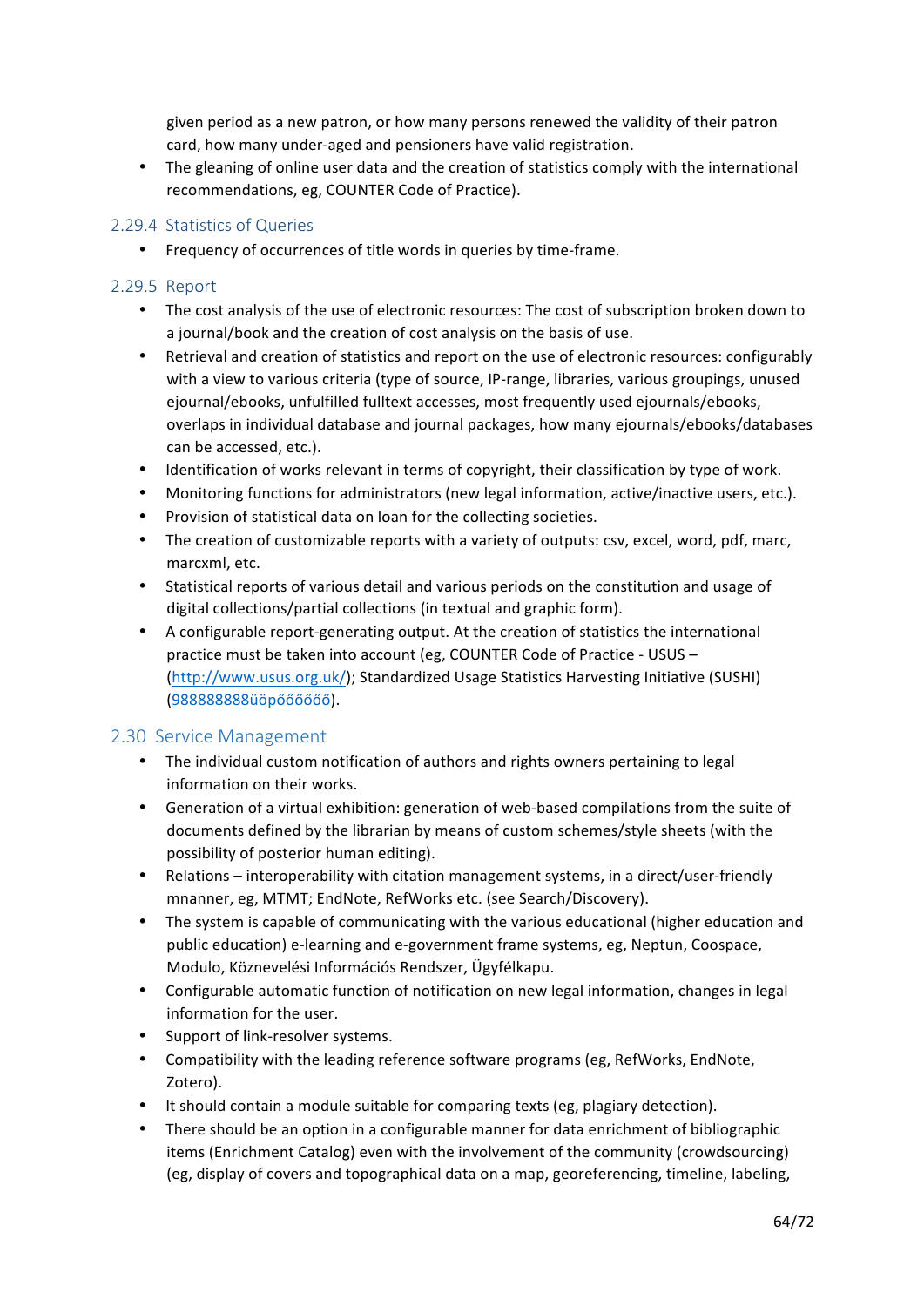given period as a new patron, or how many persons renewed the validity of their patron card, how many under-aged and pensioners have valid registration.

- The gleaning of online user data and the creation of statistics comply with the international recommendations, eg, COUNTER Code of Practice).

### 2.29.4 Statistics of Queries

- Frequency of occurrences of title words in queries by time-frame.

### 2.29.5 Report

- The cost analysis of the use of electronic resources: The cost of subscription broken down to a journal/book and the creation of cost analysis on the basis of use.
- Retrieval and creation of statistics and report on the use of electronic resources: configurably with a view to various criteria (type of source, IP-range, libraries, various groupings, unused ejournal/ebooks, unfulfilled fulltext accesses, most frequently used ejournals/ebooks, overlaps in individual database and journal packages, how many ejournals/ebooks/databases can be accessed, etc.).
- Identification of works relevant in terms of copyright, their classification by type of work.
- Monitoring functions for administrators (new legal information, active/inactive users, etc.).
- Provision of statistical data on loan for the collecting societies.
- The creation of customizable reports with a variety of outputs: csv, excel, word, pdf, marc, marcxml, etc.
- Statistical reports of various detail and various periods on the constitution and usage of digital collections/partial collections (in textual and graphic form).
- A configurable report-generating output. At the creation of statistics the international practice must be taken into account (eg, COUNTER Code of Practice - USUS – (http://www.usus.org.uk/); Standardized Usage Statistics Harvesting Initiative (SUSHI) (988888888üöpőőőőőő).

## 2.30 Service Management

- The individual custom notification of authors and rights owners pertaining to legal information on their works.
- Generation of a virtual exhibition: generation of web-based compilations from the suite of documents defined by the librarian by means of custom schemes/style sheets (with the possibility of posterior human editing).
- Relations – interoperability with citation management systems, in a direct/user-friendly mnanner, eg, MTMT; EndNote, RefWorks etc. (see Search/Discovery).
- The system is capable of communicating with the various educational (higher education and public education) e-learning and e-government frame systems, eg, Neptun, Coospace, Modulo, Köznevelési Információs Rendszer, Ügyfélkapu.
- Configurable automatic function of notification on new legal information, changes in legal information for the user.
- Support of link-resolver systems.
- Compatibility with the leading reference software programs (eg, RefWorks, EndNote, Zotero).
- It should contain a module suitable for comparing texts (eg, plagiary detection).
- There should be an option in a configurable manner for data enrichment of bibliographic items (Enrichment Catalog) even with the involvement of the community (crowdsourcing) (eg, display of covers and topographical data on a map, georeferencing, timeline, labeling,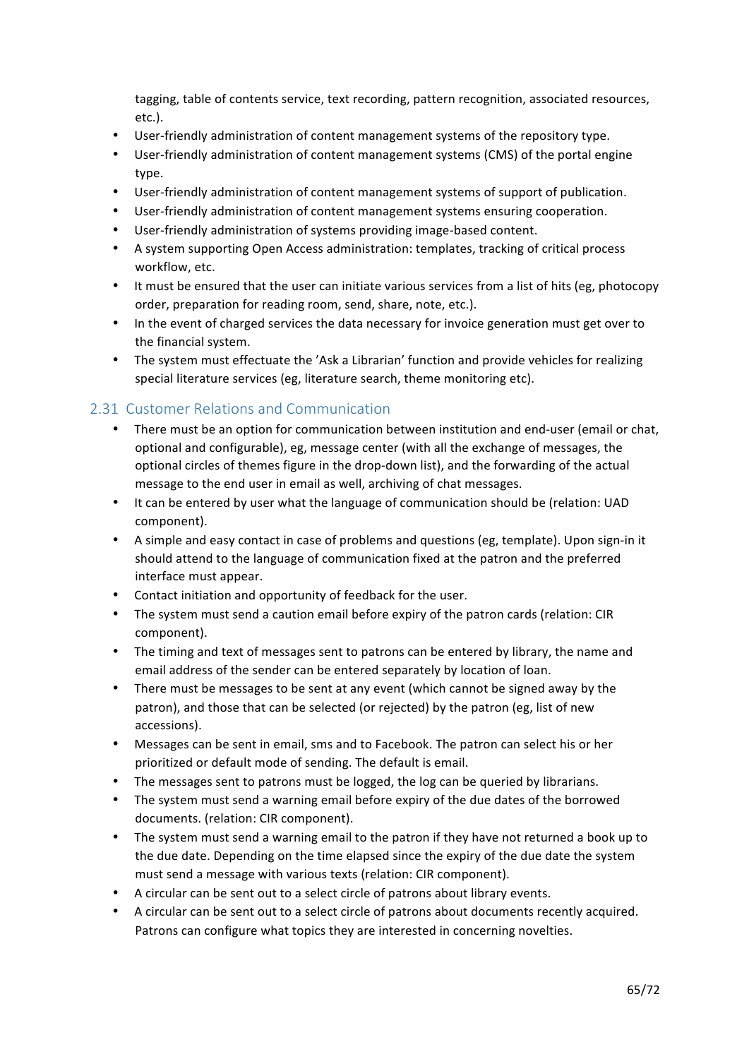tagging, table of contents service, text recording, pattern recognition, associated resources, etc.).

- User-friendly administration of content management systems of the repository type.
- User-friendly administration of content management systems (CMS) of the portal engine type.
- User-friendly administration of content management systems of support of publication.
- User-friendly administration of content management systems ensuring cooperation.
- User-friendly administration of systems providing image-based content.
- A system supporting Open Access administration: templates, tracking of critical process workflow, etc.
- It must be ensured that the user can initiate various services from a list of hits (eg, photocopy order, preparation for reading room, send, share, note, etc.).
- In the event of charged services the data necessary for invoice generation must get over to the financial system.
- The system must effectuate the 'Ask a Librarian' function and provide vehicles for realizing special literature services (eg, literature search, theme monitoring etc).

## 2.31 Customer Relations and Communication

- There must be an option for communication between institution and end-user (email or chat, optional and configurable), eg, message center (with all the exchange of messages, the optional circles of themes figure in the drop-down list), and the forwarding of the actual message to the end user in email as well, archiving of chat messages.
- It can be entered by user what the language of communication should be (relation: UAD component).
- A simple and easy contact in case of problems and questions (eg, template). Upon sign-in it should attend to the language of communication fixed at the patron and the preferred interface must appear.
- Contact initiation and opportunity of feedback for the user.
- The system must send a caution email before expiry of the patron cards (relation: CIR component).
- The timing and text of messages sent to patrons can be entered by library, the name and email address of the sender can be entered separately by location of loan.
- There must be messages to be sent at any event (which cannot be signed away by the patron), and those that can be selected (or rejected) by the patron (eg, list of new accessions).
- Messages can be sent in email, sms and to Facebook. The patron can select his or her prioritized or default mode of sending. The default is email.
- The messages sent to patrons must be logged, the log can be queried by librarians.
- The system must send a warning email before expiry of the due dates of the borrowed documents. (relation: CIR component).
- The system must send a warning email to the patron if they have not returned a book up to the due date. Depending on the time elapsed since the expiry of the due date the system must send a message with various texts (relation: CIR component).
- A circular can be sent out to a select circle of patrons about library events.
- A circular can be sent out to a select circle of patrons about documents recently acquired. Patrons can configure what topics they are interested in concerning novelties.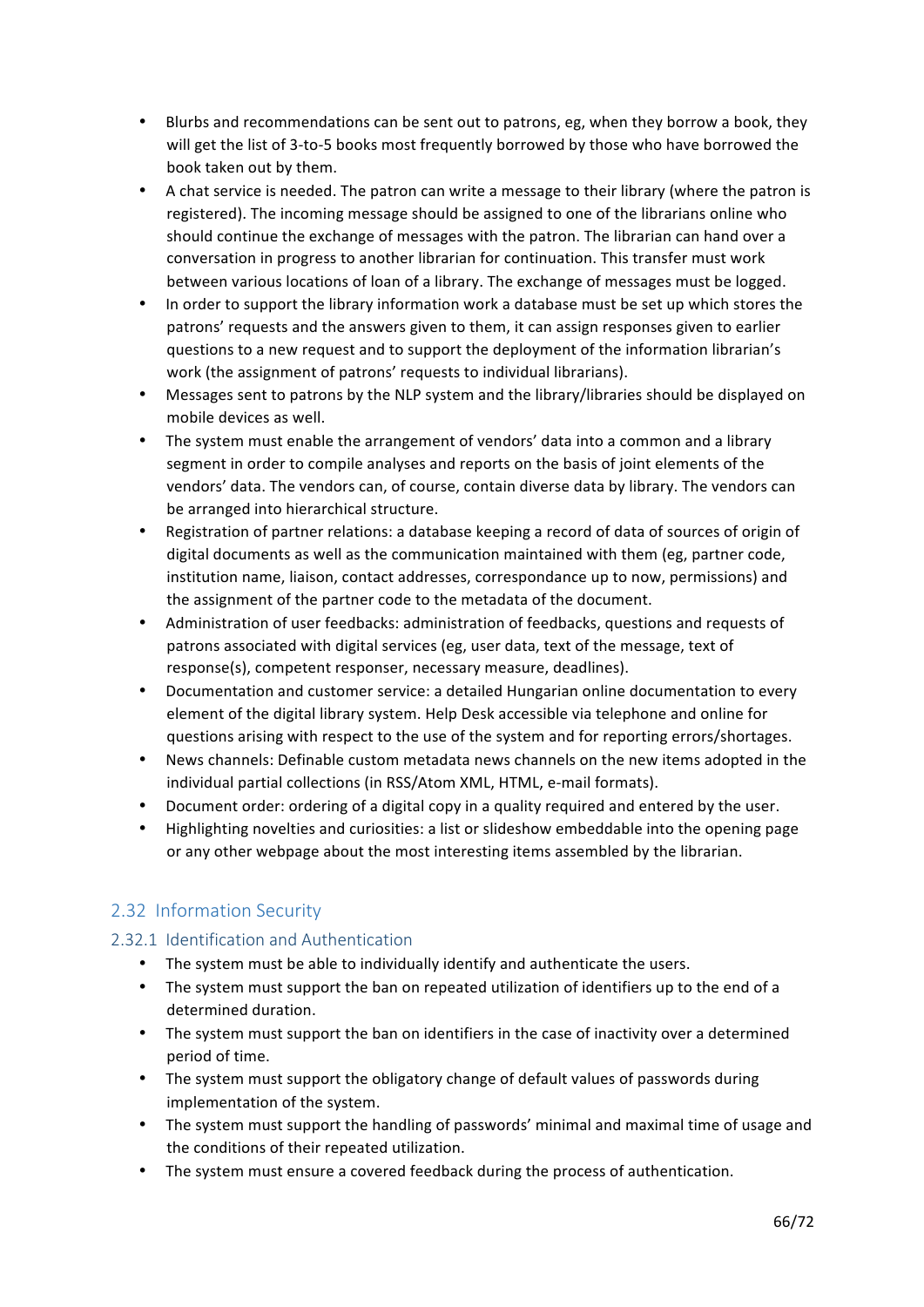- Blurbs and recommendations can be sent out to patrons, eg, when they borrow a book, they will get the list of 3-to-5 books most frequently borrowed by those who have borrowed the book taken out by them.
- A chat service is needed. The patron can write a message to their library (where the patron is registered). The incoming message should be assigned to one of the librarians online who should continue the exchange of messages with the patron. The librarian can hand over a conversation in progress to another librarian for continuation. This transfer must work between various locations of loan of a library. The exchange of messages must be logged.
- In order to support the library information work a database must be set up which stores the patrons' requests and the answers given to them, it can assign responses given to earlier questions to a new request and to support the deployment of the information librarian's work (the assignment of patrons' requests to individual librarians).
- Messages sent to patrons by the NLP system and the library/libraries should be displayed on mobile devices as well.
- The system must enable the arrangement of vendors' data into a common and a library segment in order to compile analyses and reports on the basis of joint elements of the vendors' data. The vendors can, of course, contain diverse data by library. The vendors can be arranged into hierarchical structure.
- Registration of partner relations: a database keeping a record of data of sources of origin of digital documents as well as the communication maintained with them (eg, partner code, institution name, liaison, contact addresses, correspondance up to now, permissions) and the assignment of the partner code to the metadata of the document.
- Administration of user feedbacks: administration of feedbacks, questions and requests of patrons associated with digital services (eg, user data, text of the message, text of response(s), competent responser, necessary measure, deadlines).
- Documentation and customer service: a detailed Hungarian online documentation to every element of the digital library system. Help Desk accessible via telephone and online for questions arising with respect to the use of the system and for reporting errors/shortages.
- News channels: Definable custom metadata news channels on the new items adopted in the individual partial collections (in RSS/Atom XML, HTML, e-mail formats).
- Document order: ordering of a digital copy in a quality required and entered by the user.
- Highlighting novelties and curiosities: a list or slideshow embeddable into the opening page or any other webpage about the most interesting items assembled by the librarian.

## 2.32 Information Security

### 2.32.1 Identification and Authentication

- The system must be able to individually identify and authenticate the users.
- The system must support the ban on repeated utilization of identifiers up to the end of a determined duration.
- The system must support the ban on identifiers in the case of inactivity over a determined period of time.
- The system must support the obligatory change of default values of passwords during implementation of the system.
- The system must support the handling of passwords' minimal and maximal time of usage and the conditions of their repeated utilization.
- The system must ensure a covered feedback during the process of authentication.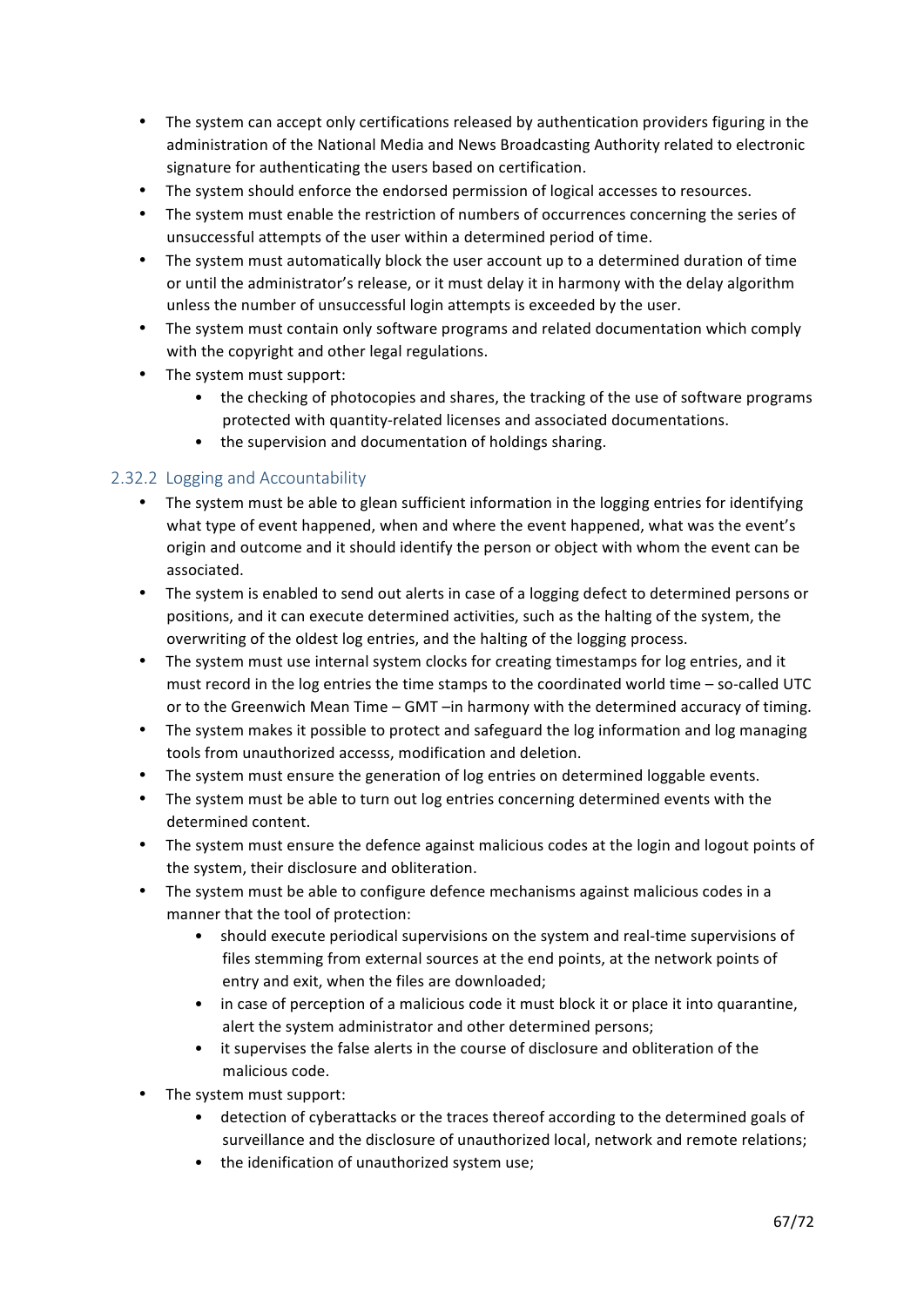- The system can accept only certifications released by authentication providers figuring in the administration of the National Media and News Broadcasting Authority related to electronic signature for authenticating the users based on certification.
- The system should enforce the endorsed permission of logical accesses to resources.
- The system must enable the restriction of numbers of occurrences concerning the series of unsuccessful attempts of the user within a determined period of time.
- The system must automatically block the user account up to a determined duration of time or until the administrator's release, or it must delay it in harmony with the delay algorithm unless the number of unsuccessful login attempts is exceeded by the user.
- The system must contain only software programs and related documentation which comply with the copyright and other legal regulations.
- The system must support:
    - the checking of photocopies and shares, the tracking of the use of software programs protected with quantity-related licenses and associated documentations.
    - the supervision and documentation of holdings sharing.

### 2.32.2 Logging and Accountability

- The system must be able to glean sufficient information in the logging entries for identifying what type of event happened, when and where the event happened, what was the event's origin and outcome and it should identify the person or object with whom the event can be associated.
- The system is enabled to send out alerts in case of a logging defect to determined persons or positions, and it can execute determined activities, such as the halting of the system, the overwriting of the oldest log entries, and the halting of the logging process.
- The system must use internal system clocks for creating timestamps for log entries, and it must record in the log entries the time stamps to the coordinated world time – so-called UTC or to the Greenwich Mean Time – GMT –in harmony with the determined accuracy of timing.
- The system makes it possible to protect and safeguard the log information and log managing tools from unauthorized accesss, modification and deletion.
- The system must ensure the generation of log entries on determined loggable events.
- The system must be able to turn out log entries concerning determined events with the determined content.
- The system must ensure the defence against malicious codes at the login and logout points of the system, their disclosure and obliteration.
- The system must be able to configure defence mechanisms against malicious codes in a manner that the tool of protection:
    - should execute periodical supervisions on the system and real-time supervisions of files stemming from external sources at the end points, at the network points of entry and exit, when the files are downloaded;
    - in case of perception of a malicious code it must block it or place it into quarantine, alert the system administrator and other determined persons;
    - it supervises the false alerts in the course of disclosure and obliteration of the malicious code.
- The system must support:
    - detection of cyberattacks or the traces thereof according to the determined goals of surveillance and the disclosure of unauthorized local, network and remote relations;
    - the idenification of unauthorized system use;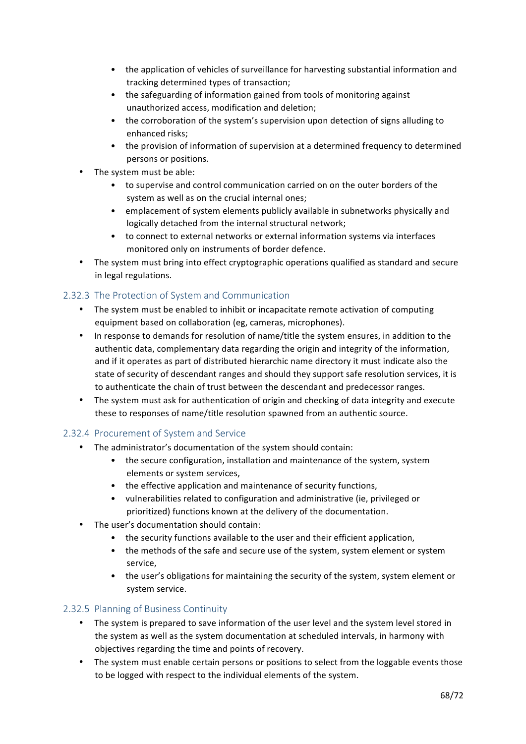- the application of vehicles of surveillance for harvesting substantial information and tracking determined types of transaction;
  - the safeguarding of information gained from tools of monitoring against unauthorized access, modification and deletion;
  - the corroboration of the system's supervision upon detection of signs alluding to enhanced risks;
  - the provision of information of supervision at a determined frequency to determined persons or positions.
- The system must be able:
  - to supervise and control communication carried on on the outer borders of the system as well as on the crucial internal ones;
  - emplacement of system elements publicly available in subnetworks physically and logically detached from the internal structural network;
  - to connect to external networks or external information systems via interfaces monitored only on instruments of border defence.
- The system must bring into effect cryptographic operations qualified as standard and secure in legal regulations.

### 2.32.3 The Protection of System and Communication

- The system must be enabled to inhibit or incapacitate remote activation of computing equipment based on collaboration (eg, cameras, microphones).
- In response to demands for resolution of name/title the system ensures, in addition to the authentic data, complementary data regarding the origin and integrity of the information, and if it operates as part of distributed hierarchic name directory it must indicate also the state of security of descendant ranges and should they support safe resolution services, it is to authenticate the chain of trust between the descendant and predecessor ranges.
- The system must ask for authentication of origin and checking of data integrity and execute these to responses of name/title resolution spawned from an authentic source.

### 2.32.4 Procurement of System and Service

- The administrator's documentation of the system should contain:
  - the secure configuration, installation and maintenance of the system, system elements or system services,
  - the effective application and maintenance of security functions,
  - vulnerabilities related to configuration and administrative (ie, privileged or prioritized) functions known at the delivery of the documentation.
- The user's documentation should contain:
  - the security functions available to the user and their efficient application,
  - the methods of the safe and secure use of the system, system element or system service,
  - the user's obligations for maintaining the security of the system, system element or system service.

### 2.32.5 Planning of Business Continuity

- The system is prepared to save information of the user level and the system level stored in the system as well as the system documentation at scheduled intervals, in harmony with objectives regarding the time and points of recovery.
- The system must enable certain persons or positions to select from the loggable events those to be logged with respect to the individual elements of the system.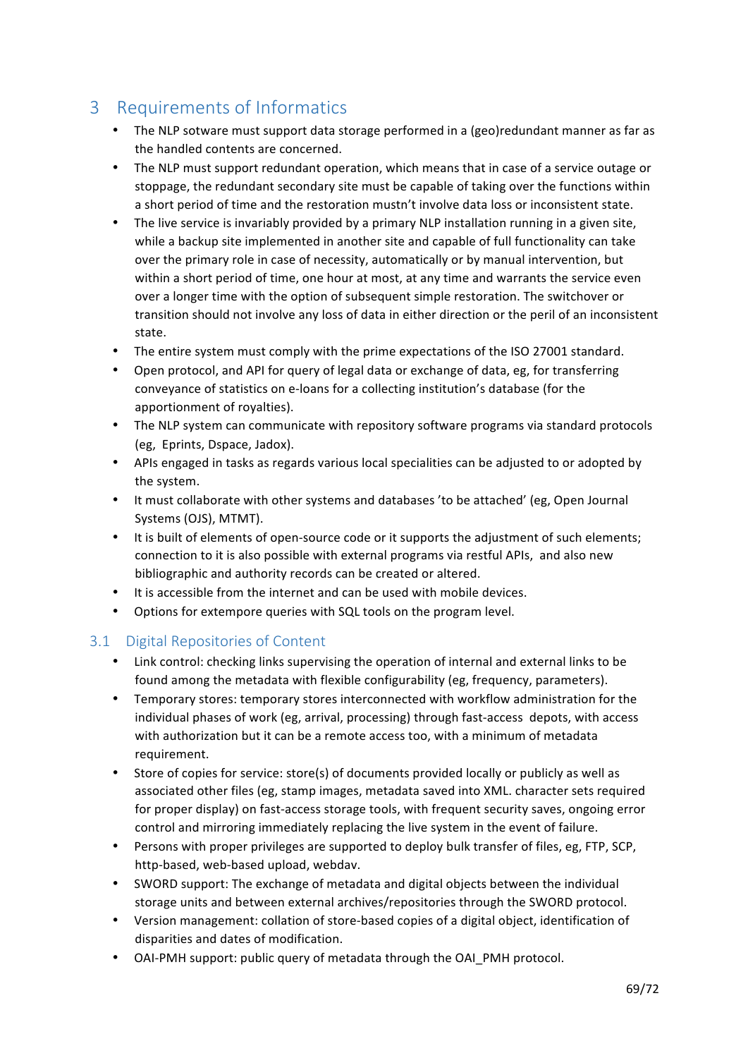# 3 Requirements of Informatics

- The NLP sotware must support data storage performed in a (geo)redundant manner as far as the handled contents are concerned.
- The NLP must support redundant operation, which means that in case of a service outage or stoppage, the redundant secondary site must be capable of taking over the functions within a short period of time and the restoration mustn't involve data loss or inconsistent state.
- The live service is invariably provided by a primary NLP installation running in a given site, while a backup site implemented in another site and capable of full functionality can take over the primary role in case of necessity, automatically or by manual intervention, but within a short period of time, one hour at most, at any time and warrants the service even over a longer time with the option of subsequent simple restoration. The switchover or transition should not involve any loss of data in either direction or the peril of an inconsistent state.
- The entire system must comply with the prime expectations of the ISO 27001 standard.
- Open protocol, and API for query of legal data or exchange of data, eg, for transferring conveyance of statistics on e-loans for a collecting institution's database (for the apportionment of royalties).
- The NLP system can communicate with repository software programs via standard protocols (eg, Eprints, Dspace, Jadox).
- APIs engaged in tasks as regards various local specialities can be adjusted to or adopted by the system.
- It must collaborate with other systems and databases 'to be attached' (eg, Open Journal Systems (OJS), MTMT).
- It is built of elements of open-source code or it supports the adjustment of such elements; connection to it is also possible with external programs via restful APIs, and also new bibliographic and authority records can be created or altered.
- It is accessible from the internet and can be used with mobile devices.
- Options for extempore queries with SQL tools on the program level.

## 3.1 Digital Repositories of Content

- Link control: checking links supervising the operation of internal and external links to be found among the metadata with flexible configurability (eg, frequency, parameters).
- Temporary stores: temporary stores interconnected with workflow administration for the individual phases of work (eg, arrival, processing) through fast-access depots, with access with authorization but it can be a remote access too, with a minimum of metadata requirement.
- Store of copies for service: store(s) of documents provided locally or publicly as well as associated other files (eg, stamp images, metadata saved into XML. character sets required for proper display) on fast-access storage tools, with frequent security saves, ongoing error control and mirroring immediately replacing the live system in the event of failure.
- Persons with proper privileges are supported to deploy bulk transfer of files, eg, FTP, SCP, http-based, web-based upload, webdav.
- SWORD support: The exchange of metadata and digital objects between the individual storage units and between external archives/repositories through the SWORD protocol.
- Version management: collation of store-based copies of a digital object, identification of disparities and dates of modification.
- OAI-PMH support: public query of metadata through the OAI_PMH protocol.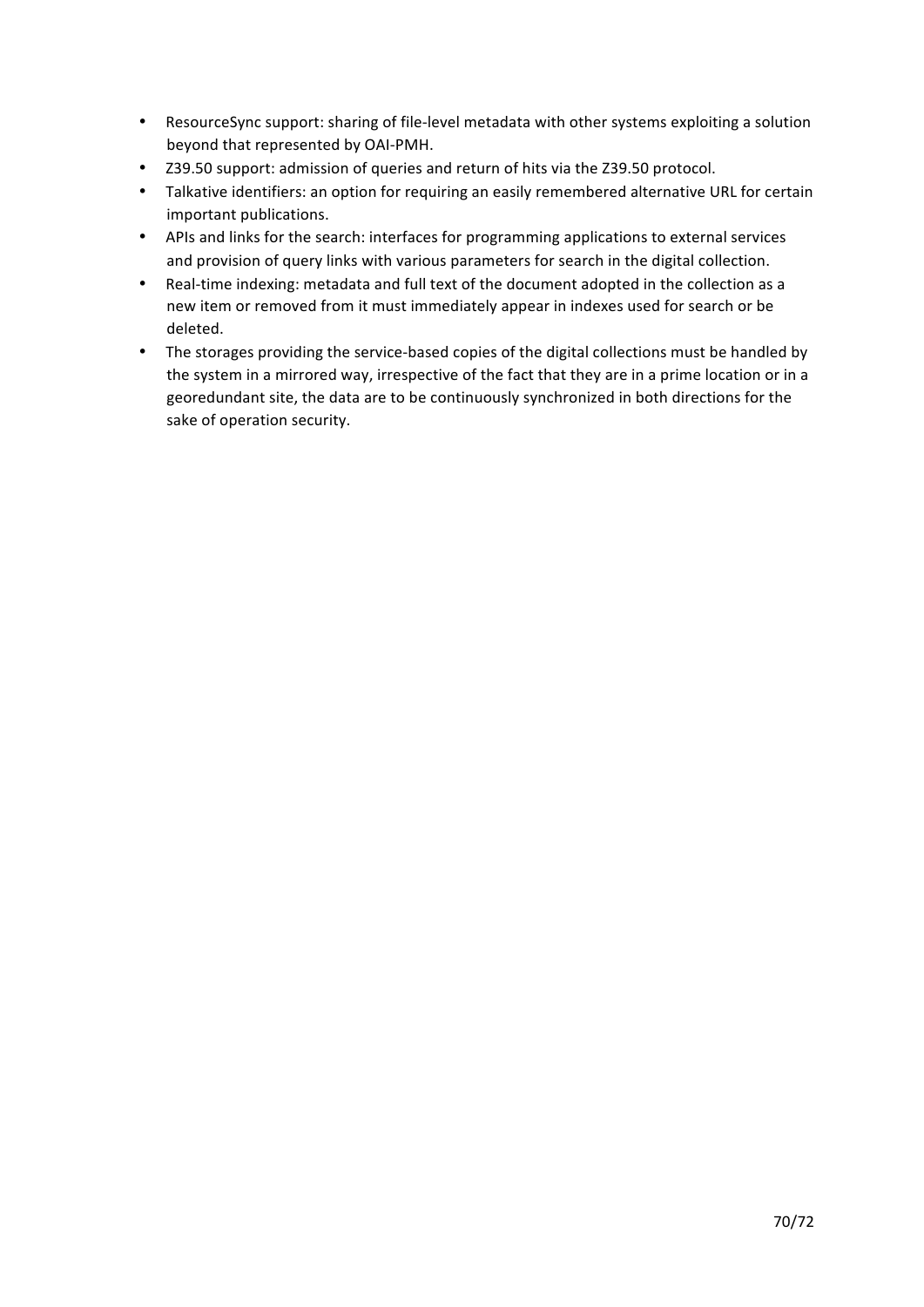- ResourceSync support: sharing of file-level metadata with other systems exploiting a solution beyond that represented by OAI-PMH.
- Z39.50 support: admission of queries and return of hits via the Z39.50 protocol.
- Talkative identifiers: an option for requiring an easily remembered alternative URL for certain important publications.
- APIs and links for the search: interfaces for programming applications to external services and provision of query links with various parameters for search in the digital collection.
- Real-time indexing: metadata and full text of the document adopted in the collection as a new item or removed from it must immediately appear in indexes used for search or be deleted.
- The storages providing the service-based copies of the digital collections must be handled by the system in a mirrored way, irrespective of the fact that they are in a prime location or in a georedundant site, the data are to be continuously synchronized in both directions for the sake of operation security.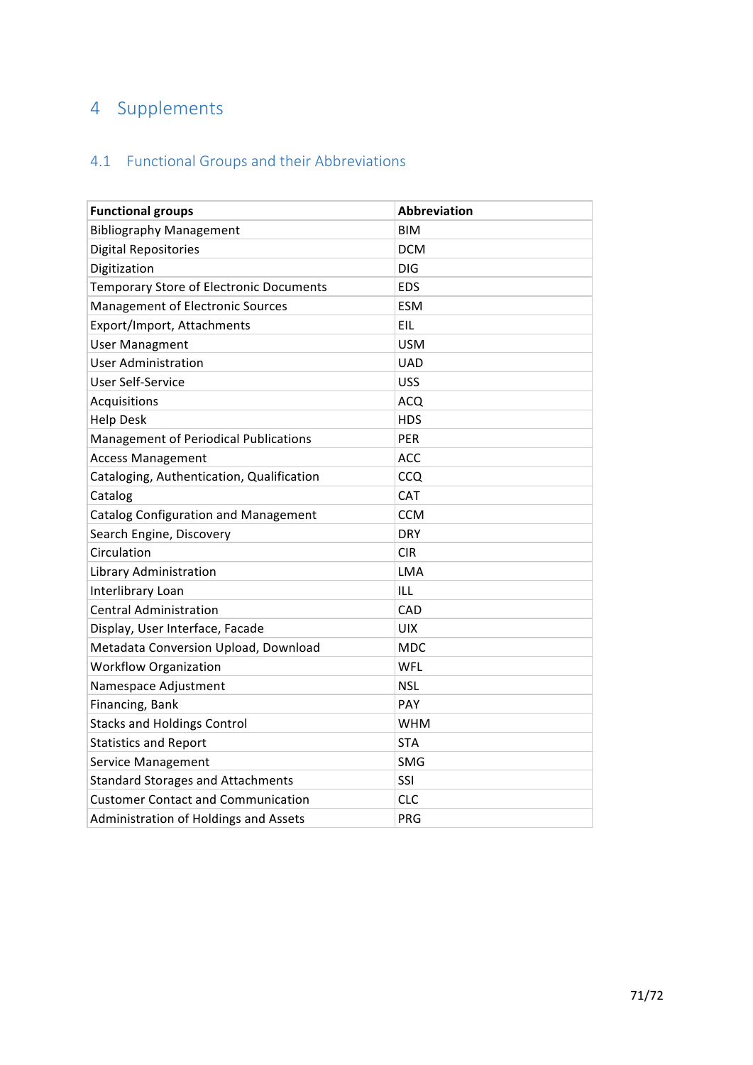# 4 Supplements

## 4.1 Functional Groups and their Abbreviations

| Functional groups | Abbreviation |
|---|---|
| Bibliography Management | BIM |
| Digital Repositories | DCM |
| Digitization | DIG |
| Temporary Store of Electronic Documents | EDS |
| Management of Electronic Sources | ESM |
| Export/Import, Attachments | EIL |
| User Managment | USM |
| User Administration | UAD |
| User Self-Service | USS |
| Acquisitions | ACQ |
| Help Desk | HDS |
| Management of Periodical Publications | PER |
| Access Management | ACC |
| Cataloging, Authentication, Qualification | CCQ |
| Catalog | CAT |
| Catalog Configuration and Management | CCM |
| Search Engine, Discovery | DRY |
| Circulation | CIR |
| Library Administration | LMA |
| Interlibrary Loan | ILL |
| Central Administration | CAD |
| Display, User Interface, Facade | UIX |
| Metadata Conversion Upload, Download | MDC |
| Workflow Organization | WFL |
| Namespace Adjustment | NSL |
| Financing, Bank | PAY |
| Stacks and Holdings Control | WHM |
| Statistics and Report | STA |
| Service Management | SMG |
| Standard Storages and Attachments | SSI |
| Customer Contact and Communication | CLC |
| Administration of Holdings and Assets | PRG |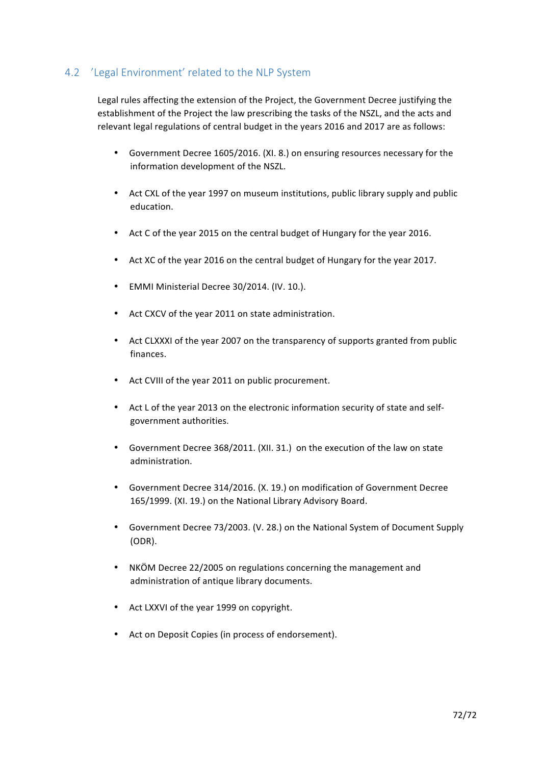## 4.2 'Legal Environment' related to the NLP System

Legal rules affecting the extension of the Project, the Government Decree justifying the establishment of the Project the law prescribing the tasks of the NSZL, and the acts and relevant legal regulations of central budget in the years 2016 and 2017 are as follows:

- Government Decree 1605/2016. (XI. 8.) on ensuring resources necessary for the information development of the NSZL.
- Act CXL of the year 1997 on museum institutions, public library supply and public education.
- Act C of the year 2015 on the central budget of Hungary for the year 2016.
- Act XC of the year 2016 on the central budget of Hungary for the year 2017.
- EMMI Ministerial Decree 30/2014. (IV. 10.).
- Act CXCV of the year 2011 on state administration.
- Act CLXXXI of the year 2007 on the transparency of supports granted from public finances.
- Act CVIII of the year 2011 on public procurement.
- Act L of the year 2013 on the electronic information security of state and self-government authorities.
- Government Decree 368/2011. (XII. 31.) on the execution of the law on state administration.
- Government Decree 314/2016. (X. 19.) on modification of Government Decree 165/1999. (XI. 19.) on the National Library Advisory Board.
- Government Decree 73/2003. (V. 28.) on the National System of Document Supply (ODR).
- NKÖM Decree 22/2005 on regulations concerning the management and administration of antique library documents.
- Act LXXVI of the year 1999 on copyright.
- Act on Deposit Copies (in process of endorsement).